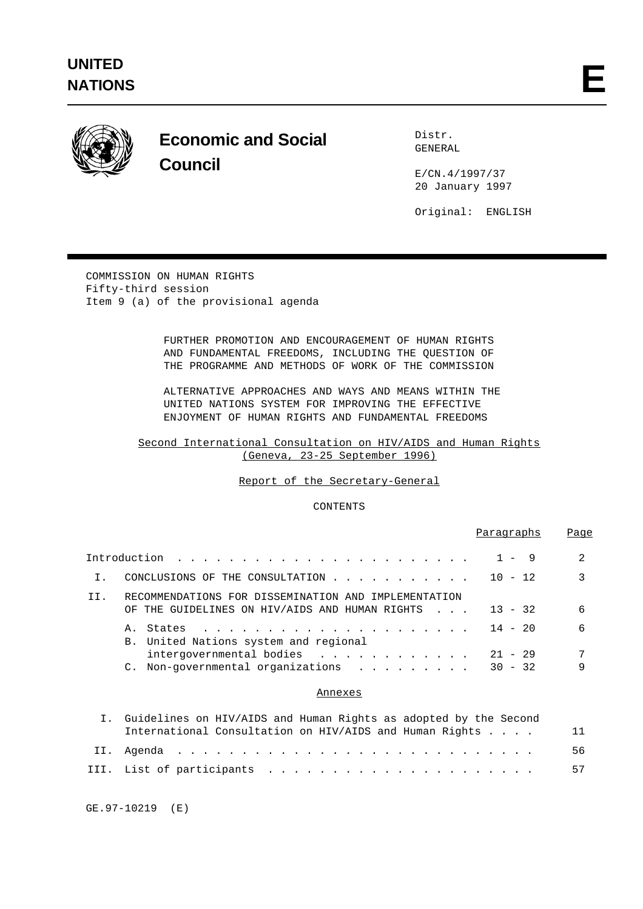# UNITED NATIONS

**E**

## Economic and Social Council

Distr.
GENERAL

E/CN.4/1997/37
20 January 1997

Original: ENGLISH

COMMISSION ON HUMAN RIGHTS
Fifty-third session
Item 9 (a) of the provisional agenda

FURTHER PROMOTION AND ENCOURAGEMENT OF HUMAN RIGHTS AND FUNDAMENTAL FREEDOMS, INCLUDING THE QUESTION OF THE PROGRAMME AND METHODS OF WORK OF THE COMMISSION

ALTERNATIVE APPROACHES AND WAYS AND MEANS WITHIN THE UNITED NATIONS SYSTEM FOR IMPROVING THE EFFECTIVE ENJOYMENT OF HUMAN RIGHTS AND FUNDAMENTAL FREEDOMS

Second International Consultation on HIV/AIDS and Human Rights (Geneva, 23-25 September 1996)

Report of the Secretary-General

CONTENTS

| | | Paragraphs | Page |
|---|---|---|---|
| | Introduction | 1 - 9 | 2 |
| I. | CONCLUSIONS OF THE CONSULTATION | 10 - 12 | 3 |
| II. | RECOMMENDATIONS FOR DISSEMINATION AND IMPLEMENTATION OF THE GUIDELINES ON HIV/AIDS AND HUMAN RIGHTS | 13 - 32 | 6 |
| | A. States | 14 - 20 | 6 |
| | B. United Nations system and regional intergovernmental bodies | 21 - 29 | 7 |
| | C. Non-governmental organizations | 30 - 32 | 9 |

Annexes

| | | Page |
|---|---|---|
| I. | Guidelines on HIV/AIDS and Human Rights as adopted by the Second International Consultation on HIV/AIDS and Human Rights | 11 |
| II. | Agenda | 56 |
| III. | List of participants | 57 |

GE.97-10219 (E)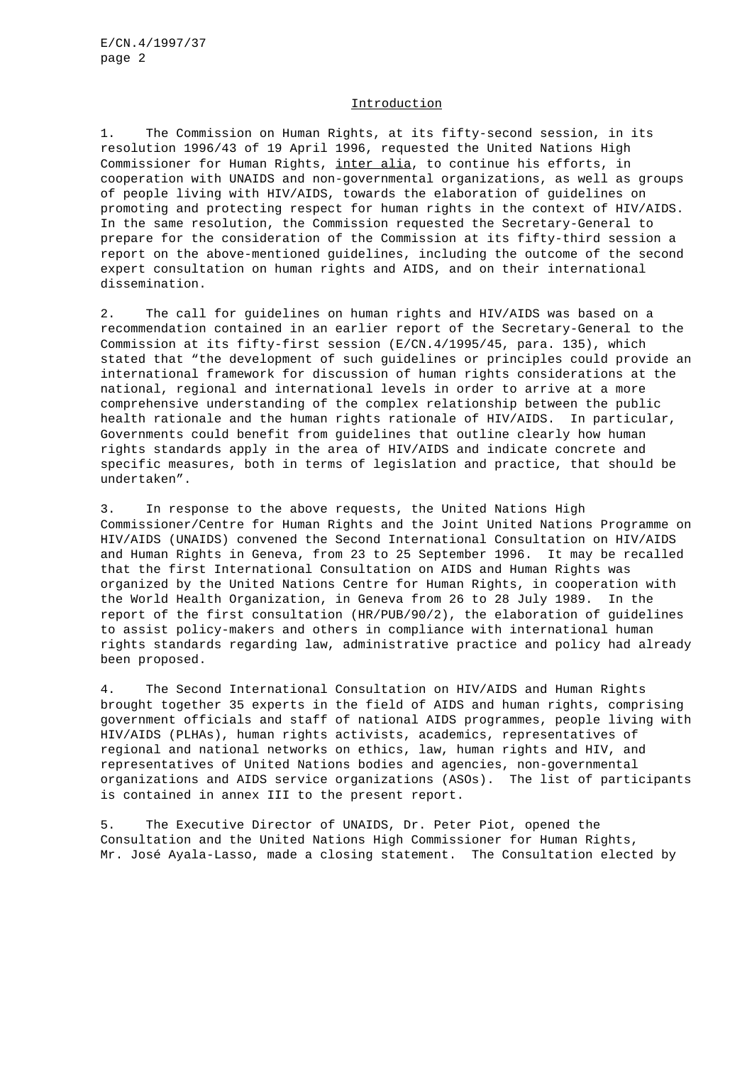## Introduction

1. The Commission on Human Rights, at its fifty-second session, in its resolution 1996/43 of 19 April 1996, requested the United Nations High Commissioner for Human Rights, inter alia, to continue his efforts, in cooperation with UNAIDS and non-governmental organizations, as well as groups of people living with HIV/AIDS, towards the elaboration of guidelines on promoting and protecting respect for human rights in the context of HIV/AIDS. In the same resolution, the Commission requested the Secretary-General to prepare for the consideration of the Commission at its fifty-third session a report on the above-mentioned guidelines, including the outcome of the second expert consultation on human rights and AIDS, and on their international dissemination.

2. The call for guidelines on human rights and HIV/AIDS was based on a recommendation contained in an earlier report of the Secretary-General to the Commission at its fifty-first session (E/CN.4/1995/45, para. 135), which stated that "the development of such guidelines or principles could provide an international framework for discussion of human rights considerations at the national, regional and international levels in order to arrive at a more comprehensive understanding of the complex relationship between the public health rationale and the human rights rationale of HIV/AIDS. In particular, Governments could benefit from guidelines that outline clearly how human rights standards apply in the area of HIV/AIDS and indicate concrete and specific measures, both in terms of legislation and practice, that should be undertaken".

3. In response to the above requests, the United Nations High Commissioner/Centre for Human Rights and the Joint United Nations Programme on HIV/AIDS (UNAIDS) convened the Second International Consultation on HIV/AIDS and Human Rights in Geneva, from 23 to 25 September 1996. It may be recalled that the first International Consultation on AIDS and Human Rights was organized by the United Nations Centre for Human Rights, in cooperation with the World Health Organization, in Geneva from 26 to 28 July 1989. In the report of the first consultation (HR/PUB/90/2), the elaboration of guidelines to assist policy-makers and others in compliance with international human rights standards regarding law, administrative practice and policy had already been proposed.

4. The Second International Consultation on HIV/AIDS and Human Rights brought together 35 experts in the field of AIDS and human rights, comprising government officials and staff of national AIDS programmes, people living with HIV/AIDS (PLHAs), human rights activists, academics, representatives of regional and national networks on ethics, law, human rights and HIV, and representatives of United Nations bodies and agencies, non-governmental organizations and AIDS service organizations (ASOs). The list of participants is contained in annex III to the present report.

5. The Executive Director of UNAIDS, Dr. Peter Piot, opened the Consultation and the United Nations High Commissioner for Human Rights, Mr. José Ayala-Lasso, made a closing statement. The Consultation elected by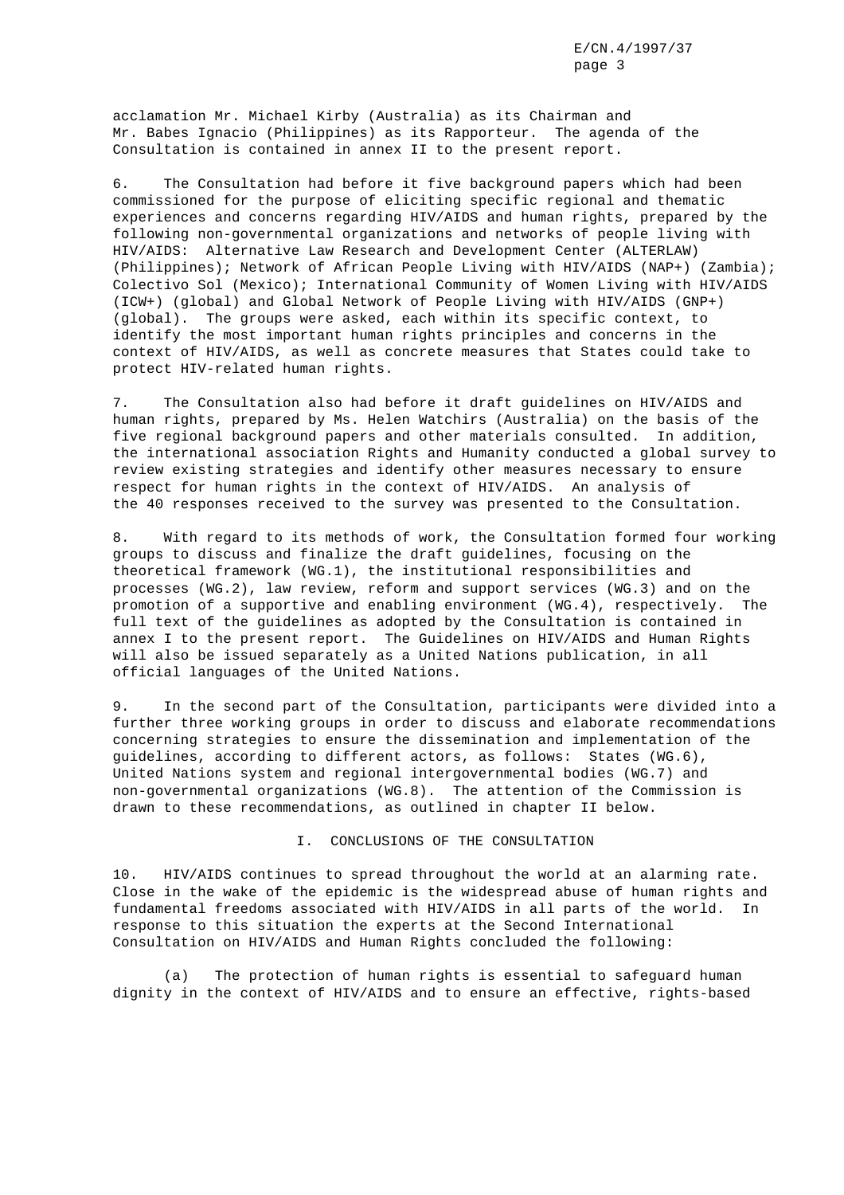acclamation Mr. Michael Kirby (Australia) as its Chairman and Mr. Babes Ignacio (Philippines) as its Rapporteur. The agenda of the Consultation is contained in annex II to the present report.

6. The Consultation had before it five background papers which had been commissioned for the purpose of eliciting specific regional and thematic experiences and concerns regarding HIV/AIDS and human rights, prepared by the following non-governmental organizations and networks of people living with HIV/AIDS: Alternative Law Research and Development Center (ALTERLAW) (Philippines); Network of African People Living with HIV/AIDS (NAP+) (Zambia); Colectivo Sol (Mexico); International Community of Women Living with HIV/AIDS (ICW+) (global) and Global Network of People Living with HIV/AIDS (GNP+) (global). The groups were asked, each within its specific context, to identify the most important human rights principles and concerns in the context of HIV/AIDS, as well as concrete measures that States could take to protect HIV-related human rights.

7. The Consultation also had before it draft guidelines on HIV/AIDS and human rights, prepared by Ms. Helen Watchirs (Australia) on the basis of the five regional background papers and other materials consulted. In addition, the international association Rights and Humanity conducted a global survey to review existing strategies and identify other measures necessary to ensure respect for human rights in the context of HIV/AIDS. An analysis of the 40 responses received to the survey was presented to the Consultation.

8. With regard to its methods of work, the Consultation formed four working groups to discuss and finalize the draft guidelines, focusing on the theoretical framework (WG.1), the institutional responsibilities and processes (WG.2), law review, reform and support services (WG.3) and on the promotion of a supportive and enabling environment (WG.4), respectively. The full text of the guidelines as adopted by the Consultation is contained in annex I to the present report. The Guidelines on HIV/AIDS and Human Rights will also be issued separately as a United Nations publication, in all official languages of the United Nations.

9. In the second part of the Consultation, participants were divided into a further three working groups in order to discuss and elaborate recommendations concerning strategies to ensure the dissemination and implementation of the guidelines, according to different actors, as follows: States (WG.6), United Nations system and regional intergovernmental bodies (WG.7) and non-governmental organizations (WG.8). The attention of the Commission is drawn to these recommendations, as outlined in chapter II below.

## I. CONCLUSIONS OF THE CONSULTATION

10. HIV/AIDS continues to spread throughout the world at an alarming rate. Close in the wake of the epidemic is the widespread abuse of human rights and fundamental freedoms associated with HIV/AIDS in all parts of the world. In response to this situation the experts at the Second International Consultation on HIV/AIDS and Human Rights concluded the following:

(a) The protection of human rights is essential to safeguard human dignity in the context of HIV/AIDS and to ensure an effective, rights-based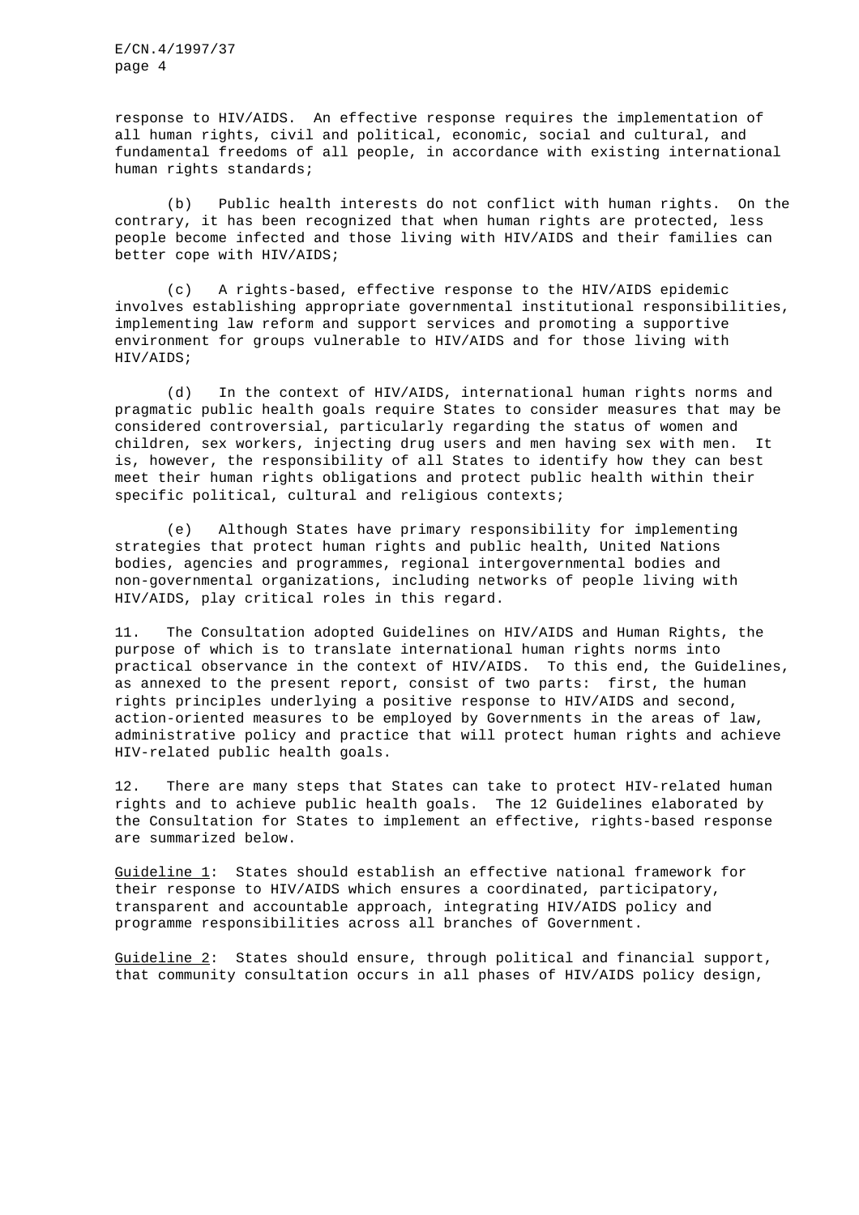response to HIV/AIDS. An effective response requires the implementation of all human rights, civil and political, economic, social and cultural, and fundamental freedoms of all people, in accordance with existing international human rights standards;

(b) Public health interests do not conflict with human rights. On the contrary, it has been recognized that when human rights are protected, less people become infected and those living with HIV/AIDS and their families can better cope with HIV/AIDS;

(c) A rights-based, effective response to the HIV/AIDS epidemic involves establishing appropriate governmental institutional responsibilities, implementing law reform and support services and promoting a supportive environment for groups vulnerable to HIV/AIDS and for those living with HIV/AIDS;

(d) In the context of HIV/AIDS, international human rights norms and pragmatic public health goals require States to consider measures that may be considered controversial, particularly regarding the status of women and children, sex workers, injecting drug users and men having sex with men. It is, however, the responsibility of all States to identify how they can best meet their human rights obligations and protect public health within their specific political, cultural and religious contexts;

(e) Although States have primary responsibility for implementing strategies that protect human rights and public health, United Nations bodies, agencies and programmes, regional intergovernmental bodies and non-governmental organizations, including networks of people living with HIV/AIDS, play critical roles in this regard.

11. The Consultation adopted Guidelines on HIV/AIDS and Human Rights, the purpose of which is to translate international human rights norms into practical observance in the context of HIV/AIDS. To this end, the Guidelines, as annexed to the present report, consist of two parts: first, the human rights principles underlying a positive response to HIV/AIDS and second, action-oriented measures to be employed by Governments in the areas of law, administrative policy and practice that will protect human rights and achieve HIV-related public health goals.

12. There are many steps that States can take to protect HIV-related human rights and to achieve public health goals. The 12 Guidelines elaborated by the Consultation for States to implement an effective, rights-based response are summarized below.

Guideline 1: States should establish an effective national framework for their response to HIV/AIDS which ensures a coordinated, participatory, transparent and accountable approach, integrating HIV/AIDS policy and programme responsibilities across all branches of Government.

Guideline 2: States should ensure, through political and financial support, that community consultation occurs in all phases of HIV/AIDS policy design,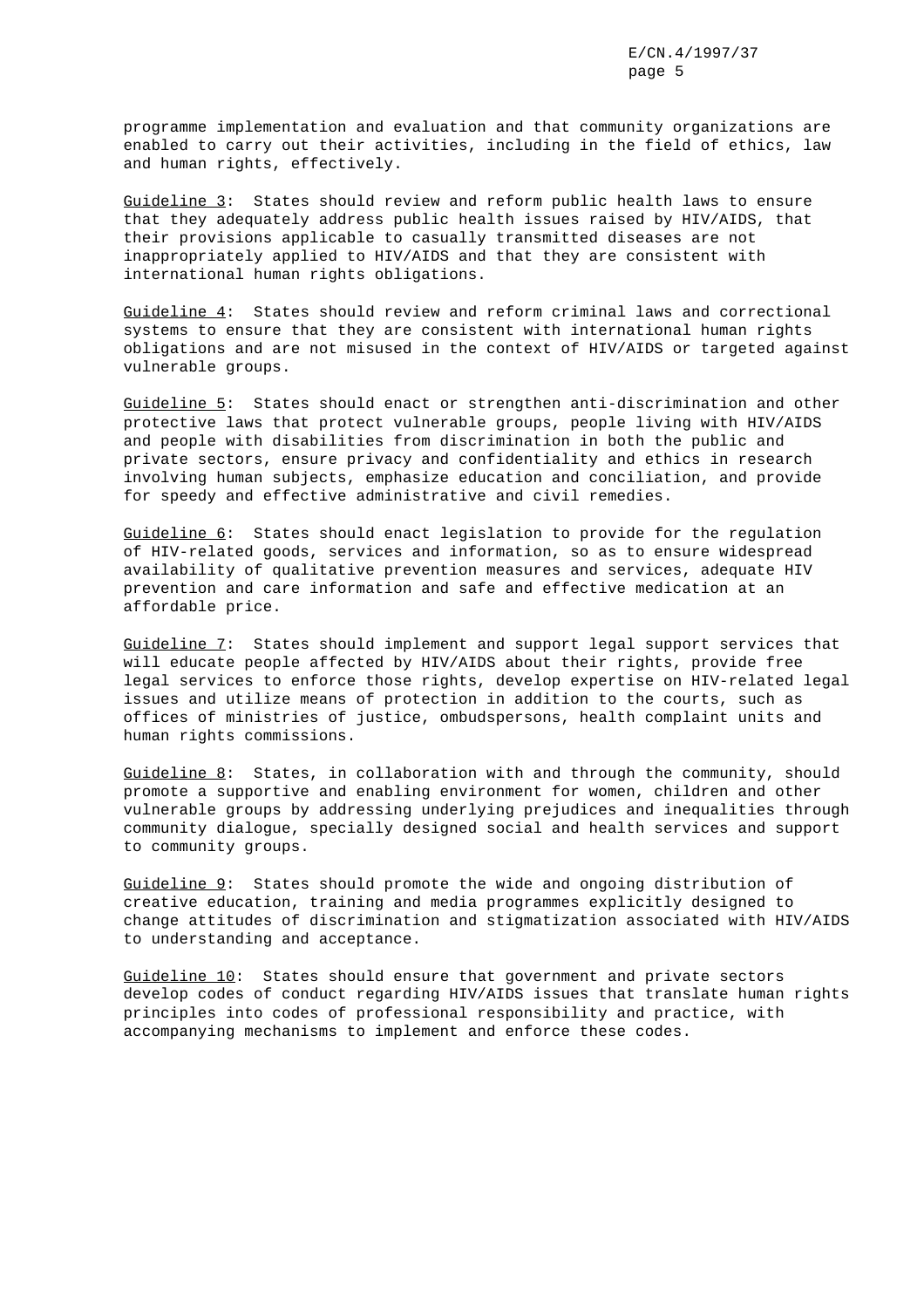programme implementation and evaluation and that community organizations are enabled to carry out their activities, including in the field of ethics, law and human rights, effectively.

Guideline 3: States should review and reform public health laws to ensure that they adequately address public health issues raised by HIV/AIDS, that their provisions applicable to casually transmitted diseases are not inappropriately applied to HIV/AIDS and that they are consistent with international human rights obligations.

Guideline 4: States should review and reform criminal laws and correctional systems to ensure that they are consistent with international human rights obligations and are not misused in the context of HIV/AIDS or targeted against vulnerable groups.

Guideline 5: States should enact or strengthen anti-discrimination and other protective laws that protect vulnerable groups, people living with HIV/AIDS and people with disabilities from discrimination in both the public and private sectors, ensure privacy and confidentiality and ethics in research involving human subjects, emphasize education and conciliation, and provide for speedy and effective administrative and civil remedies.

Guideline 6: States should enact legislation to provide for the regulation of HIV-related goods, services and information, so as to ensure widespread availability of qualitative prevention measures and services, adequate HIV prevention and care information and safe and effective medication at an affordable price.

Guideline 7: States should implement and support legal support services that will educate people affected by HIV/AIDS about their rights, provide free legal services to enforce those rights, develop expertise on HIV-related legal issues and utilize means of protection in addition to the courts, such as offices of ministries of justice, ombudspersons, health complaint units and human rights commissions.

Guideline 8: States, in collaboration with and through the community, should promote a supportive and enabling environment for women, children and other vulnerable groups by addressing underlying prejudices and inequalities through community dialogue, specially designed social and health services and support to community groups.

Guideline 9: States should promote the wide and ongoing distribution of creative education, training and media programmes explicitly designed to change attitudes of discrimination and stigmatization associated with HIV/AIDS to understanding and acceptance.

Guideline 10: States should ensure that government and private sectors develop codes of conduct regarding HIV/AIDS issues that translate human rights principles into codes of professional responsibility and practice, with accompanying mechanisms to implement and enforce these codes.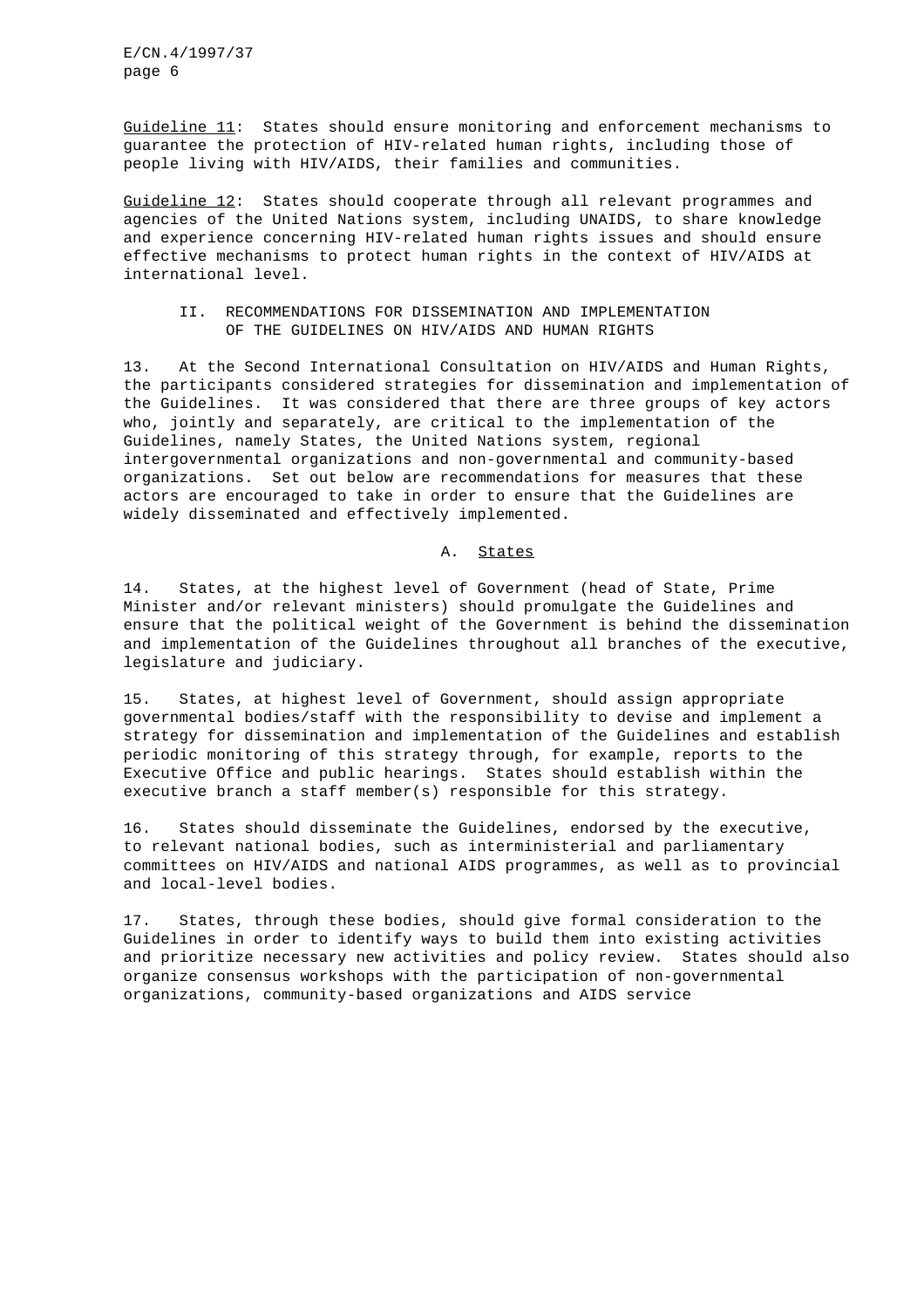Guideline 11: States should ensure monitoring and enforcement mechanisms to guarantee the protection of HIV-related human rights, including those of people living with HIV/AIDS, their families and communities.

Guideline 12: States should cooperate through all relevant programmes and agencies of the United Nations system, including UNAIDS, to share knowledge and experience concerning HIV-related human rights issues and should ensure effective mechanisms to protect human rights in the context of HIV/AIDS at international level.

## II. RECOMMENDATIONS FOR DISSEMINATION AND IMPLEMENTATION OF THE GUIDELINES ON HIV/AIDS AND HUMAN RIGHTS

13. At the Second International Consultation on HIV/AIDS and Human Rights, the participants considered strategies for dissemination and implementation of the Guidelines. It was considered that there are three groups of key actors who, jointly and separately, are critical to the implementation of the Guidelines, namely States, the United Nations system, regional intergovernmental organizations and non-governmental and community-based organizations. Set out below are recommendations for measures that these actors are encouraged to take in order to ensure that the Guidelines are widely disseminated and effectively implemented.

### A. States

14. States, at the highest level of Government (head of State, Prime Minister and/or relevant ministers) should promulgate the Guidelines and ensure that the political weight of the Government is behind the dissemination and implementation of the Guidelines throughout all branches of the executive, legislature and judiciary.

15. States, at highest level of Government, should assign appropriate governmental bodies/staff with the responsibility to devise and implement a strategy for dissemination and implementation of the Guidelines and establish periodic monitoring of this strategy through, for example, reports to the Executive Office and public hearings. States should establish within the executive branch a staff member(s) responsible for this strategy.

16. States should disseminate the Guidelines, endorsed by the executive, to relevant national bodies, such as interministerial and parliamentary committees on HIV/AIDS and national AIDS programmes, as well as to provincial and local-level bodies.

17. States, through these bodies, should give formal consideration to the Guidelines in order to identify ways to build them into existing activities and prioritize necessary new activities and policy review. States should also organize consensus workshops with the participation of non-governmental organizations, community-based organizations and AIDS service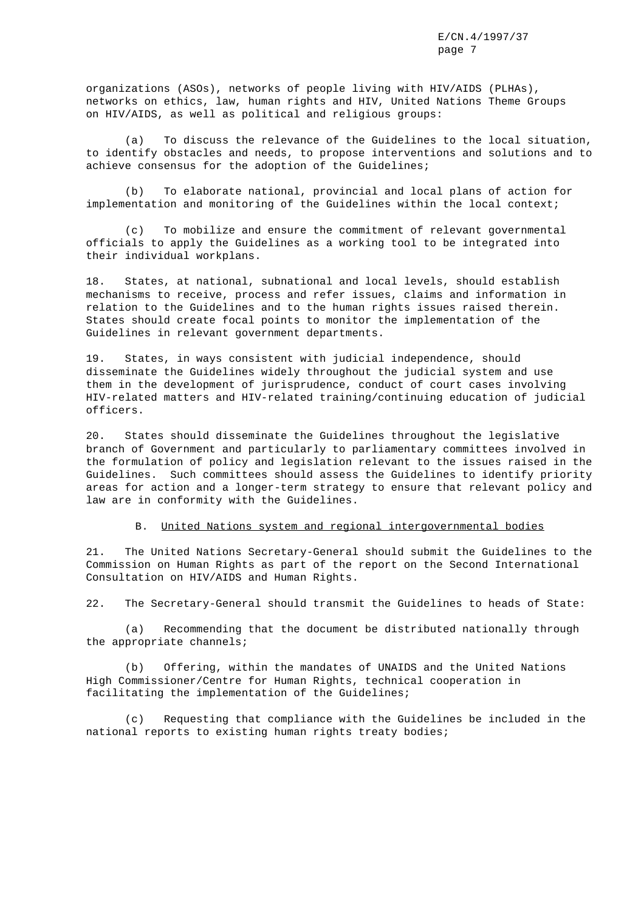organizations (ASOs), networks of people living with HIV/AIDS (PLHAs), networks on ethics, law, human rights and HIV, United Nations Theme Groups on HIV/AIDS, as well as political and religious groups:

(a) To discuss the relevance of the Guidelines to the local situation, to identify obstacles and needs, to propose interventions and solutions and to achieve consensus for the adoption of the Guidelines;

(b) To elaborate national, provincial and local plans of action for implementation and monitoring of the Guidelines within the local context;

(c) To mobilize and ensure the commitment of relevant governmental officials to apply the Guidelines as a working tool to be integrated into their individual workplans.

18. States, at national, subnational and local levels, should establish mechanisms to receive, process and refer issues, claims and information in relation to the Guidelines and to the human rights issues raised therein. States should create focal points to monitor the implementation of the Guidelines in relevant government departments.

19. States, in ways consistent with judicial independence, should disseminate the Guidelines widely throughout the judicial system and use them in the development of jurisprudence, conduct of court cases involving HIV-related matters and HIV-related training/continuing education of judicial officers.

20. States should disseminate the Guidelines throughout the legislative branch of Government and particularly to parliamentary committees involved in the formulation of policy and legislation relevant to the issues raised in the Guidelines. Such committees should assess the Guidelines to identify priority areas for action and a longer-term strategy to ensure that relevant policy and law are in conformity with the Guidelines.

## B. United Nations system and regional intergovernmental bodies

21. The United Nations Secretary-General should submit the Guidelines to the Commission on Human Rights as part of the report on the Second International Consultation on HIV/AIDS and Human Rights.

22. The Secretary-General should transmit the Guidelines to heads of State:

(a) Recommending that the document be distributed nationally through the appropriate channels;

(b) Offering, within the mandates of UNAIDS and the United Nations High Commissioner/Centre for Human Rights, technical cooperation in facilitating the implementation of the Guidelines;

(c) Requesting that compliance with the Guidelines be included in the national reports to existing human rights treaty bodies;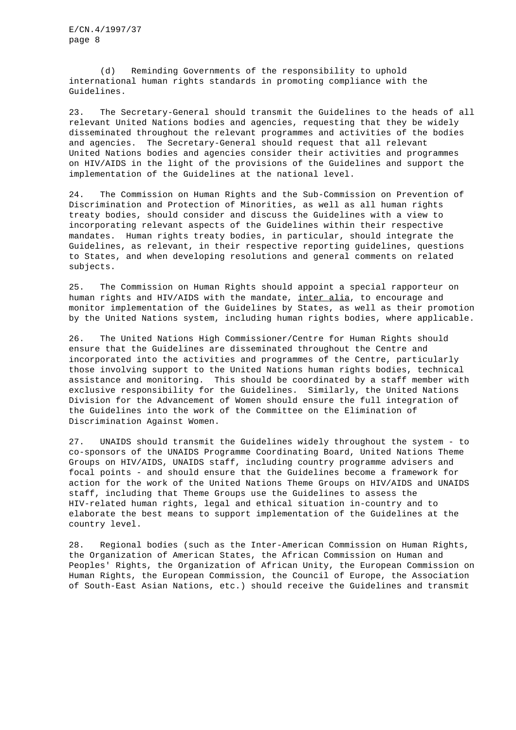(d) Reminding Governments of the responsibility to uphold international human rights standards in promoting compliance with the Guidelines.

23. The Secretary-General should transmit the Guidelines to the heads of all relevant United Nations bodies and agencies, requesting that they be widely disseminated throughout the relevant programmes and activities of the bodies and agencies. The Secretary-General should request that all relevant United Nations bodies and agencies consider their activities and programmes on HIV/AIDS in the light of the provisions of the Guidelines and support the implementation of the Guidelines at the national level.

24. The Commission on Human Rights and the Sub-Commission on Prevention of Discrimination and Protection of Minorities, as well as all human rights treaty bodies, should consider and discuss the Guidelines with a view to incorporating relevant aspects of the Guidelines within their respective mandates. Human rights treaty bodies, in particular, should integrate the Guidelines, as relevant, in their respective reporting guidelines, questions to States, and when developing resolutions and general comments on related subjects.

25. The Commission on Human Rights should appoint a special rapporteur on human rights and HIV/AIDS with the mandate, inter alia, to encourage and monitor implementation of the Guidelines by States, as well as their promotion by the United Nations system, including human rights bodies, where applicable.

26. The United Nations High Commissioner/Centre for Human Rights should ensure that the Guidelines are disseminated throughout the Centre and incorporated into the activities and programmes of the Centre, particularly those involving support to the United Nations human rights bodies, technical assistance and monitoring. This should be coordinated by a staff member with exclusive responsibility for the Guidelines. Similarly, the United Nations Division for the Advancement of Women should ensure the full integration of the Guidelines into the work of the Committee on the Elimination of Discrimination Against Women.

27. UNAIDS should transmit the Guidelines widely throughout the system - to co-sponsors of the UNAIDS Programme Coordinating Board, United Nations Theme Groups on HIV/AIDS, UNAIDS staff, including country programme advisers and focal points - and should ensure that the Guidelines become a framework for action for the work of the United Nations Theme Groups on HIV/AIDS and UNAIDS staff, including that Theme Groups use the Guidelines to assess the HIV-related human rights, legal and ethical situation in-country and to elaborate the best means to support implementation of the Guidelines at the country level.

28. Regional bodies (such as the Inter-American Commission on Human Rights, the Organization of American States, the African Commission on Human and Peoples' Rights, the Organization of African Unity, the European Commission on Human Rights, the European Commission, the Council of Europe, the Association of South-East Asian Nations, etc.) should receive the Guidelines and transmit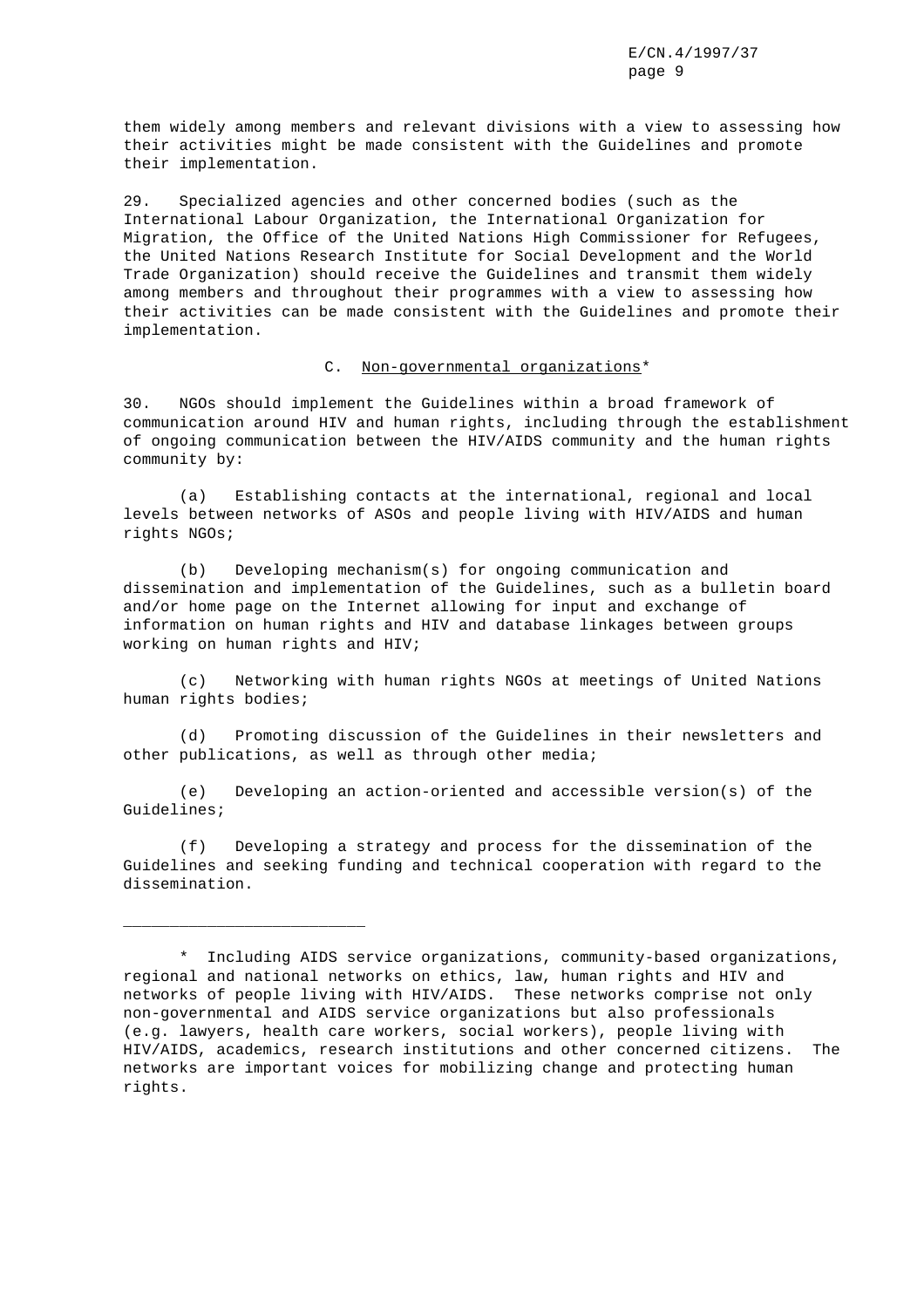them widely among members and relevant divisions with a view to assessing how their activities might be made consistent with the Guidelines and promote their implementation.

29. Specialized agencies and other concerned bodies (such as the International Labour Organization, the International Organization for Migration, the Office of the United Nations High Commissioner for Refugees, the United Nations Research Institute for Social Development and the World Trade Organization) should receive the Guidelines and transmit them widely among members and throughout their programmes with a view to assessing how their activities can be made consistent with the Guidelines and promote their implementation.

### C. Non-governmental organizations*

30. NGOs should implement the Guidelines within a broad framework of communication around HIV and human rights, including through the establishment of ongoing communication between the HIV/AIDS community and the human rights community by:

(a) Establishing contacts at the international, regional and local levels between networks of ASOs and people living with HIV/AIDS and human rights NGOs;

(b) Developing mechanism(s) for ongoing communication and dissemination and implementation of the Guidelines, such as a bulletin board and/or home page on the Internet allowing for input and exchange of information on human rights and HIV and database linkages between groups working on human rights and HIV;

(c) Networking with human rights NGOs at meetings of United Nations human rights bodies;

(d) Promoting discussion of the Guidelines in their newsletters and other publications, as well as through other media;

(e) Developing an action-oriented and accessible version(s) of the Guidelines;

(f) Developing a strategy and process for the dissemination of the Guidelines and seeking funding and technical cooperation with regard to the dissemination.

---

\* Including AIDS service organizations, community-based organizations, regional and national networks on ethics, law, human rights and HIV and networks of people living with HIV/AIDS. These networks comprise not only non-governmental and AIDS service organizations but also professionals (e.g. lawyers, health care workers, social workers), people living with HIV/AIDS, academics, research institutions and other concerned citizens. The networks are important voices for mobilizing change and protecting human rights.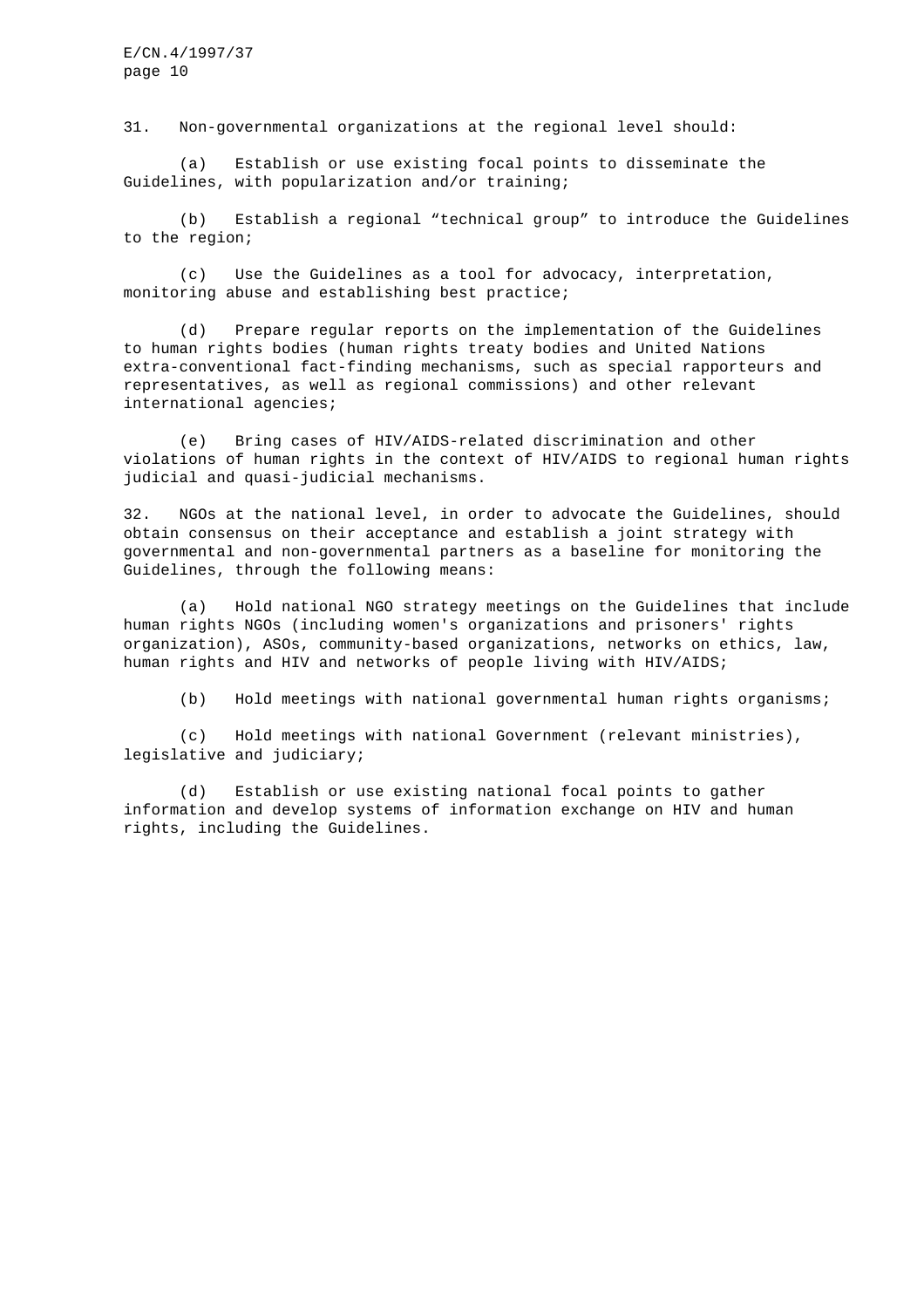31. Non-governmental organizations at the regional level should:

(a) Establish or use existing focal points to disseminate the Guidelines, with popularization and/or training;

(b) Establish a regional "technical group" to introduce the Guidelines to the region;

(c) Use the Guidelines as a tool for advocacy, interpretation, monitoring abuse and establishing best practice;

(d) Prepare regular reports on the implementation of the Guidelines to human rights bodies (human rights treaty bodies and United Nations extra-conventional fact-finding mechanisms, such as special rapporteurs and representatives, as well as regional commissions) and other relevant international agencies;

(e) Bring cases of HIV/AIDS-related discrimination and other violations of human rights in the context of HIV/AIDS to regional human rights judicial and quasi-judicial mechanisms.

32. NGOs at the national level, in order to advocate the Guidelines, should obtain consensus on their acceptance and establish a joint strategy with governmental and non-governmental partners as a baseline for monitoring the Guidelines, through the following means:

(a) Hold national NGO strategy meetings on the Guidelines that include human rights NGOs (including women's organizations and prisoners' rights organization), ASOs, community-based organizations, networks on ethics, law, human rights and HIV and networks of people living with HIV/AIDS;

(b) Hold meetings with national governmental human rights organisms;

(c) Hold meetings with national Government (relevant ministries), legislative and judiciary;

(d) Establish or use existing national focal points to gather information and develop systems of information exchange on HIV and human rights, including the Guidelines.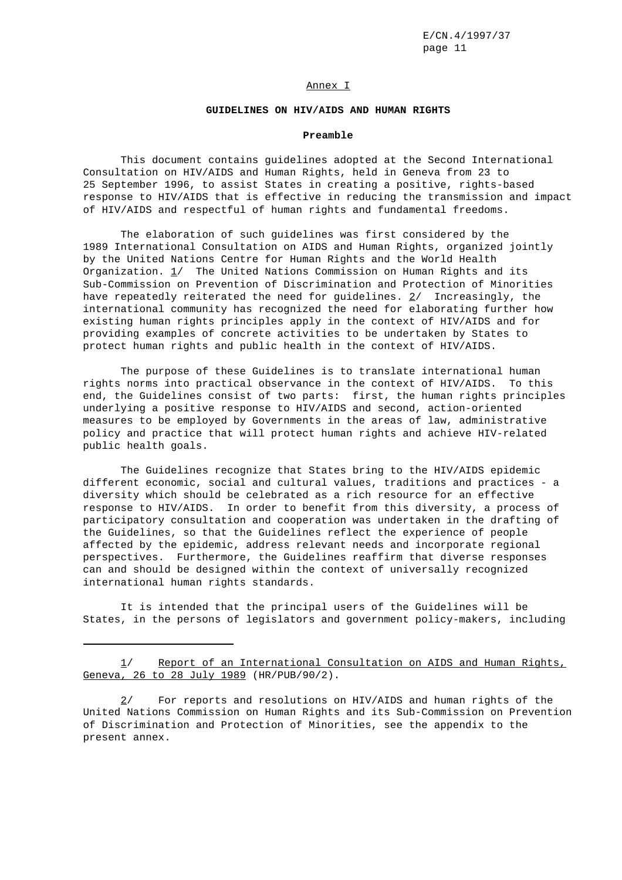Annex I

# GUIDELINES ON HIV/AIDS AND HUMAN RIGHTS

## Preamble

This document contains guidelines adopted at the Second International Consultation on HIV/AIDS and Human Rights, held in Geneva from 23 to 25 September 1996, to assist States in creating a positive, rights-based response to HIV/AIDS that is effective in reducing the transmission and impact of HIV/AIDS and respectful of human rights and fundamental freedoms.

The elaboration of such guidelines was first considered by the 1989 International Consultation on AIDS and Human Rights, organized jointly by the United Nations Centre for Human Rights and the World Health Organization. 1/ The United Nations Commission on Human Rights and its Sub-Commission on Prevention of Discrimination and Protection of Minorities have repeatedly reiterated the need for guidelines. 2/ Increasingly, the international community has recognized the need for elaborating further how existing human rights principles apply in the context of HIV/AIDS and for providing examples of concrete activities to be undertaken by States to protect human rights and public health in the context of HIV/AIDS.

The purpose of these Guidelines is to translate international human rights norms into practical observance in the context of HIV/AIDS. To this end, the Guidelines consist of two parts: first, the human rights principles underlying a positive response to HIV/AIDS and second, action-oriented measures to be employed by Governments in the areas of law, administrative policy and practice that will protect human rights and achieve HIV-related public health goals.

The Guidelines recognize that States bring to the HIV/AIDS epidemic different economic, social and cultural values, traditions and practices - a diversity which should be celebrated as a rich resource for an effective response to HIV/AIDS. In order to benefit from this diversity, a process of participatory consultation and cooperation was undertaken in the drafting of the Guidelines, so that the Guidelines reflect the experience of people affected by the epidemic, address relevant needs and incorporate regional perspectives. Furthermore, the Guidelines reaffirm that diverse responses can and should be designed within the context of universally recognized international human rights standards.

It is intended that the principal users of the Guidelines will be States, in the persons of legislators and government policy-makers, including

---

1/ Report of an International Consultation on AIDS and Human Rights, Geneva, 26 to 28 July 1989 (HR/PUB/90/2).

2/ For reports and resolutions on HIV/AIDS and human rights of the United Nations Commission on Human Rights and its Sub-Commission on Prevention of Discrimination and Protection of Minorities, see the appendix to the present annex.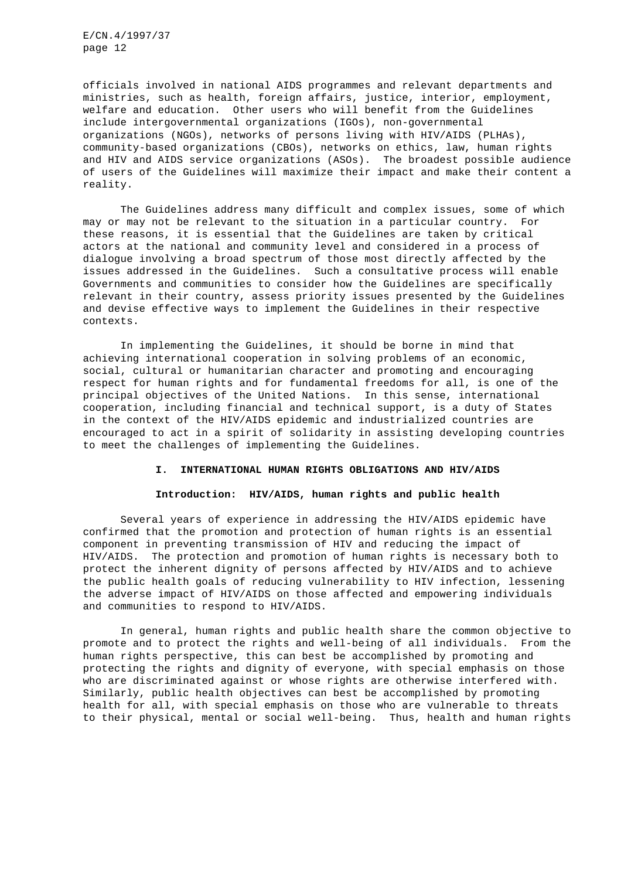officials involved in national AIDS programmes and relevant departments and ministries, such as health, foreign affairs, justice, interior, employment, welfare and education. Other users who will benefit from the Guidelines include intergovernmental organizations (IGOs), non-governmental organizations (NGOs), networks of persons living with HIV/AIDS (PLHAs), community-based organizations (CBOs), networks on ethics, law, human rights and HIV and AIDS service organizations (ASOs). The broadest possible audience of users of the Guidelines will maximize their impact and make their content a reality.

The Guidelines address many difficult and complex issues, some of which may or may not be relevant to the situation in a particular country. For these reasons, it is essential that the Guidelines are taken by critical actors at the national and community level and considered in a process of dialogue involving a broad spectrum of those most directly affected by the issues addressed in the Guidelines. Such a consultative process will enable Governments and communities to consider how the Guidelines are specifically relevant in their country, assess priority issues presented by the Guidelines and devise effective ways to implement the Guidelines in their respective contexts.

In implementing the Guidelines, it should be borne in mind that achieving international cooperation in solving problems of an economic, social, cultural or humanitarian character and promoting and encouraging respect for human rights and for fundamental freedoms for all, is one of the principal objectives of the United Nations. In this sense, international cooperation, including financial and technical support, is a duty of States in the context of the HIV/AIDS epidemic and industrialized countries are encouraged to act in a spirit of solidarity in assisting developing countries to meet the challenges of implementing the Guidelines.

## I. INTERNATIONAL HUMAN RIGHTS OBLIGATIONS AND HIV/AIDS

### Introduction: HIV/AIDS, human rights and public health

Several years of experience in addressing the HIV/AIDS epidemic have confirmed that the promotion and protection of human rights is an essential component in preventing transmission of HIV and reducing the impact of HIV/AIDS. The protection and promotion of human rights is necessary both to protect the inherent dignity of persons affected by HIV/AIDS and to achieve the public health goals of reducing vulnerability to HIV infection, lessening the adverse impact of HIV/AIDS on those affected and empowering individuals and communities to respond to HIV/AIDS.

In general, human rights and public health share the common objective to promote and to protect the rights and well-being of all individuals. From the human rights perspective, this can best be accomplished by promoting and protecting the rights and dignity of everyone, with special emphasis on those who are discriminated against or whose rights are otherwise interfered with. Similarly, public health objectives can best be accomplished by promoting health for all, with special emphasis on those who are vulnerable to threats to their physical, mental or social well-being. Thus, health and human rights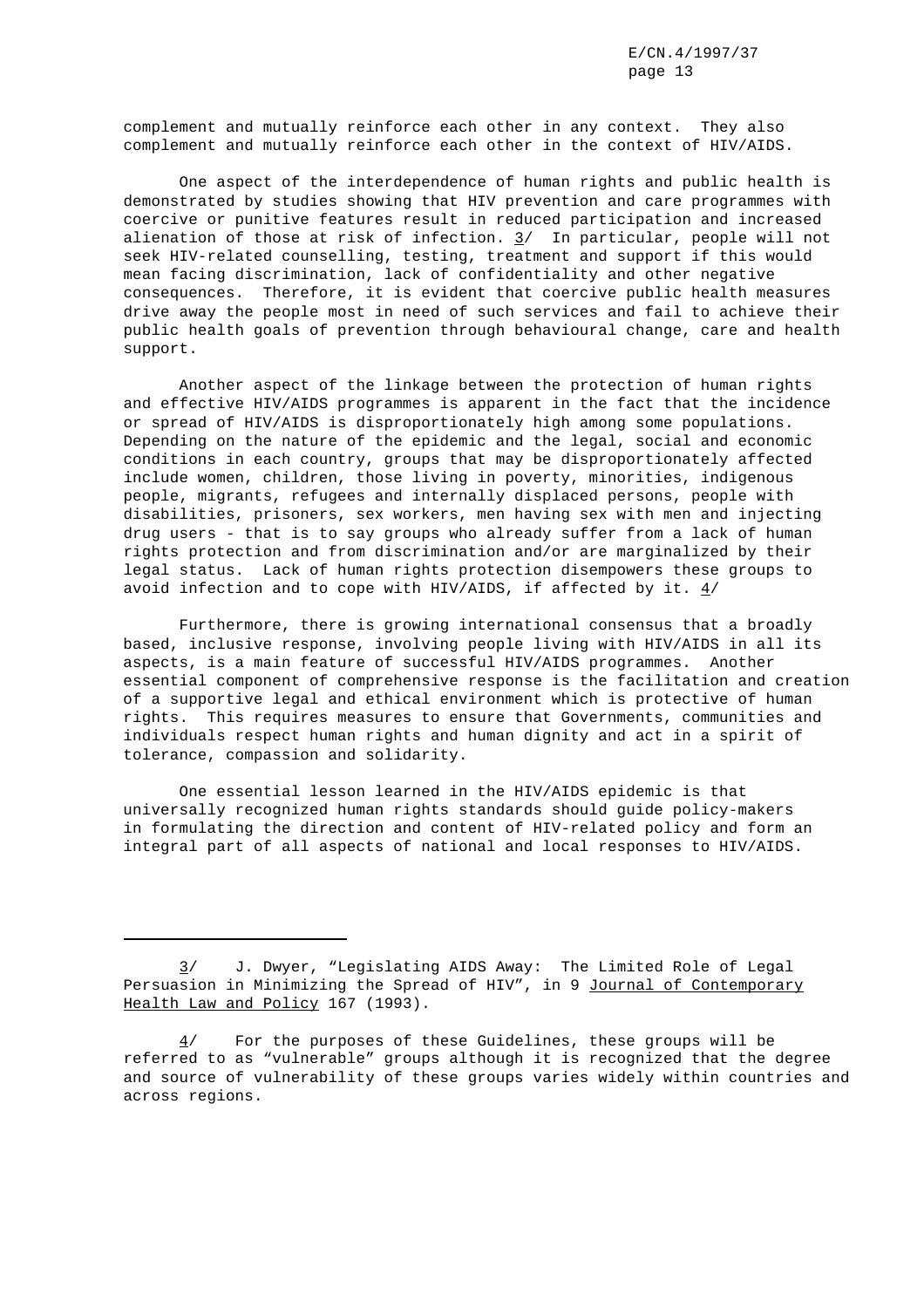complement and mutually reinforce each other in any context. They also complement and mutually reinforce each other in the context of HIV/AIDS.

One aspect of the interdependence of human rights and public health is demonstrated by studies showing that HIV prevention and care programmes with coercive or punitive features result in reduced participation and increased alienation of those at risk of infection. 3/ In particular, people will not seek HIV-related counselling, testing, treatment and support if this would mean facing discrimination, lack of confidentiality and other negative consequences. Therefore, it is evident that coercive public health measures drive away the people most in need of such services and fail to achieve their public health goals of prevention through behavioural change, care and health support.

Another aspect of the linkage between the protection of human rights and effective HIV/AIDS programmes is apparent in the fact that the incidence or spread of HIV/AIDS is disproportionately high among some populations. Depending on the nature of the epidemic and the legal, social and economic conditions in each country, groups that may be disproportionately affected include women, children, those living in poverty, minorities, indigenous people, migrants, refugees and internally displaced persons, people with disabilities, prisoners, sex workers, men having sex with men and injecting drug users - that is to say groups who already suffer from a lack of human rights protection and from discrimination and/or are marginalized by their legal status. Lack of human rights protection disempowers these groups to avoid infection and to cope with HIV/AIDS, if affected by it. 4/

Furthermore, there is growing international consensus that a broadly based, inclusive response, involving people living with HIV/AIDS in all its aspects, is a main feature of successful HIV/AIDS programmes. Another essential component of comprehensive response is the facilitation and creation of a supportive legal and ethical environment which is protective of human rights. This requires measures to ensure that Governments, communities and individuals respect human rights and human dignity and act in a spirit of tolerance, compassion and solidarity.

One essential lesson learned in the HIV/AIDS epidemic is that universally recognized human rights standards should guide policy-makers in formulating the direction and content of HIV-related policy and form an integral part of all aspects of national and local responses to HIV/AIDS.

---

3/ J. Dwyer, "Legislating AIDS Away: The Limited Role of Legal Persuasion in Minimizing the Spread of HIV", in 9 Journal of Contemporary Health Law and Policy 167 (1993).

4/ For the purposes of these Guidelines, these groups will be referred to as "vulnerable" groups although it is recognized that the degree and source of vulnerability of these groups varies widely within countries and across regions.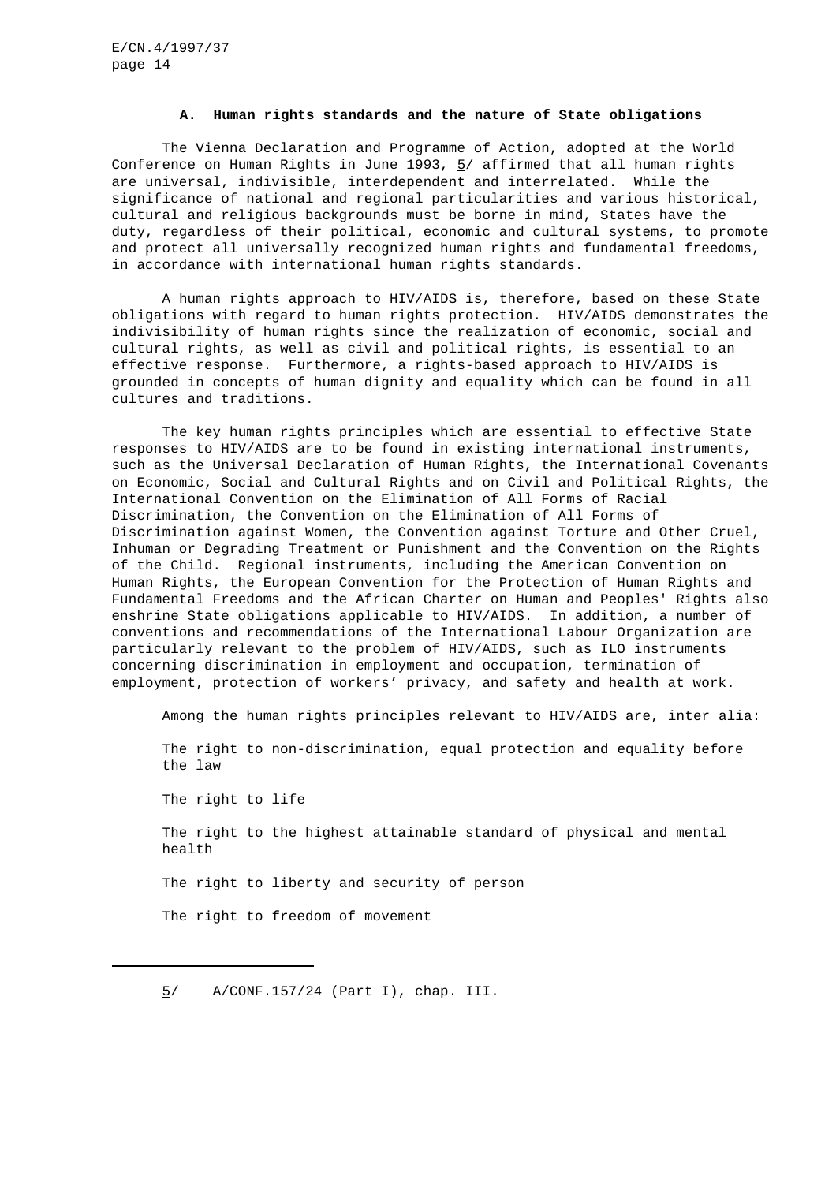### A. Human rights standards and the nature of State obligations

The Vienna Declaration and Programme of Action, adopted at the World Conference on Human Rights in June 1993, 5/ affirmed that all human rights are universal, indivisible, interdependent and interrelated. While the significance of national and regional particularities and various historical, cultural and religious backgrounds must be borne in mind, States have the duty, regardless of their political, economic and cultural systems, to promote and protect all universally recognized human rights and fundamental freedoms, in accordance with international human rights standards.

A human rights approach to HIV/AIDS is, therefore, based on these State obligations with regard to human rights protection. HIV/AIDS demonstrates the indivisibility of human rights since the realization of economic, social and cultural rights, as well as civil and political rights, is essential to an effective response. Furthermore, a rights-based approach to HIV/AIDS is grounded in concepts of human dignity and equality which can be found in all cultures and traditions.

The key human rights principles which are essential to effective State responses to HIV/AIDS are to be found in existing international instruments, such as the Universal Declaration of Human Rights, the International Covenants on Economic, Social and Cultural Rights and on Civil and Political Rights, the International Convention on the Elimination of All Forms of Racial Discrimination, the Convention on the Elimination of All Forms of Discrimination against Women, the Convention against Torture and Other Cruel, Inhuman or Degrading Treatment or Punishment and the Convention on the Rights of the Child. Regional instruments, including the American Convention on Human Rights, the European Convention for the Protection of Human Rights and Fundamental Freedoms and the African Charter on Human and Peoples' Rights also enshrine State obligations applicable to HIV/AIDS. In addition, a number of conventions and recommendations of the International Labour Organization are particularly relevant to the problem of HIV/AIDS, such as ILO instruments concerning discrimination in employment and occupation, termination of employment, protection of workers' privacy, and safety and health at work.

Among the human rights principles relevant to HIV/AIDS are, *inter alia*:

The right to non-discrimination, equal protection and equality before the law

The right to life

The right to the highest attainable standard of physical and mental health

The right to liberty and security of person

The right to freedom of movement

---

5/ A/CONF.157/24 (Part I), chap. III.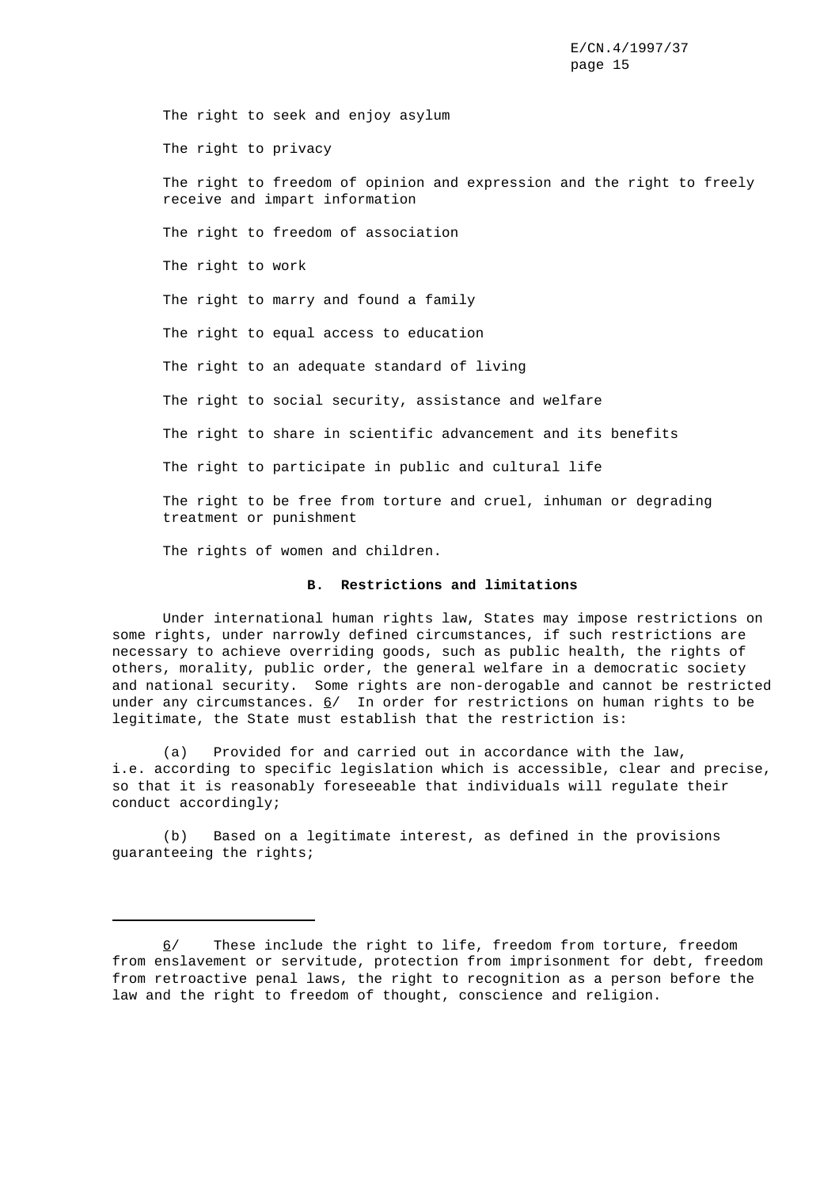The right to seek and enjoy asylum

The right to privacy

The right to freedom of opinion and expression and the right to freely receive and impart information

The right to freedom of association

The right to work

The right to marry and found a family

The right to equal access to education

The right to an adequate standard of living

The right to social security, assistance and welfare

The right to share in scientific advancement and its benefits

The right to participate in public and cultural life

The right to be free from torture and cruel, inhuman or degrading treatment or punishment

The rights of women and children.

### B. Restrictions and limitations

Under international human rights law, States may impose restrictions on some rights, under narrowly defined circumstances, if such restrictions are necessary to achieve overriding goods, such as public health, the rights of others, morality, public order, the general welfare in a democratic society and national security. Some rights are non-derogable and cannot be restricted under any circumstances. 6/ In order for restrictions on human rights to be legitimate, the State must establish that the restriction is:

(a) Provided for and carried out in accordance with the law, i.e. according to specific legislation which is accessible, clear and precise, so that it is reasonably foreseeable that individuals will regulate their conduct accordingly;

(b) Based on a legitimate interest, as defined in the provisions guaranteeing the rights;

---

6/ These include the right to life, freedom from torture, freedom from enslavement or servitude, protection from imprisonment for debt, freedom from retroactive penal laws, the right to recognition as a person before the law and the right to freedom of thought, conscience and religion.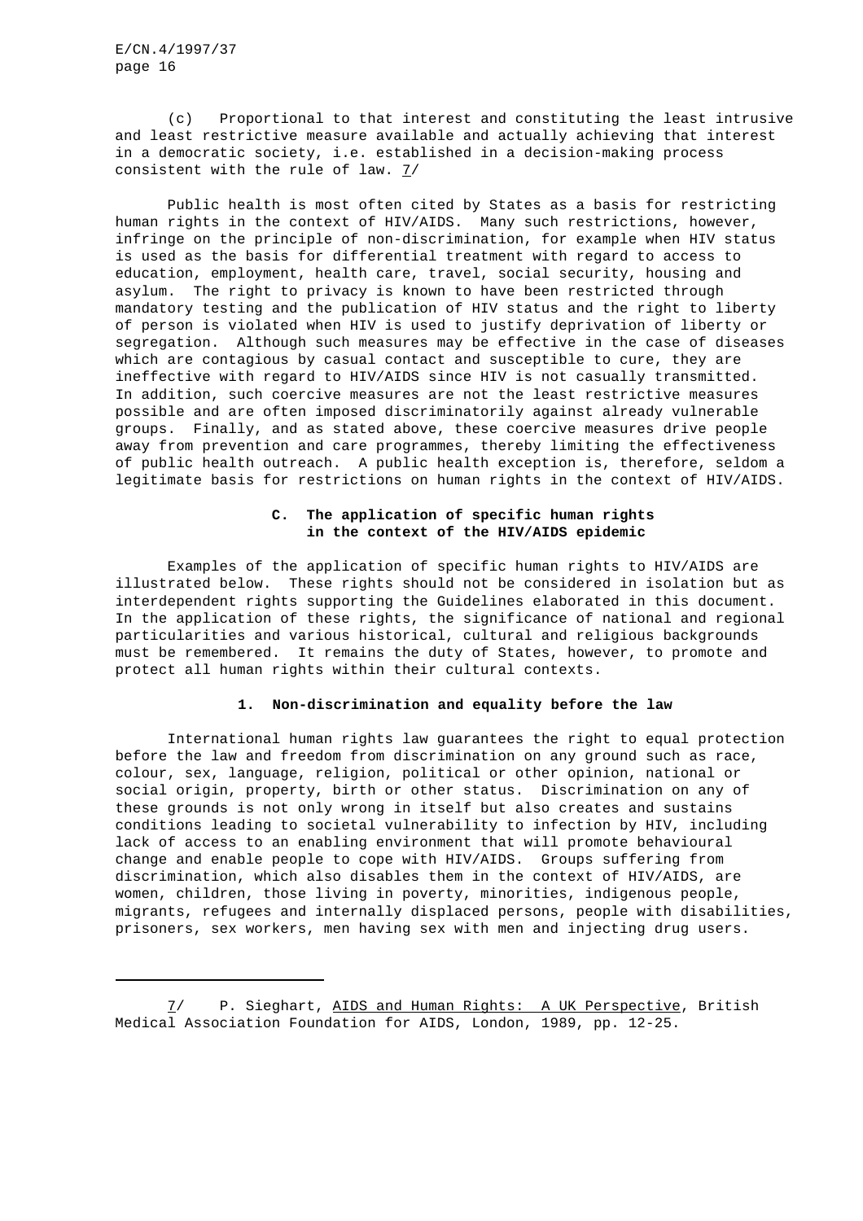(c) Proportional to that interest and constituting the least intrusive and least restrictive measure available and actually achieving that interest in a democratic society, i.e. established in a decision-making process consistent with the rule of law. 7/

Public health is most often cited by States as a basis for restricting human rights in the context of HIV/AIDS. Many such restrictions, however, infringe on the principle of non-discrimination, for example when HIV status is used as the basis for differential treatment with regard to access to education, employment, health care, travel, social security, housing and asylum. The right to privacy is known to have been restricted through mandatory testing and the publication of HIV status and the right to liberty of person is violated when HIV is used to justify deprivation of liberty or segregation. Although such measures may be effective in the case of diseases which are contagious by casual contact and susceptible to cure, they are ineffective with regard to HIV/AIDS since HIV is not casually transmitted. In addition, such coercive measures are not the least restrictive measures possible and are often imposed discriminatorily against already vulnerable groups. Finally, and as stated above, these coercive measures drive people away from prevention and care programmes, thereby limiting the effectiveness of public health outreach. A public health exception is, therefore, seldom a legitimate basis for restrictions on human rights in the context of HIV/AIDS.

## C. The application of specific human rights in the context of the HIV/AIDS epidemic

Examples of the application of specific human rights to HIV/AIDS are illustrated below. These rights should not be considered in isolation but as interdependent rights supporting the Guidelines elaborated in this document. In the application of these rights, the significance of national and regional particularities and various historical, cultural and religious backgrounds must be remembered. It remains the duty of States, however, to promote and protect all human rights within their cultural contexts.

### 1. Non-discrimination and equality before the law

International human rights law guarantees the right to equal protection before the law and freedom from discrimination on any ground such as race, colour, sex, language, religion, political or other opinion, national or social origin, property, birth or other status. Discrimination on any of these grounds is not only wrong in itself but also creates and sustains conditions leading to societal vulnerability to infection by HIV, including lack of access to an enabling environment that will promote behavioural change and enable people to cope with HIV/AIDS. Groups suffering from discrimination, which also disables them in the context of HIV/AIDS, are women, children, those living in poverty, minorities, indigenous people, migrants, refugees and internally displaced persons, people with disabilities, prisoners, sex workers, men having sex with men and injecting drug users.

---

7/ P. Sieghart, AIDS and Human Rights: A UK Perspective, British Medical Association Foundation for AIDS, London, 1989, pp. 12-25.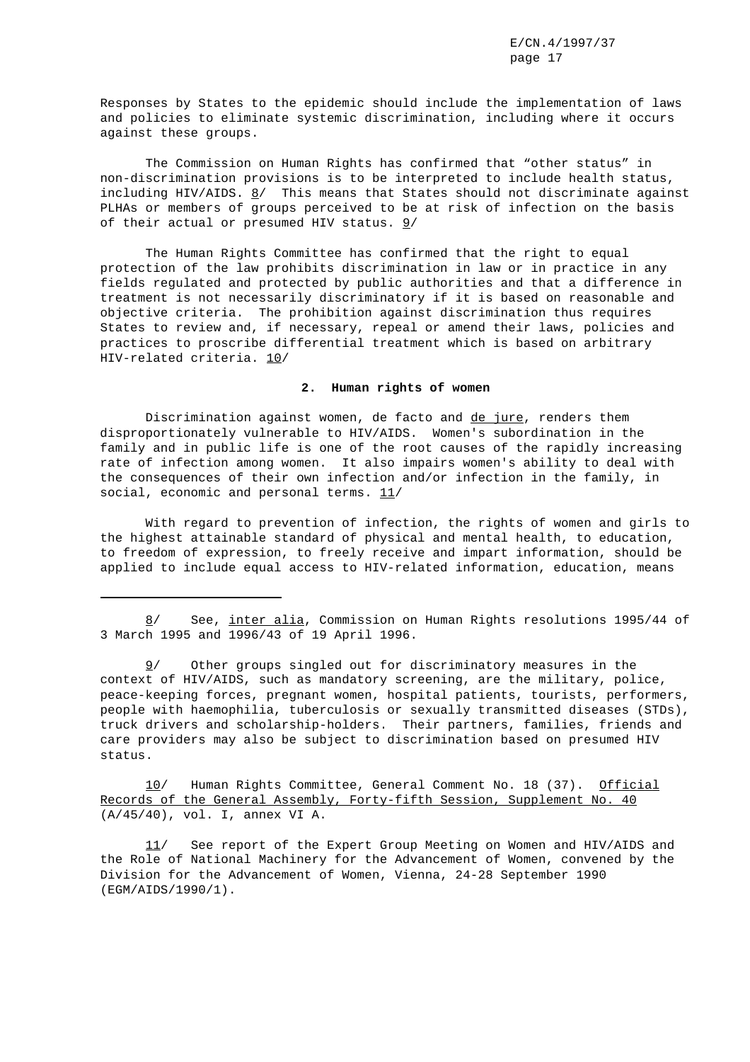Responses by States to the epidemic should include the implementation of laws and policies to eliminate systemic discrimination, including where it occurs against these groups.

The Commission on Human Rights has confirmed that "other status" in non-discrimination provisions is to be interpreted to include health status, including HIV/AIDS. 8/ This means that States should not discriminate against PLHAs or members of groups perceived to be at risk of infection on the basis of their actual or presumed HIV status. 9/

The Human Rights Committee has confirmed that the right to equal protection of the law prohibits discrimination in law or in practice in any fields regulated and protected by public authorities and that a difference in treatment is not necessarily discriminatory if it is based on reasonable and objective criteria. The prohibition against discrimination thus requires States to review and, if necessary, repeal or amend their laws, policies and practices to proscribe differential treatment which is based on arbitrary HIV-related criteria. 10/

**2. Human rights of women**

Discrimination against women, de facto and de jure, renders them disproportionately vulnerable to HIV/AIDS. Women's subordination in the family and in public life is one of the root causes of the rapidly increasing rate of infection among women. It also impairs women's ability to deal with the consequences of their own infection and/or infection in the family, in social, economic and personal terms. 11/

With regard to prevention of infection, the rights of women and girls to the highest attainable standard of physical and mental health, to education, to freedom of expression, to freely receive and impart information, should be applied to include equal access to HIV-related information, education, means

---

8/ See, inter alia, Commission on Human Rights resolutions 1995/44 of 3 March 1995 and 1996/43 of 19 April 1996.

9/ Other groups singled out for discriminatory measures in the context of HIV/AIDS, such as mandatory screening, are the military, police, peace-keeping forces, pregnant women, hospital patients, tourists, performers, people with haemophilia, tuberculosis or sexually transmitted diseases (STDs), truck drivers and scholarship-holders. Their partners, families, friends and care providers may also be subject to discrimination based on presumed HIV status.

10/ Human Rights Committee, General Comment No. 18 (37). Official Records of the General Assembly, Forty-fifth Session, Supplement No. 40 (A/45/40), vol. I, annex VI A.

11/ See report of the Expert Group Meeting on Women and HIV/AIDS and the Role of National Machinery for the Advancement of Women, convened by the Division for the Advancement of Women, Vienna, 24-28 September 1990 (EGM/AIDS/1990/1).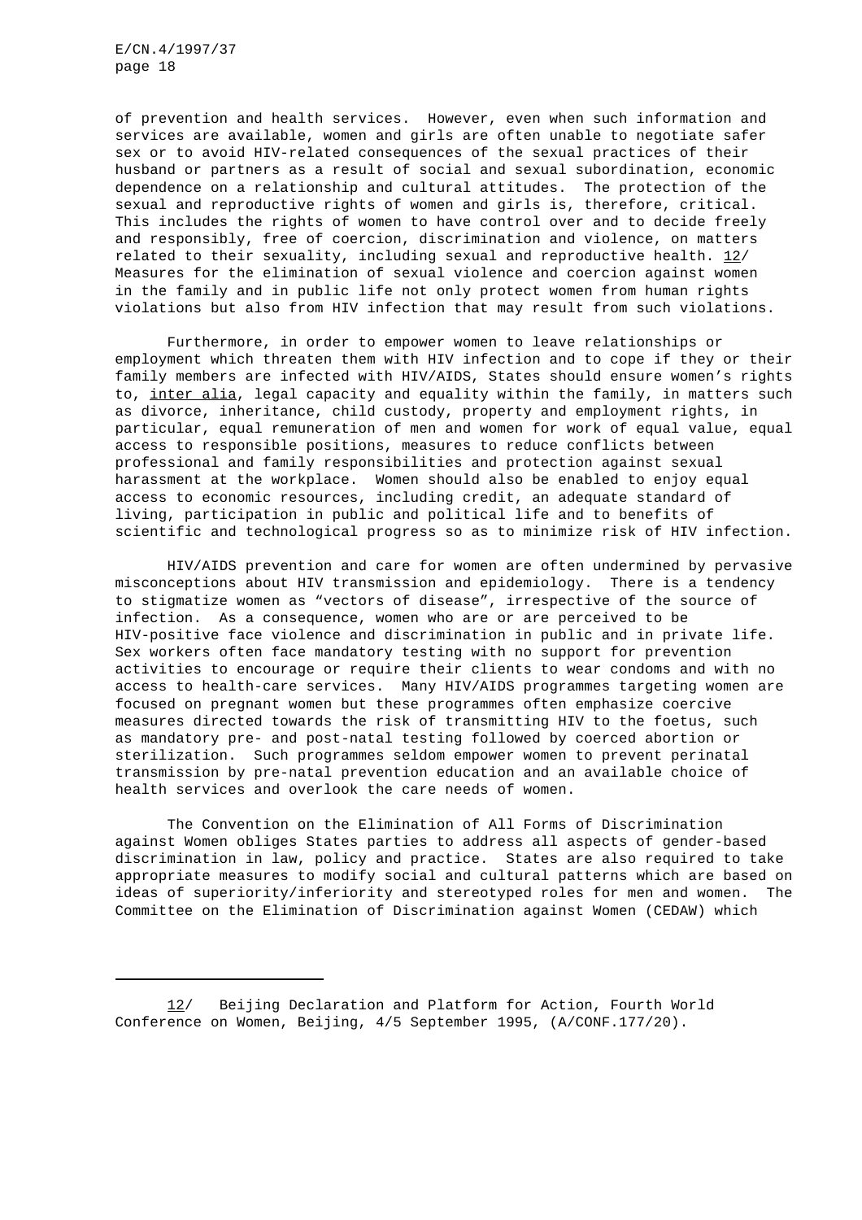of prevention and health services. However, even when such information and services are available, women and girls are often unable to negotiate safer sex or to avoid HIV-related consequences of the sexual practices of their husband or partners as a result of social and sexual subordination, economic dependence on a relationship and cultural attitudes. The protection of the sexual and reproductive rights of women and girls is, therefore, critical. This includes the rights of women to have control over and to decide freely and responsibly, free of coercion, discrimination and violence, on matters related to their sexuality, including sexual and reproductive health. 12/ Measures for the elimination of sexual violence and coercion against women in the family and in public life not only protect women from human rights violations but also from HIV infection that may result from such violations.

Furthermore, in order to empower women to leave relationships or employment which threaten them with HIV infection and to cope if they or their family members are infected with HIV/AIDS, States should ensure women's rights to, inter alia, legal capacity and equality within the family, in matters such as divorce, inheritance, child custody, property and employment rights, in particular, equal remuneration of men and women for work of equal value, equal access to responsible positions, measures to reduce conflicts between professional and family responsibilities and protection against sexual harassment at the workplace. Women should also be enabled to enjoy equal access to economic resources, including credit, an adequate standard of living, participation in public and political life and to benefits of scientific and technological progress so as to minimize risk of HIV infection.

HIV/AIDS prevention and care for women are often undermined by pervasive misconceptions about HIV transmission and epidemiology. There is a tendency to stigmatize women as "vectors of disease", irrespective of the source of infection. As a consequence, women who are or are perceived to be HIV-positive face violence and discrimination in public and in private life. Sex workers often face mandatory testing with no support for prevention activities to encourage or require their clients to wear condoms and with no access to health-care services. Many HIV/AIDS programmes targeting women are focused on pregnant women but these programmes often emphasize coercive measures directed towards the risk of transmitting HIV to the foetus, such as mandatory pre- and post-natal testing followed by coerced abortion or sterilization. Such programmes seldom empower women to prevent perinatal transmission by pre-natal prevention education and an available choice of health services and overlook the care needs of women.

The Convention on the Elimination of All Forms of Discrimination against Women obliges States parties to address all aspects of gender-based discrimination in law, policy and practice. States are also required to take appropriate measures to modify social and cultural patterns which are based on ideas of superiority/inferiority and stereotyped roles for men and women. The Committee on the Elimination of Discrimination against Women (CEDAW) which

---

12/ Beijing Declaration and Platform for Action, Fourth World Conference on Women, Beijing, 4/5 September 1995, (A/CONF.177/20).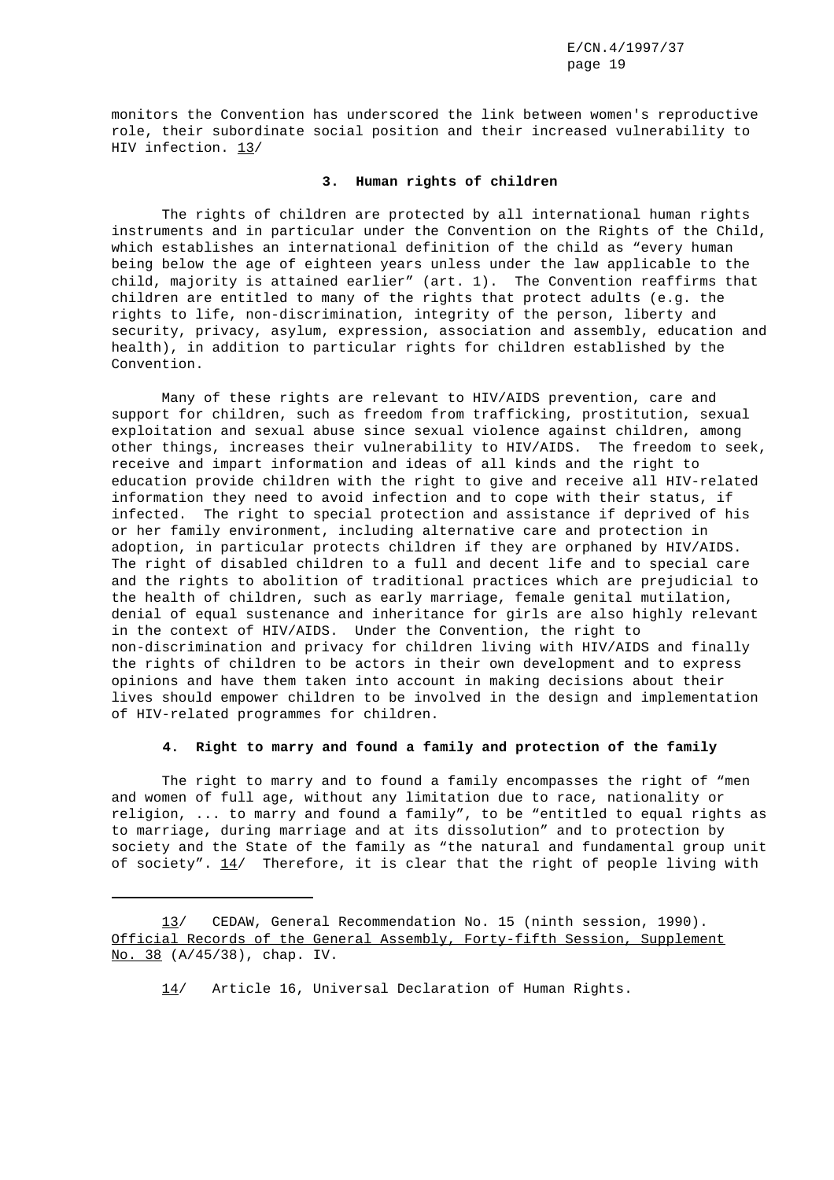monitors the Convention has underscored the link between women's reproductive role, their subordinate social position and their increased vulnerability to HIV infection. 13/

### 3. Human rights of children

The rights of children are protected by all international human rights instruments and in particular under the Convention on the Rights of the Child, which establishes an international definition of the child as "every human being below the age of eighteen years unless under the law applicable to the child, majority is attained earlier" (art. 1). The Convention reaffirms that children are entitled to many of the rights that protect adults (e.g. the rights to life, non-discrimination, integrity of the person, liberty and security, privacy, asylum, expression, association and assembly, education and health), in addition to particular rights for children established by the Convention.

Many of these rights are relevant to HIV/AIDS prevention, care and support for children, such as freedom from trafficking, prostitution, sexual exploitation and sexual abuse since sexual violence against children, among other things, increases their vulnerability to HIV/AIDS. The freedom to seek, receive and impart information and ideas of all kinds and the right to education provide children with the right to give and receive all HIV-related information they need to avoid infection and to cope with their status, if infected. The right to special protection and assistance if deprived of his or her family environment, including alternative care and protection in adoption, in particular protects children if they are orphaned by HIV/AIDS. The right of disabled children to a full and decent life and to special care and the rights to abolition of traditional practices which are prejudicial to the health of children, such as early marriage, female genital mutilation, denial of equal sustenance and inheritance for girls are also highly relevant in the context of HIV/AIDS. Under the Convention, the right to non-discrimination and privacy for children living with HIV/AIDS and finally the rights of children to be actors in their own development and to express opinions and have them taken into account in making decisions about their lives should empower children to be involved in the design and implementation of HIV-related programmes for children.

### 4. Right to marry and found a family and protection of the family

The right to marry and to found a family encompasses the right of "men and women of full age, without any limitation due to race, nationality or religion, ... to marry and found a family", to be "entitled to equal rights as to marriage, during marriage and at its dissolution" and to protection by society and the State of the family as "the natural and fundamental group unit of society". 14/ Therefore, it is clear that the right of people living with

---

13/ CEDAW, General Recommendation No. 15 (ninth session, 1990). Official Records of the General Assembly, Forty-fifth Session, Supplement No. 38 (A/45/38), chap. IV.

14/ Article 16, Universal Declaration of Human Rights.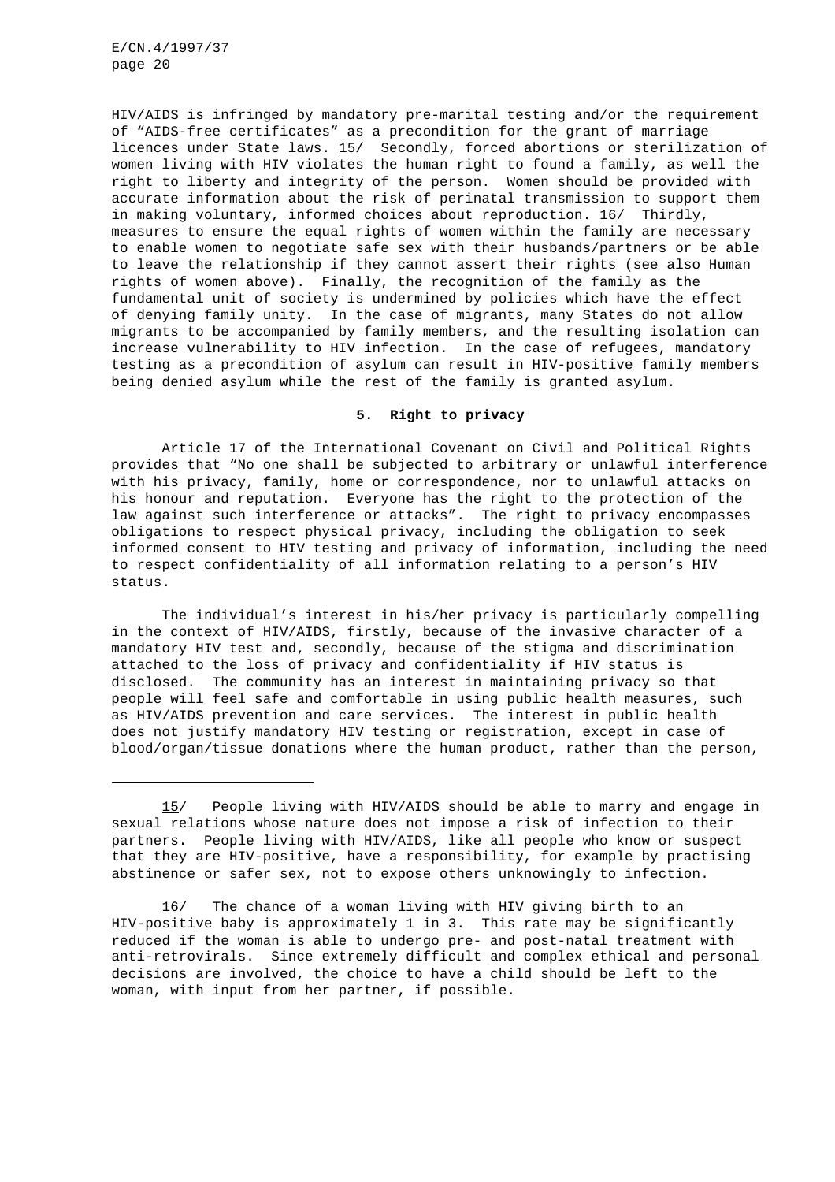HIV/AIDS is infringed by mandatory pre-marital testing and/or the requirement of "AIDS-free certificates" as a precondition for the grant of marriage licences under State laws. 15/ Secondly, forced abortions or sterilization of women living with HIV violates the human right to found a family, as well the right to liberty and integrity of the person. Women should be provided with accurate information about the risk of perinatal transmission to support them in making voluntary, informed choices about reproduction. 16/ Thirdly, measures to ensure the equal rights of women within the family are necessary to enable women to negotiate safe sex with their husbands/partners or be able to leave the relationship if they cannot assert their rights (see also Human rights of women above). Finally, the recognition of the family as the fundamental unit of society is undermined by policies which have the effect of denying family unity. In the case of migrants, many States do not allow migrants to be accompanied by family members, and the resulting isolation can increase vulnerability to HIV infection. In the case of refugees, mandatory testing as a precondition of asylum can result in HIV-positive family members being denied asylum while the rest of the family is granted asylum.

#### 5. Right to privacy

Article 17 of the International Covenant on Civil and Political Rights provides that "No one shall be subjected to arbitrary or unlawful interference with his privacy, family, home or correspondence, nor to unlawful attacks on his honour and reputation. Everyone has the right to the protection of the law against such interference or attacks". The right to privacy encompasses obligations to respect physical privacy, including the obligation to seek informed consent to HIV testing and privacy of information, including the need to respect confidentiality of all information relating to a person's HIV status.

The individual's interest in his/her privacy is particularly compelling in the context of HIV/AIDS, firstly, because of the invasive character of a mandatory HIV test and, secondly, because of the stigma and discrimination attached to the loss of privacy and confidentiality if HIV status is disclosed. The community has an interest in maintaining privacy so that people will feel safe and comfortable in using public health measures, such as HIV/AIDS prevention and care services. The interest in public health does not justify mandatory HIV testing or registration, except in case of blood/organ/tissue donations where the human product, rather than the person,

---

15/ People living with HIV/AIDS should be able to marry and engage in sexual relations whose nature does not impose a risk of infection to their partners. People living with HIV/AIDS, like all people who know or suspect that they are HIV-positive, have a responsibility, for example by practising abstinence or safer sex, not to expose others unknowingly to infection.

16/ The chance of a woman living with HIV giving birth to an HIV-positive baby is approximately 1 in 3. This rate may be significantly reduced if the woman is able to undergo pre- and post-natal treatment with anti-retrovirals. Since extremely difficult and complex ethical and personal decisions are involved, the choice to have a child should be left to the woman, with input from her partner, if possible.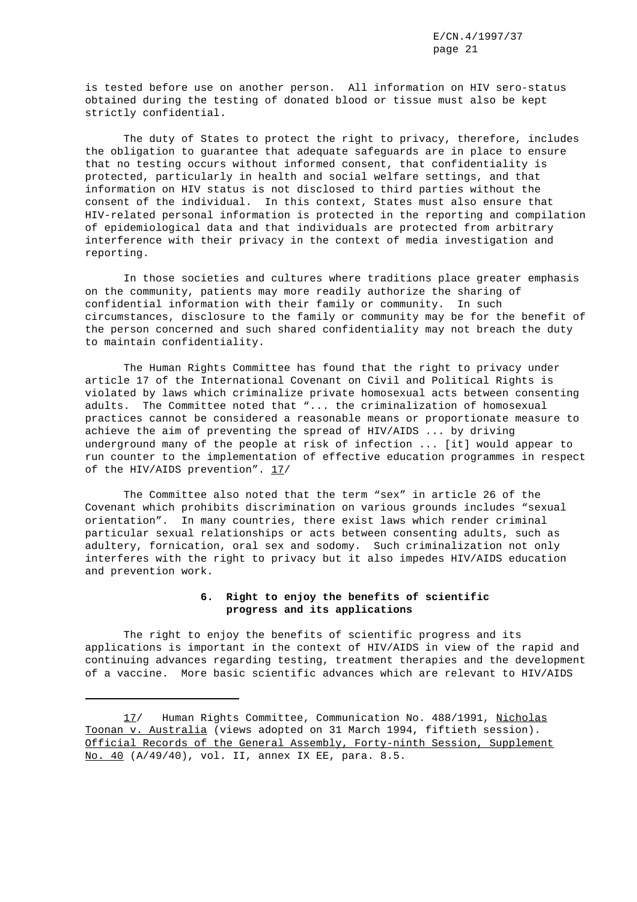is tested before use on another person. All information on HIV sero-status obtained during the testing of donated blood or tissue must also be kept strictly confidential.

The duty of States to protect the right to privacy, therefore, includes the obligation to guarantee that adequate safeguards are in place to ensure that no testing occurs without informed consent, that confidentiality is protected, particularly in health and social welfare settings, and that information on HIV status is not disclosed to third parties without the consent of the individual. In this context, States must also ensure that HIV-related personal information is protected in the reporting and compilation of epidemiological data and that individuals are protected from arbitrary interference with their privacy in the context of media investigation and reporting.

In those societies and cultures where traditions place greater emphasis on the community, patients may more readily authorize the sharing of confidential information with their family or community. In such circumstances, disclosure to the family or community may be for the benefit of the person concerned and such shared confidentiality may not breach the duty to maintain confidentiality.

The Human Rights Committee has found that the right to privacy under article 17 of the International Covenant on Civil and Political Rights is violated by laws which criminalize private homosexual acts between consenting adults. The Committee noted that "... the criminalization of homosexual practices cannot be considered a reasonable means or proportionate measure to achieve the aim of preventing the spread of HIV/AIDS ... by driving underground many of the people at risk of infection ... [it] would appear to run counter to the implementation of effective education programmes in respect of the HIV/AIDS prevention". 17/

The Committee also noted that the term "sex" in article 26 of the Covenant which prohibits discrimination on various grounds includes "sexual orientation". In many countries, there exist laws which render criminal particular sexual relationships or acts between consenting adults, such as adultery, fornication, oral sex and sodomy. Such criminalization not only interferes with the right to privacy but it also impedes HIV/AIDS education and prevention work.

### 6. Right to enjoy the benefits of scientific progress and its applications

The right to enjoy the benefits of scientific progress and its applications is important in the context of HIV/AIDS in view of the rapid and continuing advances regarding testing, treatment therapies and the development of a vaccine. More basic scientific advances which are relevant to HIV/AIDS

---

17/ Human Rights Committee, Communication No. 488/1991, Nicholas Toonan v. Australia (views adopted on 31 March 1994, fiftieth session). Official Records of the General Assembly, Forty-ninth Session, Supplement No. 40 (A/49/40), vol. II, annex IX EE, para. 8.5.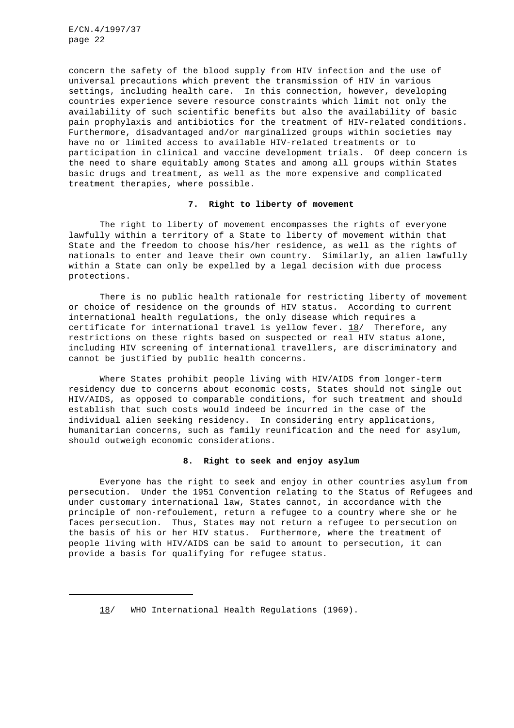concern the safety of the blood supply from HIV infection and the use of universal precautions which prevent the transmission of HIV in various settings, including health care. In this connection, however, developing countries experience severe resource constraints which limit not only the availability of such scientific benefits but also the availability of basic pain prophylaxis and antibiotics for the treatment of HIV-related conditions. Furthermore, disadvantaged and/or marginalized groups within societies may have no or limited access to available HIV-related treatments or to participation in clinical and vaccine development trials. Of deep concern is the need to share equitably among States and among all groups within States basic drugs and treatment, as well as the more expensive and complicated treatment therapies, where possible.

### 7. Right to liberty of movement

The right to liberty of movement encompasses the rights of everyone lawfully within a territory of a State to liberty of movement within that State and the freedom to choose his/her residence, as well as the rights of nationals to enter and leave their own country. Similarly, an alien lawfully within a State can only be expelled by a legal decision with due process protections.

There is no public health rationale for restricting liberty of movement or choice of residence on the grounds of HIV status. According to current international health regulations, the only disease which requires a certificate for international travel is yellow fever. 18/ Therefore, any restrictions on these rights based on suspected or real HIV status alone, including HIV screening of international travellers, are discriminatory and cannot be justified by public health concerns.

Where States prohibit people living with HIV/AIDS from longer-term residency due to concerns about economic costs, States should not single out HIV/AIDS, as opposed to comparable conditions, for such treatment and should establish that such costs would indeed be incurred in the case of the individual alien seeking residency. In considering entry applications, humanitarian concerns, such as family reunification and the need for asylum, should outweigh economic considerations.

### 8. Right to seek and enjoy asylum

Everyone has the right to seek and enjoy in other countries asylum from persecution. Under the 1951 Convention relating to the Status of Refugees and under customary international law, States cannot, in accordance with the principle of non-refoulement, return a refugee to a country where she or he faces persecution. Thus, States may not return a refugee to persecution on the basis of his or her HIV status. Furthermore, where the treatment of people living with HIV/AIDS can be said to amount to persecution, it can provide a basis for qualifying for refugee status.

---

18/ WHO International Health Regulations (1969).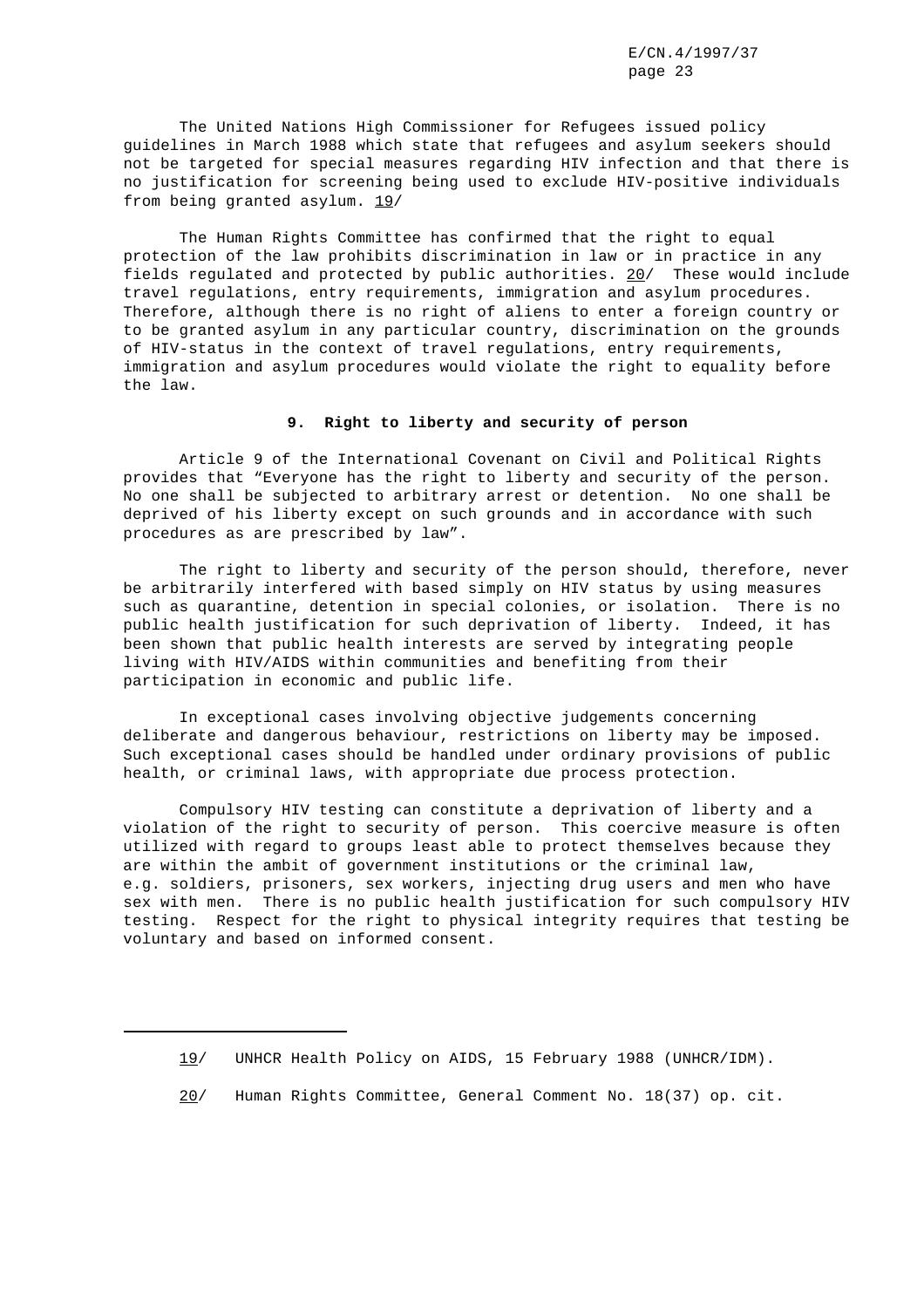The United Nations High Commissioner for Refugees issued policy guidelines in March 1988 which state that refugees and asylum seekers should not be targeted for special measures regarding HIV infection and that there is no justification for screening being used to exclude HIV-positive individuals from being granted asylum. 19/

The Human Rights Committee has confirmed that the right to equal protection of the law prohibits discrimination in law or in practice in any fields regulated and protected by public authorities. 20/ These would include travel regulations, entry requirements, immigration and asylum procedures. Therefore, although there is no right of aliens to enter a foreign country or to be granted asylum in any particular country, discrimination on the grounds of HIV-status in the context of travel regulations, entry requirements, immigration and asylum procedures would violate the right to equality before the law.

### 9. Right to liberty and security of person

Article 9 of the International Covenant on Civil and Political Rights provides that "Everyone has the right to liberty and security of the person. No one shall be subjected to arbitrary arrest or detention. No one shall be deprived of his liberty except on such grounds and in accordance with such procedures as are prescribed by law".

The right to liberty and security of the person should, therefore, never be arbitrarily interfered with based simply on HIV status by using measures such as quarantine, detention in special colonies, or isolation. There is no public health justification for such deprivation of liberty. Indeed, it has been shown that public health interests are served by integrating people living with HIV/AIDS within communities and benefiting from their participation in economic and public life.

In exceptional cases involving objective judgements concerning deliberate and dangerous behaviour, restrictions on liberty may be imposed. Such exceptional cases should be handled under ordinary provisions of public health, or criminal laws, with appropriate due process protection.

Compulsory HIV testing can constitute a deprivation of liberty and a violation of the right to security of person. This coercive measure is often utilized with regard to groups least able to protect themselves because they are within the ambit of government institutions or the criminal law, e.g. soldiers, prisoners, sex workers, injecting drug users and men who have sex with men. There is no public health justification for such compulsory HIV testing. Respect for the right to physical integrity requires that testing be voluntary and based on informed consent.

---

19/ UNHCR Health Policy on AIDS, 15 February 1988 (UNHCR/IDM).

20/ Human Rights Committee, General Comment No. 18(37) op. cit.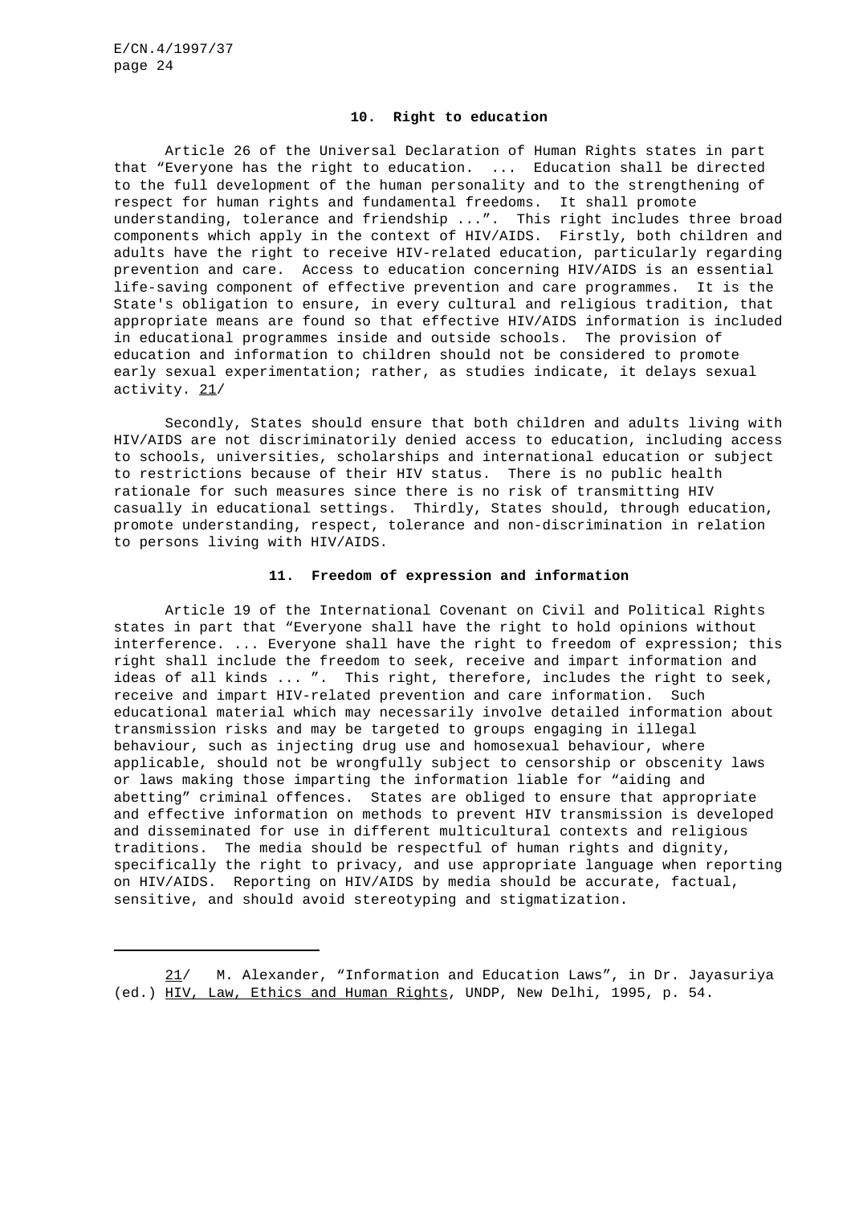## 10. Right to education

Article 26 of the Universal Declaration of Human Rights states in part that "Everyone has the right to education. ... Education shall be directed to the full development of the human personality and to the strengthening of respect for human rights and fundamental freedoms. It shall promote understanding, tolerance and friendship ...". This right includes three broad components which apply in the context of HIV/AIDS. Firstly, both children and adults have the right to receive HIV-related education, particularly regarding prevention and care. Access to education concerning HIV/AIDS is an essential life-saving component of effective prevention and care programmes. It is the State's obligation to ensure, in every cultural and religious tradition, that appropriate means are found so that effective HIV/AIDS information is included in educational programmes inside and outside schools. The provision of education and information to children should not be considered to promote early sexual experimentation; rather, as studies indicate, it delays sexual activity. 21/

Secondly, States should ensure that both children and adults living with HIV/AIDS are not discriminatorily denied access to education, including access to schools, universities, scholarships and international education or subject to restrictions because of their HIV status. There is no public health rationale for such measures since there is no risk of transmitting HIV casually in educational settings. Thirdly, States should, through education, promote understanding, respect, tolerance and non-discrimination in relation to persons living with HIV/AIDS.

## 11. Freedom of expression and information

Article 19 of the International Covenant on Civil and Political Rights states in part that "Everyone shall have the right to hold opinions without interference. ... Everyone shall have the right to freedom of expression; this right shall include the freedom to seek, receive and impart information and ideas of all kinds ... ". This right, therefore, includes the right to seek, receive and impart HIV-related prevention and care information. Such educational material which may necessarily involve detailed information about transmission risks and may be targeted to groups engaging in illegal behaviour, such as injecting drug use and homosexual behaviour, where applicable, should not be wrongfully subject to censorship or obscenity laws or laws making those imparting the information liable for "aiding and abetting" criminal offences. States are obliged to ensure that appropriate and effective information on methods to prevent HIV transmission is developed and disseminated for use in different multicultural contexts and religious traditions. The media should be respectful of human rights and dignity, specifically the right to privacy, and use appropriate language when reporting on HIV/AIDS. Reporting on HIV/AIDS by media should be accurate, factual, sensitive, and should avoid stereotyping and stigmatization.

---

21/ M. Alexander, "Information and Education Laws", in Dr. Jayasuriya (ed.) HIV, Law, Ethics and Human Rights, UNDP, New Delhi, 1995, p. 54.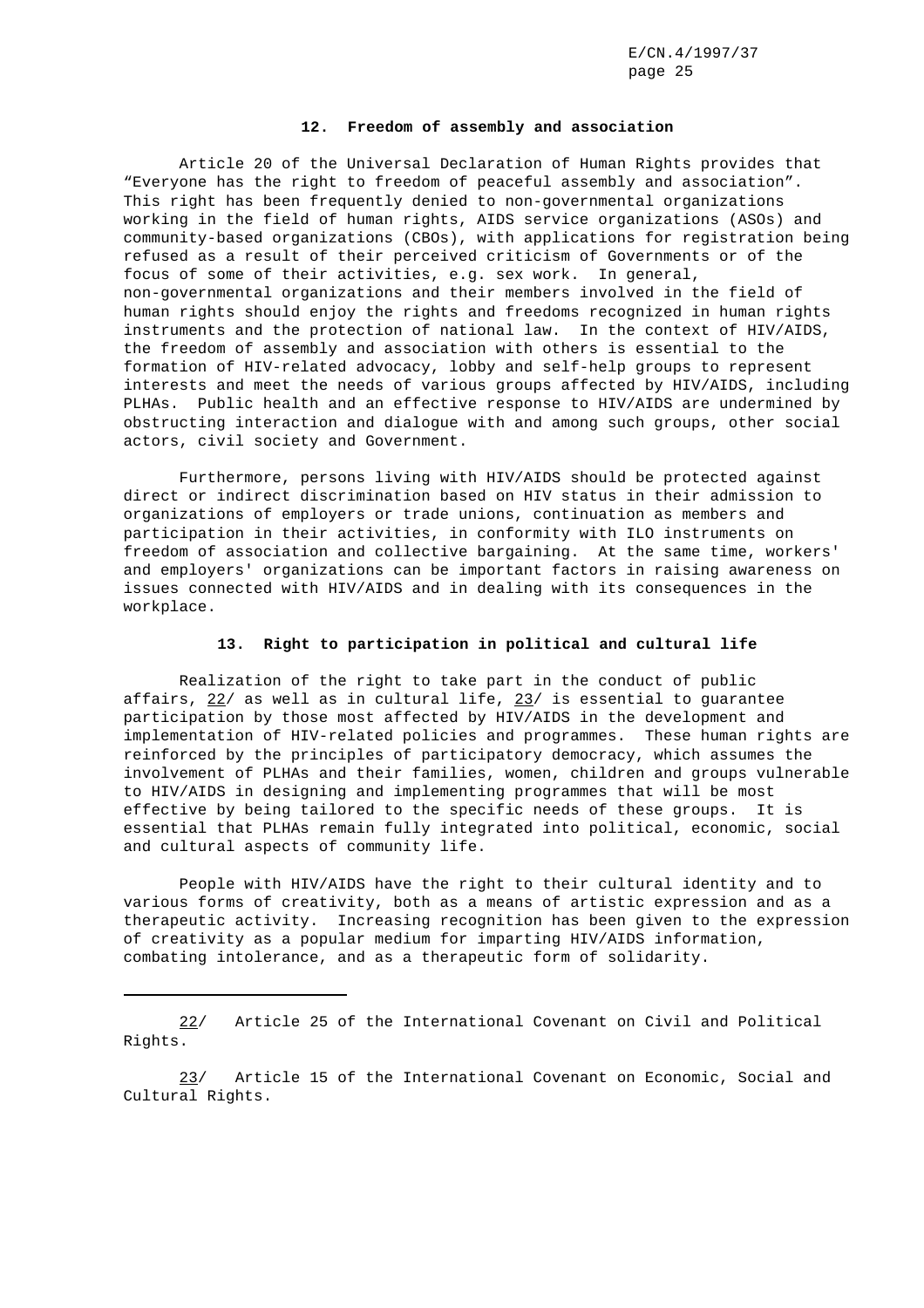### 12. Freedom of assembly and association

Article 20 of the Universal Declaration of Human Rights provides that "Everyone has the right to freedom of peaceful assembly and association". This right has been frequently denied to non-governmental organizations working in the field of human rights, AIDS service organizations (ASOs) and community-based organizations (CBOs), with applications for registration being refused as a result of their perceived criticism of Governments or of the focus of some of their activities, e.g. sex work. In general, non-governmental organizations and their members involved in the field of human rights should enjoy the rights and freedoms recognized in human rights instruments and the protection of national law. In the context of HIV/AIDS, the freedom of assembly and association with others is essential to the formation of HIV-related advocacy, lobby and self-help groups to represent interests and meet the needs of various groups affected by HIV/AIDS, including PLHAs. Public health and an effective response to HIV/AIDS are undermined by obstructing interaction and dialogue with and among such groups, other social actors, civil society and Government.

Furthermore, persons living with HIV/AIDS should be protected against direct or indirect discrimination based on HIV status in their admission to organizations of employers or trade unions, continuation as members and participation in their activities, in conformity with ILO instruments on freedom of association and collective bargaining. At the same time, workers' and employers' organizations can be important factors in raising awareness on issues connected with HIV/AIDS and in dealing with its consequences in the workplace.

### 13. Right to participation in political and cultural life

Realization of the right to take part in the conduct of public affairs, 22/ as well as in cultural life, 23/ is essential to guarantee participation by those most affected by HIV/AIDS in the development and implementation of HIV-related policies and programmes. These human rights are reinforced by the principles of participatory democracy, which assumes the involvement of PLHAs and their families, women, children and groups vulnerable to HIV/AIDS in designing and implementing programmes that will be most effective by being tailored to the specific needs of these groups. It is essential that PLHAs remain fully integrated into political, economic, social and cultural aspects of community life.

People with HIV/AIDS have the right to their cultural identity and to various forms of creativity, both as a means of artistic expression and as a therapeutic activity. Increasing recognition has been given to the expression of creativity as a popular medium for imparting HIV/AIDS information, combating intolerance, and as a therapeutic form of solidarity.

---

22/ Article 25 of the International Covenant on Civil and Political Rights.

23/ Article 15 of the International Covenant on Economic, Social and Cultural Rights.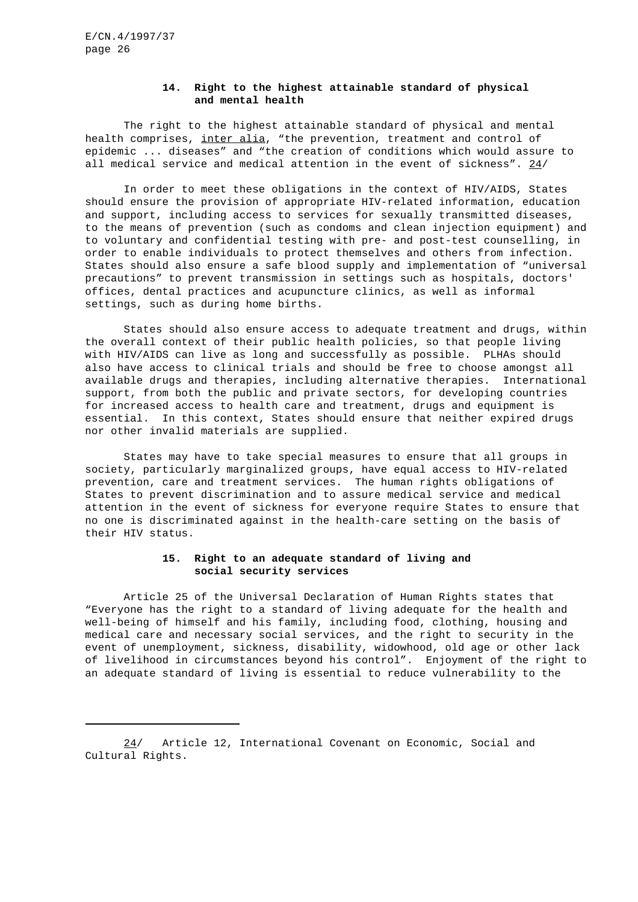### 14. Right to the highest attainable standard of physical and mental health

The right to the highest attainable standard of physical and mental health comprises, inter alia, "the prevention, treatment and control of epidemic ... diseases" and "the creation of conditions which would assure to all medical service and medical attention in the event of sickness". 24/

In order to meet these obligations in the context of HIV/AIDS, States should ensure the provision of appropriate HIV-related information, education and support, including access to services for sexually transmitted diseases, to the means of prevention (such as condoms and clean injection equipment) and to voluntary and confidential testing with pre- and post-test counselling, in order to enable individuals to protect themselves and others from infection. States should also ensure a safe blood supply and implementation of "universal precautions" to prevent transmission in settings such as hospitals, doctors' offices, dental practices and acupuncture clinics, as well as informal settings, such as during home births.

States should also ensure access to adequate treatment and drugs, within the overall context of their public health policies, so that people living with HIV/AIDS can live as long and successfully as possible. PLHAs should also have access to clinical trials and should be free to choose amongst all available drugs and therapies, including alternative therapies. International support, from both the public and private sectors, for developing countries for increased access to health care and treatment, drugs and equipment is essential. In this context, States should ensure that neither expired drugs nor other invalid materials are supplied.

States may have to take special measures to ensure that all groups in society, particularly marginalized groups, have equal access to HIV-related prevention, care and treatment services. The human rights obligations of States to prevent discrimination and to assure medical service and medical attention in the event of sickness for everyone require States to ensure that no one is discriminated against in the health-care setting on the basis of their HIV status.

### 15. Right to an adequate standard of living and social security services

Article 25 of the Universal Declaration of Human Rights states that "Everyone has the right to a standard of living adequate for the health and well-being of himself and his family, including food, clothing, housing and medical care and necessary social services, and the right to security in the event of unemployment, sickness, disability, widowhood, old age or other lack of livelihood in circumstances beyond his control". Enjoyment of the right to an adequate standard of living is essential to reduce vulnerability to the

---

24/ Article 12, International Covenant on Economic, Social and Cultural Rights.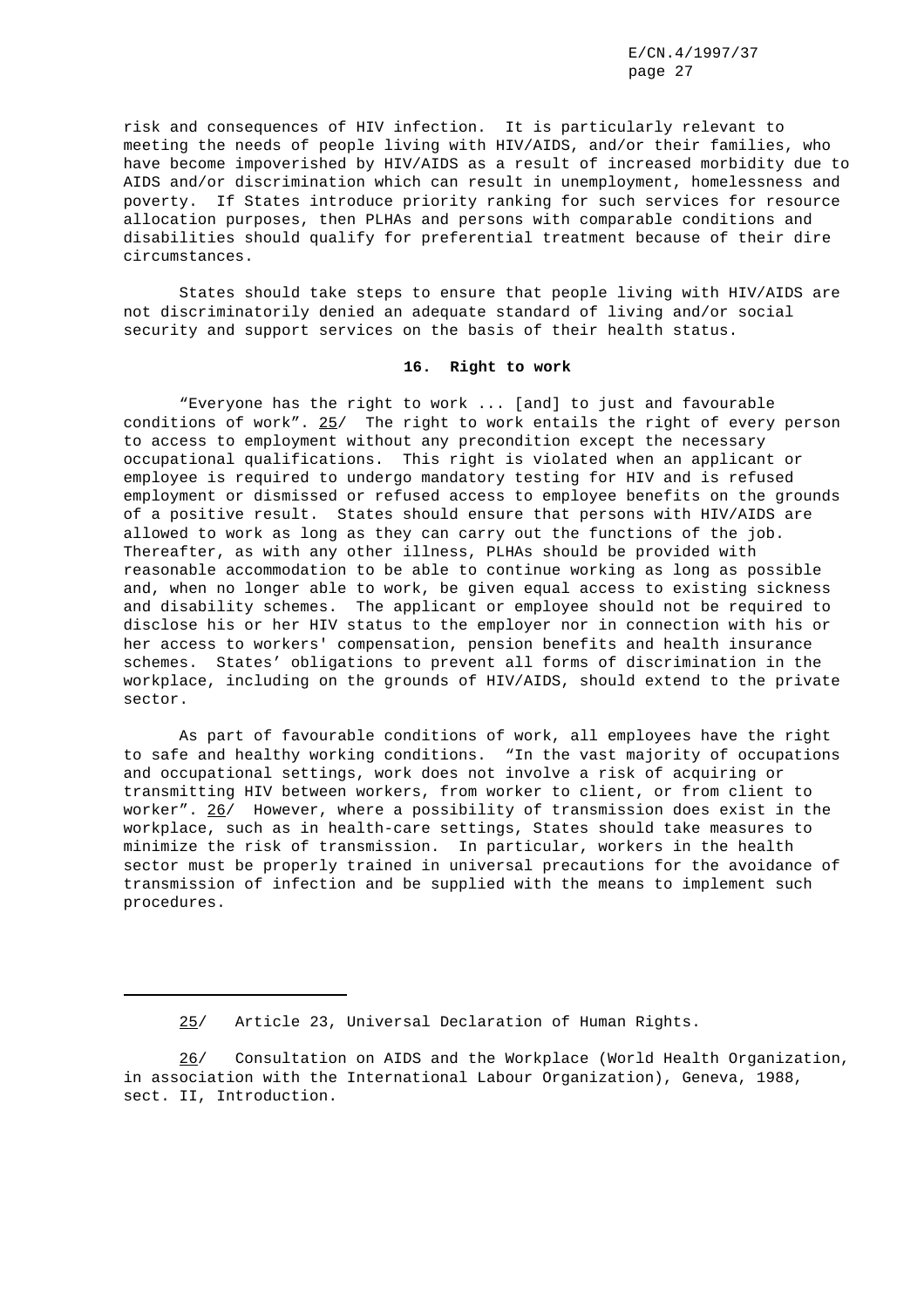risk and consequences of HIV infection. It is particularly relevant to meeting the needs of people living with HIV/AIDS, and/or their families, who have become impoverished by HIV/AIDS as a result of increased morbidity due to AIDS and/or discrimination which can result in unemployment, homelessness and poverty. If States introduce priority ranking for such services for resource allocation purposes, then PLHAs and persons with comparable conditions and disabilities should qualify for preferential treatment because of their dire circumstances.

States should take steps to ensure that people living with HIV/AIDS are not discriminatorily denied an adequate standard of living and/or social security and support services on the basis of their health status.

### 16. Right to work

"Everyone has the right to work ... [and] to just and favourable conditions of work". 25/ The right to work entails the right of every person to access to employment without any precondition except the necessary occupational qualifications. This right is violated when an applicant or employee is required to undergo mandatory testing for HIV and is refused employment or dismissed or refused access to employee benefits on the grounds of a positive result. States should ensure that persons with HIV/AIDS are allowed to work as long as they can carry out the functions of the job. Thereafter, as with any other illness, PLHAs should be provided with reasonable accommodation to be able to continue working as long as possible and, when no longer able to work, be given equal access to existing sickness and disability schemes. The applicant or employee should not be required to disclose his or her HIV status to the employer nor in connection with his or her access to workers' compensation, pension benefits and health insurance schemes. States' obligations to prevent all forms of discrimination in the workplace, including on the grounds of HIV/AIDS, should extend to the private sector.

As part of favourable conditions of work, all employees have the right to safe and healthy working conditions. "In the vast majority of occupations and occupational settings, work does not involve a risk of acquiring or transmitting HIV between workers, from worker to client, or from client to worker". 26/ However, where a possibility of transmission does exist in the workplace, such as in health-care settings, States should take measures to minimize the risk of transmission. In particular, workers in the health sector must be properly trained in universal precautions for the avoidance of transmission of infection and be supplied with the means to implement such procedures.

---

25/ Article 23, Universal Declaration of Human Rights.

26/ Consultation on AIDS and the Workplace (World Health Organization, in association with the International Labour Organization), Geneva, 1988, sect. II, Introduction.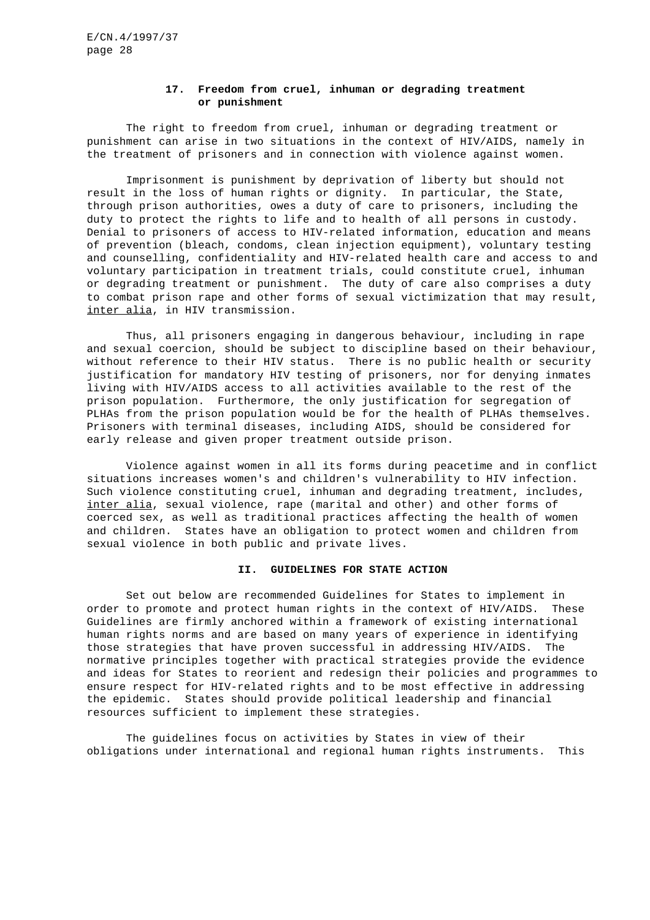### 17. Freedom from cruel, inhuman or degrading treatment or punishment

The right to freedom from cruel, inhuman or degrading treatment or punishment can arise in two situations in the context of HIV/AIDS, namely in the treatment of prisoners and in connection with violence against women.

Imprisonment is punishment by deprivation of liberty but should not result in the loss of human rights or dignity. In particular, the State, through prison authorities, owes a duty of care to prisoners, including the duty to protect the rights to life and to health of all persons in custody. Denial to prisoners of access to HIV-related information, education and means of prevention (bleach, condoms, clean injection equipment), voluntary testing and counselling, confidentiality and HIV-related health care and access to and voluntary participation in treatment trials, could constitute cruel, inhuman or degrading treatment or punishment. The duty of care also comprises a duty to combat prison rape and other forms of sexual victimization that may result, *inter alia*, in HIV transmission.

Thus, all prisoners engaging in dangerous behaviour, including in rape and sexual coercion, should be subject to discipline based on their behaviour, without reference to their HIV status. There is no public health or security justification for mandatory HIV testing of prisoners, nor for denying inmates living with HIV/AIDS access to all activities available to the rest of the prison population. Furthermore, the only justification for segregation of PLHAs from the prison population would be for the health of PLHAs themselves. Prisoners with terminal diseases, including AIDS, should be considered for early release and given proper treatment outside prison.

Violence against women in all its forms during peacetime and in conflict situations increases women's and children's vulnerability to HIV infection. Such violence constituting cruel, inhuman and degrading treatment, includes, *inter alia*, sexual violence, rape (marital and other) and other forms of coerced sex, as well as traditional practices affecting the health of women and children. States have an obligation to protect women and children from sexual violence in both public and private lives.

## II. GUIDELINES FOR STATE ACTION

Set out below are recommended Guidelines for States to implement in order to promote and protect human rights in the context of HIV/AIDS. These Guidelines are firmly anchored within a framework of existing international human rights norms and are based on many years of experience in identifying those strategies that have proven successful in addressing HIV/AIDS. The normative principles together with practical strategies provide the evidence and ideas for States to reorient and redesign their policies and programmes to ensure respect for HIV-related rights and to be most effective in addressing the epidemic. States should provide political leadership and financial resources sufficient to implement these strategies.

The guidelines focus on activities by States in view of their obligations under international and regional human rights instruments. This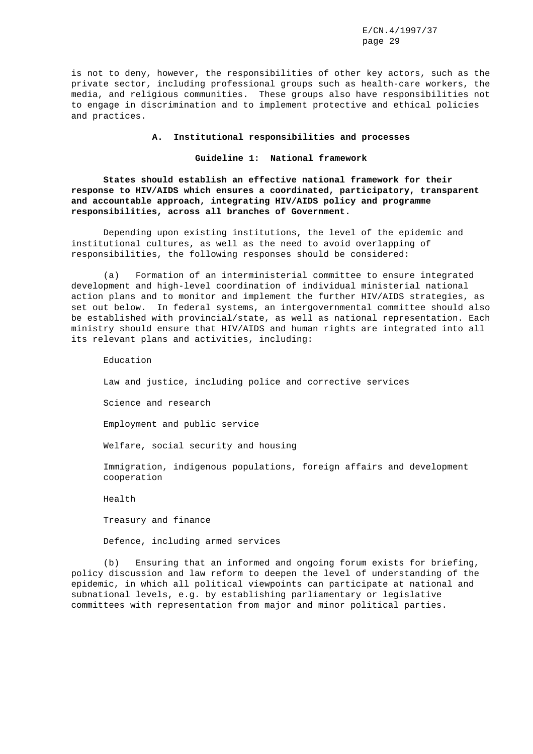is not to deny, however, the responsibilities of other key actors, such as the private sector, including professional groups such as health-care workers, the media, and religious communities. These groups also have responsibilities not to engage in discrimination and to implement protective and ethical policies and practices.

## A. Institutional responsibilities and processes

### Guideline 1: National framework

**States should establish an effective national framework for their response to HIV/AIDS which ensures a coordinated, participatory, transparent and accountable approach, integrating HIV/AIDS policy and programme responsibilities, across all branches of Government.**

Depending upon existing institutions, the level of the epidemic and institutional cultures, as well as the need to avoid overlapping of responsibilities, the following responses should be considered:

(a) Formation of an interministerial committee to ensure integrated development and high-level coordination of individual ministerial national action plans and to monitor and implement the further HIV/AIDS strategies, as set out below. In federal systems, an intergovernmental committee should also be established with provincial/state, as well as national representation. Each ministry should ensure that HIV/AIDS and human rights are integrated into all its relevant plans and activities, including:

Education

Law and justice, including police and corrective services

Science and research

Employment and public service

Welfare, social security and housing

Immigration, indigenous populations, foreign affairs and development cooperation

Health

Treasury and finance

Defence, including armed services

(b) Ensuring that an informed and ongoing forum exists for briefing, policy discussion and law reform to deepen the level of understanding of the epidemic, in which all political viewpoints can participate at national and subnational levels, e.g. by establishing parliamentary or legislative committees with representation from major and minor political parties.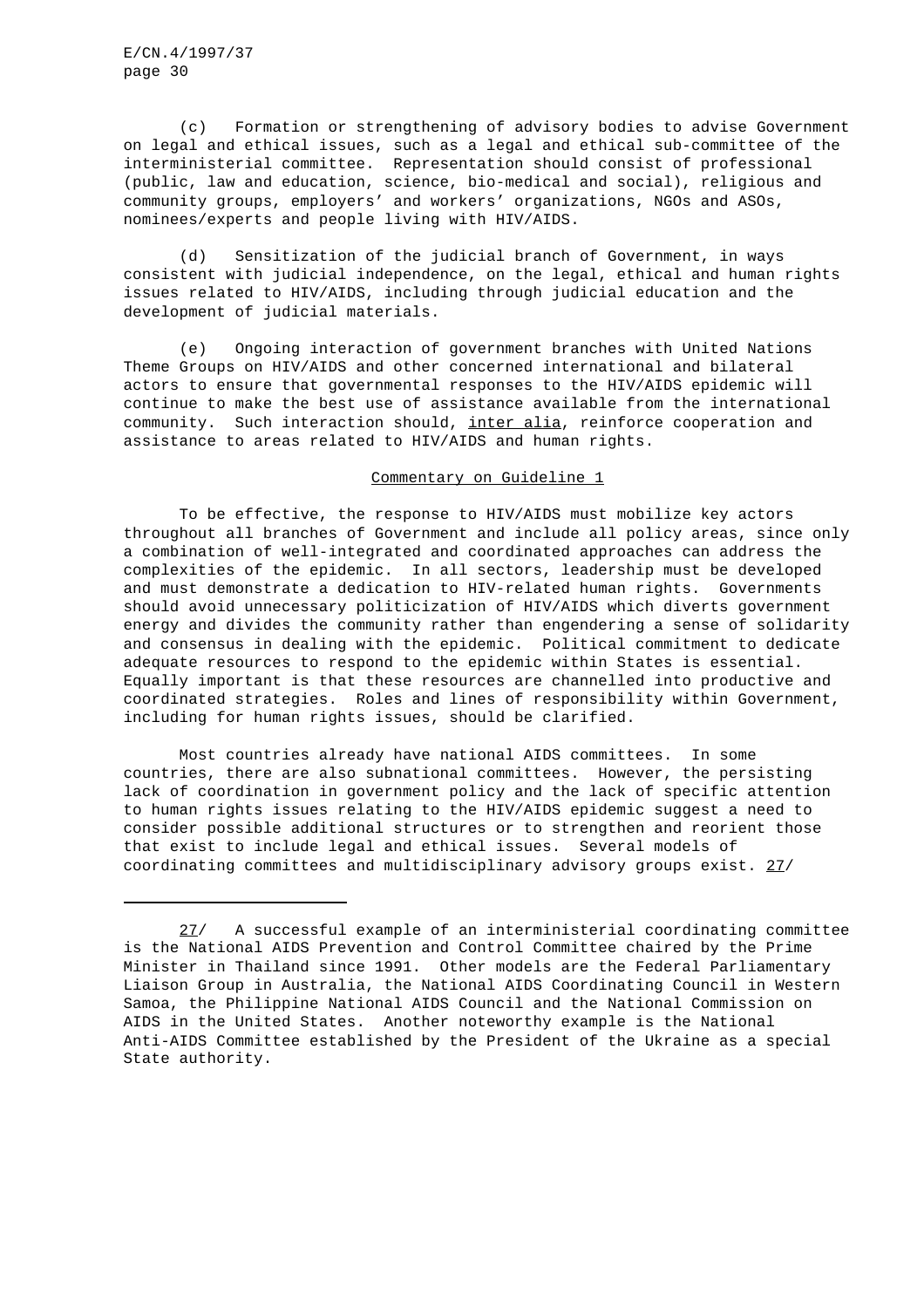(c) Formation or strengthening of advisory bodies to advise Government on legal and ethical issues, such as a legal and ethical sub-committee of the interministerial committee. Representation should consist of professional (public, law and education, science, bio-medical and social), religious and community groups, employers' and workers' organizations, NGOs and ASOs, nominees/experts and people living with HIV/AIDS.

(d) Sensitization of the judicial branch of Government, in ways consistent with judicial independence, on the legal, ethical and human rights issues related to HIV/AIDS, including through judicial education and the development of judicial materials.

(e) Ongoing interaction of government branches with United Nations Theme Groups on HIV/AIDS and other concerned international and bilateral actors to ensure that governmental responses to the HIV/AIDS epidemic will continue to make the best use of assistance available from the international community. Such interaction should, *inter alia*, reinforce cooperation and assistance to areas related to HIV/AIDS and human rights.

## Commentary on Guideline 1

To be effective, the response to HIV/AIDS must mobilize key actors throughout all branches of Government and include all policy areas, since only a combination of well-integrated and coordinated approaches can address the complexities of the epidemic. In all sectors, leadership must be developed and must demonstrate a dedication to HIV-related human rights. Governments should avoid unnecessary politicization of HIV/AIDS which diverts government energy and divides the community rather than engendering a sense of solidarity and consensus in dealing with the epidemic. Political commitment to dedicate adequate resources to respond to the epidemic within States is essential. Equally important is that these resources are channelled into productive and coordinated strategies. Roles and lines of responsibility within Government, including for human rights issues, should be clarified.

Most countries already have national AIDS committees. In some countries, there are also subnational committees. However, the persisting lack of coordination in government policy and the lack of specific attention to human rights issues relating to the HIV/AIDS epidemic suggest a need to consider possible additional structures or to strengthen and reorient those that exist to include legal and ethical issues. Several models of coordinating committees and multidisciplinary advisory groups exist. 27/

---

27/ A successful example of an interministerial coordinating committee is the National AIDS Prevention and Control Committee chaired by the Prime Minister in Thailand since 1991. Other models are the Federal Parliamentary Liaison Group in Australia, the National AIDS Coordinating Council in Western Samoa, the Philippine National AIDS Council and the National Commission on AIDS in the United States. Another noteworthy example is the National Anti-AIDS Committee established by the President of the Ukraine as a special State authority.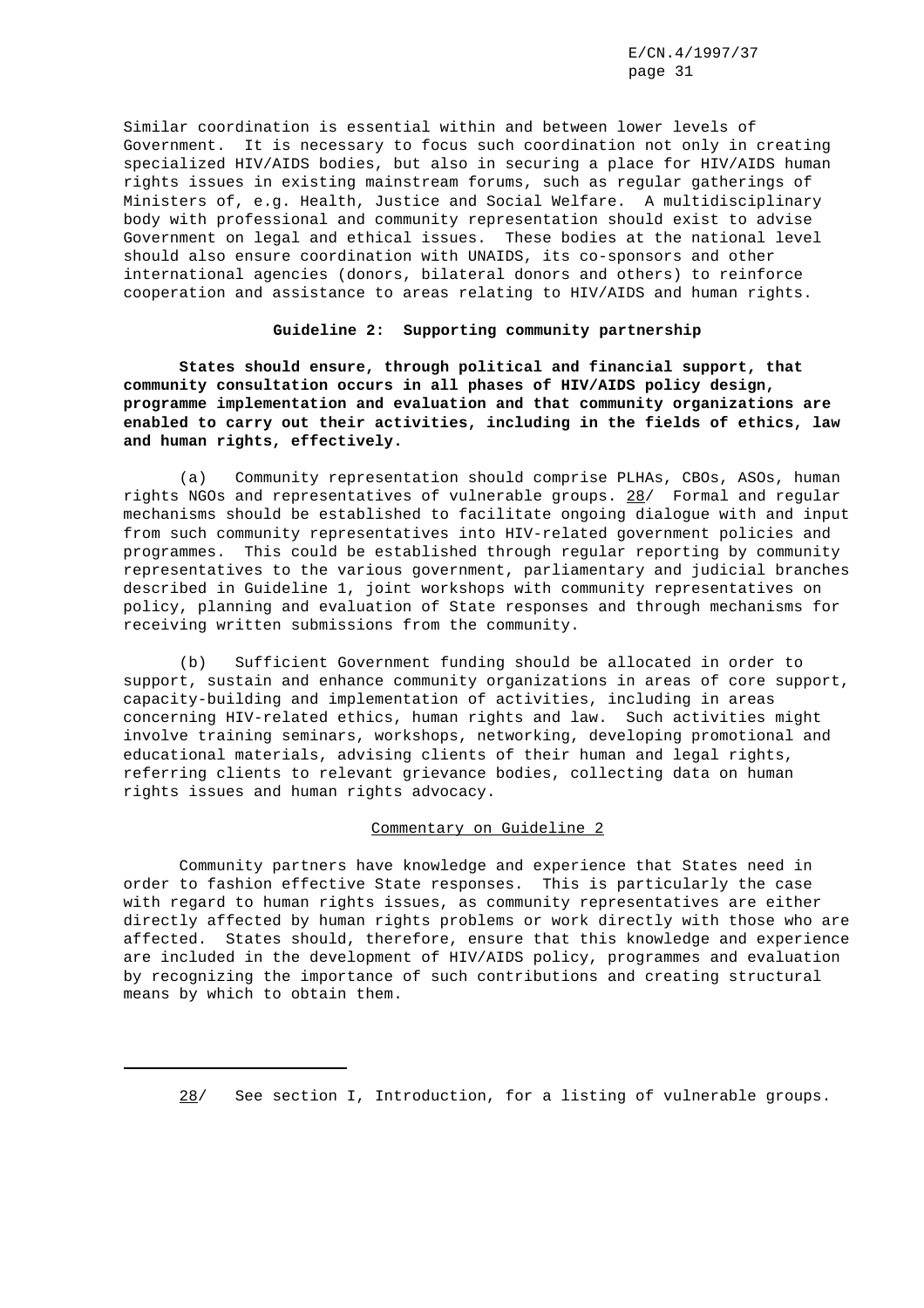Similar coordination is essential within and between lower levels of Government. It is necessary to focus such coordination not only in creating specialized HIV/AIDS bodies, but also in securing a place for HIV/AIDS human rights issues in existing mainstream forums, such as regular gatherings of Ministers of, e.g. Health, Justice and Social Welfare. A multidisciplinary body with professional and community representation should exist to advise Government on legal and ethical issues. These bodies at the national level should also ensure coordination with UNAIDS, its co-sponsors and other international agencies (donors, bilateral donors and others) to reinforce cooperation and assistance to areas relating to HIV/AIDS and human rights.

**Guideline 2: Supporting community partnership**

**States should ensure, through political and financial support, that community consultation occurs in all phases of HIV/AIDS policy design, programme implementation and evaluation and that community organizations are enabled to carry out their activities, including in the fields of ethics, law and human rights, effectively.**

(a) Community representation should comprise PLHAs, CBOs, ASOs, human rights NGOs and representatives of vulnerable groups. 28/ Formal and regular mechanisms should be established to facilitate ongoing dialogue with and input from such community representatives into HIV-related government policies and programmes. This could be established through regular reporting by community representatives to the various government, parliamentary and judicial branches described in Guideline 1, joint workshops with community representatives on policy, planning and evaluation of State responses and through mechanisms for receiving written submissions from the community.

(b) Sufficient Government funding should be allocated in order to support, sustain and enhance community organizations in areas of core support, capacity-building and implementation of activities, including in areas concerning HIV-related ethics, human rights and law. Such activities might involve training seminars, workshops, networking, developing promotional and educational materials, advising clients of their human and legal rights, referring clients to relevant grievance bodies, collecting data on human rights issues and human rights advocacy.

Commentary on Guideline 2

Community partners have knowledge and experience that States need in order to fashion effective State responses. This is particularly the case with regard to human rights issues, as community representatives are either directly affected by human rights problems or work directly with those who are affected. States should, therefore, ensure that this knowledge and experience are included in the development of HIV/AIDS policy, programmes and evaluation by recognizing the importance of such contributions and creating structural means by which to obtain them.

---

28/ See section I, Introduction, for a listing of vulnerable groups.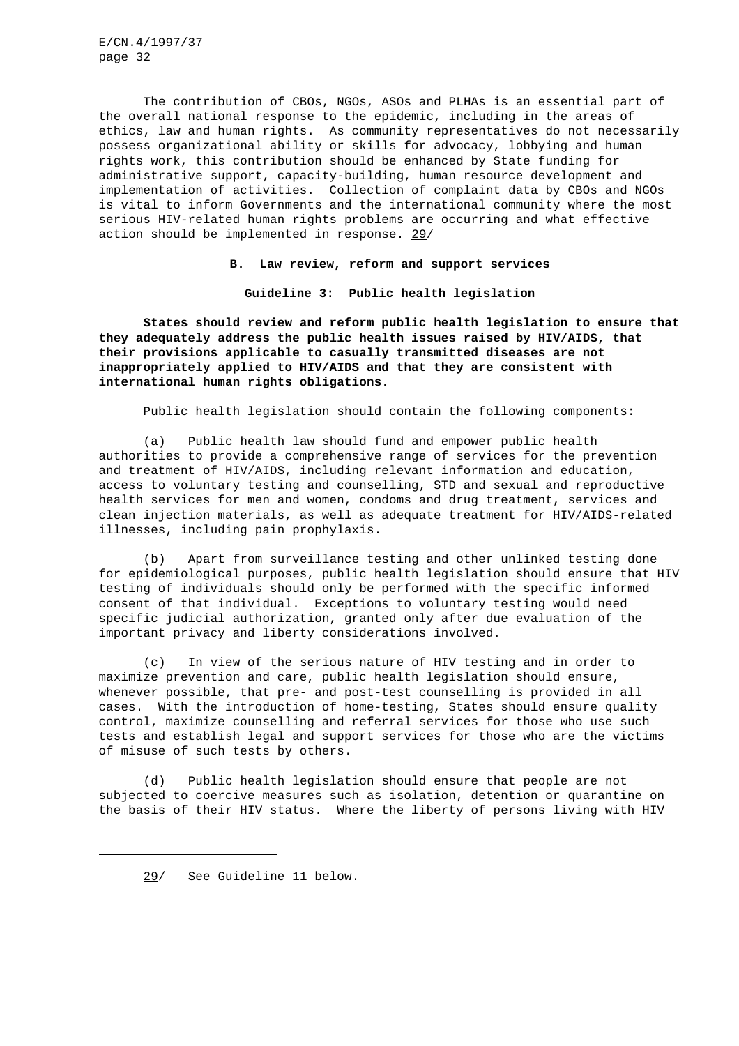The contribution of CBOs, NGOs, ASOs and PLHAs is an essential part of the overall national response to the epidemic, including in the areas of ethics, law and human rights. As community representatives do not necessarily possess organizational ability or skills for advocacy, lobbying and human rights work, this contribution should be enhanced by State funding for administrative support, capacity-building, human resource development and implementation of activities. Collection of complaint data by CBOs and NGOs is vital to inform Governments and the international community where the most serious HIV-related human rights problems are occurring and what effective action should be implemented in response. 29/

## B. Law review, reform and support services

### Guideline 3: Public health legislation

**States should review and reform public health legislation to ensure that they adequately address the public health issues raised by HIV/AIDS, that their provisions applicable to casually transmitted diseases are not inappropriately applied to HIV/AIDS and that they are consistent with international human rights obligations.**

Public health legislation should contain the following components:

(a) Public health law should fund and empower public health authorities to provide a comprehensive range of services for the prevention and treatment of HIV/AIDS, including relevant information and education, access to voluntary testing and counselling, STD and sexual and reproductive health services for men and women, condoms and drug treatment, services and clean injection materials, as well as adequate treatment for HIV/AIDS-related illnesses, including pain prophylaxis.

(b) Apart from surveillance testing and other unlinked testing done for epidemiological purposes, public health legislation should ensure that HIV testing of individuals should only be performed with the specific informed consent of that individual. Exceptions to voluntary testing would need specific judicial authorization, granted only after due evaluation of the important privacy and liberty considerations involved.

(c) In view of the serious nature of HIV testing and in order to maximize prevention and care, public health legislation should ensure, whenever possible, that pre- and post-test counselling is provided in all cases. With the introduction of home-testing, States should ensure quality control, maximize counselling and referral services for those who use such tests and establish legal and support services for those who are the victims of misuse of such tests by others.

(d) Public health legislation should ensure that people are not subjected to coercive measures such as isolation, detention or quarantine on the basis of their HIV status. Where the liberty of persons living with HIV

---

29/ See Guideline 11 below.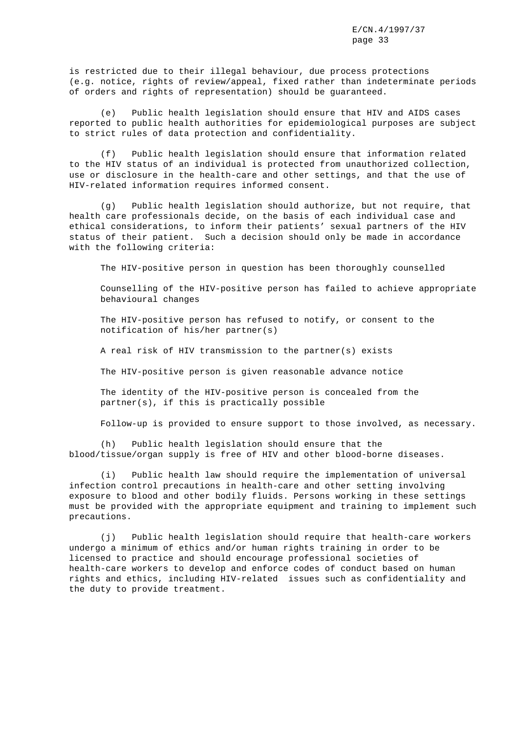is restricted due to their illegal behaviour, due process protections (e.g. notice, rights of review/appeal, fixed rather than indeterminate periods of orders and rights of representation) should be guaranteed.

(e) Public health legislation should ensure that HIV and AIDS cases reported to public health authorities for epidemiological purposes are subject to strict rules of data protection and confidentiality.

(f) Public health legislation should ensure that information related to the HIV status of an individual is protected from unauthorized collection, use or disclosure in the health-care and other settings, and that the use of HIV-related information requires informed consent.

(g) Public health legislation should authorize, but not require, that health care professionals decide, on the basis of each individual case and ethical considerations, to inform their patients' sexual partners of the HIV status of their patient. Such a decision should only be made in accordance with the following criteria:

The HIV-positive person in question has been thoroughly counselled

Counselling of the HIV-positive person has failed to achieve appropriate behavioural changes

The HIV-positive person has refused to notify, or consent to the notification of his/her partner(s)

A real risk of HIV transmission to the partner(s) exists

The HIV-positive person is given reasonable advance notice

The identity of the HIV-positive person is concealed from the partner(s), if this is practically possible

Follow-up is provided to ensure support to those involved, as necessary.

(h) Public health legislation should ensure that the blood/tissue/organ supply is free of HIV and other blood-borne diseases.

(i) Public health law should require the implementation of universal infection control precautions in health-care and other setting involving exposure to blood and other bodily fluids. Persons working in these settings must be provided with the appropriate equipment and training to implement such precautions.

(j) Public health legislation should require that health-care workers undergo a minimum of ethics and/or human rights training in order to be licensed to practice and should encourage professional societies of health-care workers to develop and enforce codes of conduct based on human rights and ethics, including HIV-related issues such as confidentiality and the duty to provide treatment.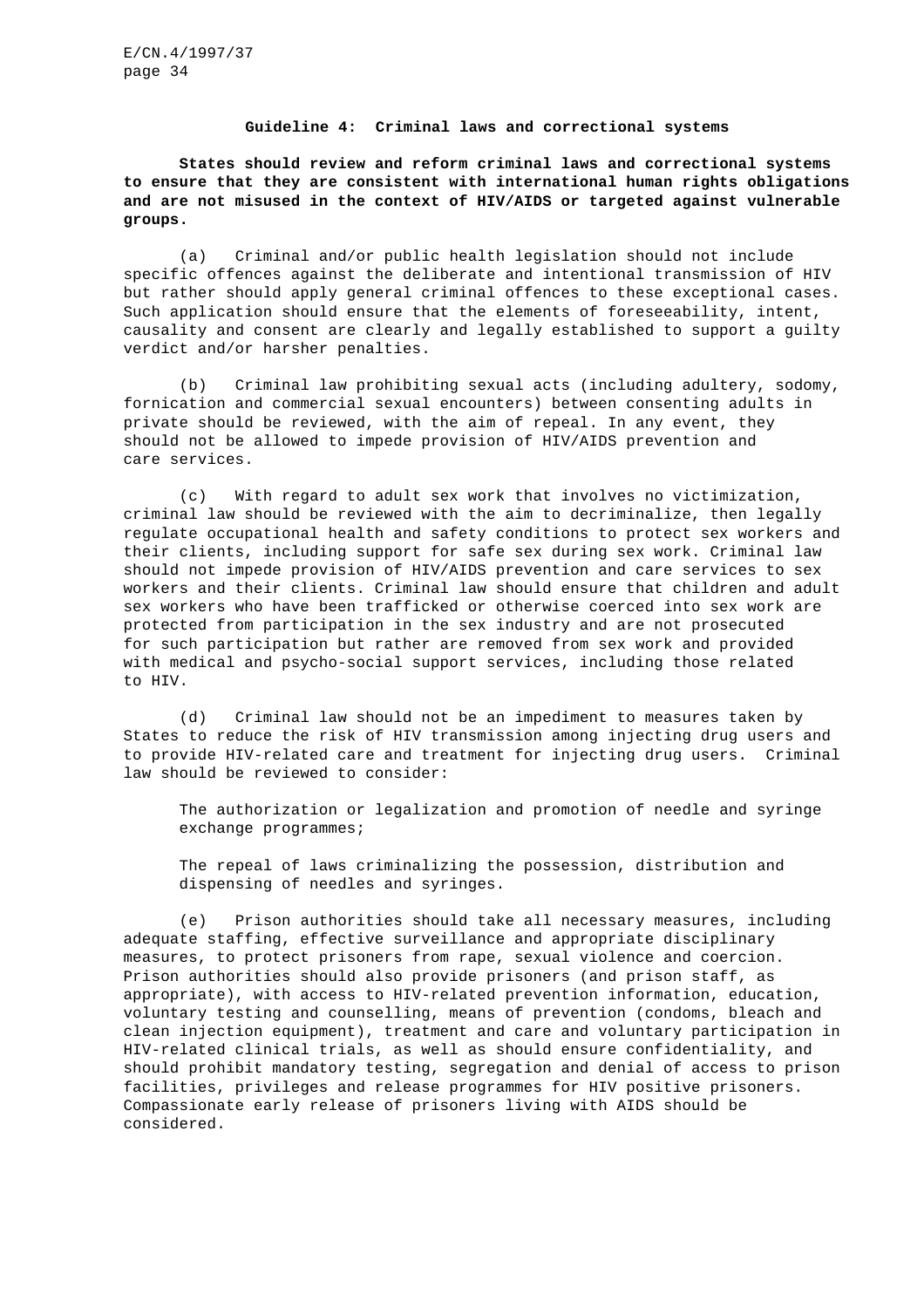## Guideline 4: Criminal laws and correctional systems

**States should review and reform criminal laws and correctional systems to ensure that they are consistent with international human rights obligations and are not misused in the context of HIV/AIDS or targeted against vulnerable groups.**

(a) Criminal and/or public health legislation should not include specific offences against the deliberate and intentional transmission of HIV but rather should apply general criminal offences to these exceptional cases. Such application should ensure that the elements of foreseeability, intent, causality and consent are clearly and legally established to support a guilty verdict and/or harsher penalties.

(b) Criminal law prohibiting sexual acts (including adultery, sodomy, fornication and commercial sexual encounters) between consenting adults in private should be reviewed, with the aim of repeal. In any event, they should not be allowed to impede provision of HIV/AIDS prevention and care services.

(c) With regard to adult sex work that involves no victimization, criminal law should be reviewed with the aim to decriminalize, then legally regulate occupational health and safety conditions to protect sex workers and their clients, including support for safe sex during sex work. Criminal law should not impede provision of HIV/AIDS prevention and care services to sex workers and their clients. Criminal law should ensure that children and adult sex workers who have been trafficked or otherwise coerced into sex work are protected from participation in the sex industry and are not prosecuted for such participation but rather are removed from sex work and provided with medical and psycho-social support services, including those related to HIV.

(d) Criminal law should not be an impediment to measures taken by States to reduce the risk of HIV transmission among injecting drug users and to provide HIV-related care and treatment for injecting drug users. Criminal law should be reviewed to consider:

The authorization or legalization and promotion of needle and syringe exchange programmes;

The repeal of laws criminalizing the possession, distribution and dispensing of needles and syringes.

(e) Prison authorities should take all necessary measures, including adequate staffing, effective surveillance and appropriate disciplinary measures, to protect prisoners from rape, sexual violence and coercion. Prison authorities should also provide prisoners (and prison staff, as appropriate), with access to HIV-related prevention information, education, voluntary testing and counselling, means of prevention (condoms, bleach and clean injection equipment), treatment and care and voluntary participation in HIV-related clinical trials, as well as should ensure confidentiality, and should prohibit mandatory testing, segregation and denial of access to prison facilities, privileges and release programmes for HIV positive prisoners. Compassionate early release of prisoners living with AIDS should be considered.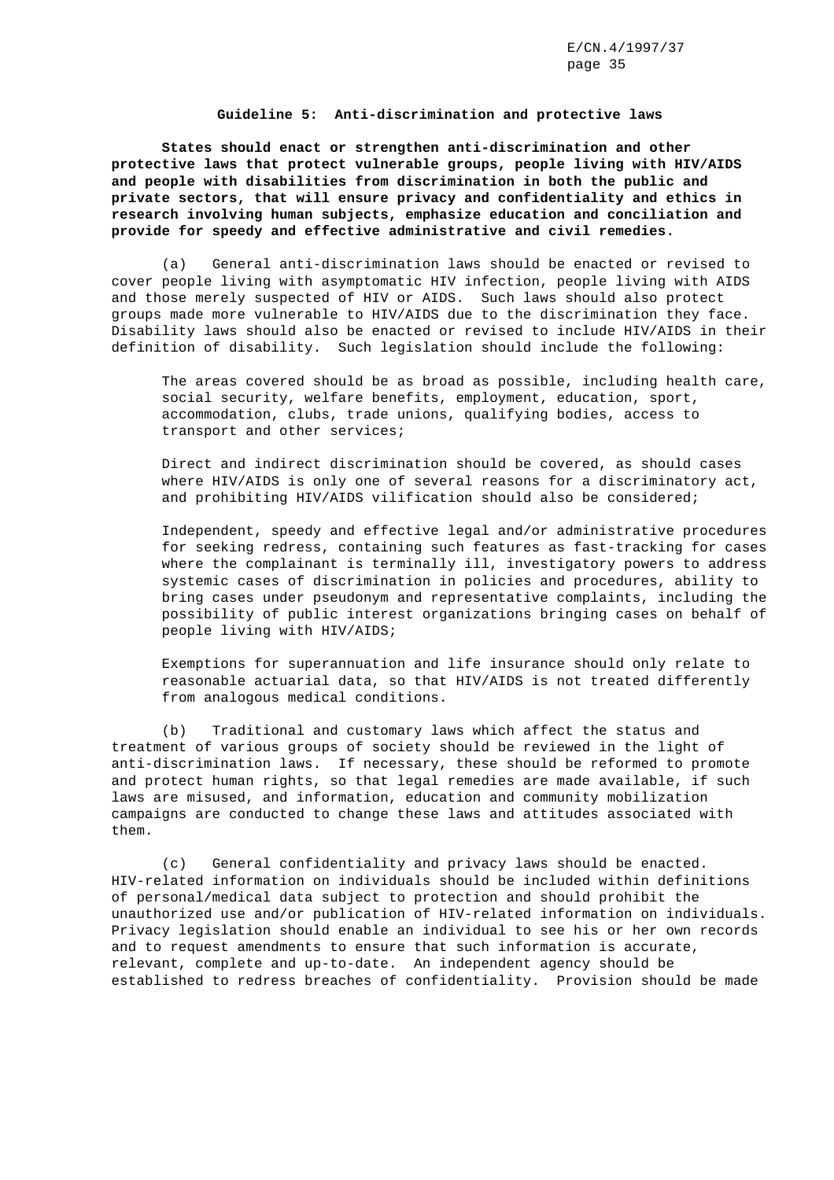## Guideline 5: Anti-discrimination and protective laws

**States should enact or strengthen anti-discrimination and other protective laws that protect vulnerable groups, people living with HIV/AIDS and people with disabilities from discrimination in both the public and private sectors, that will ensure privacy and confidentiality and ethics in research involving human subjects, emphasize education and conciliation and provide for speedy and effective administrative and civil remedies.**

(a) General anti-discrimination laws should be enacted or revised to cover people living with asymptomatic HIV infection, people living with AIDS and those merely suspected of HIV or AIDS. Such laws should also protect groups made more vulnerable to HIV/AIDS due to the discrimination they face. Disability laws should also be enacted or revised to include HIV/AIDS in their definition of disability. Such legislation should include the following:

> The areas covered should be as broad as possible, including health care, social security, welfare benefits, employment, education, sport, accommodation, clubs, trade unions, qualifying bodies, access to transport and other services;
>
> Direct and indirect discrimination should be covered, as should cases where HIV/AIDS is only one of several reasons for a discriminatory act, and prohibiting HIV/AIDS vilification should also be considered;
>
> Independent, speedy and effective legal and/or administrative procedures for seeking redress, containing such features as fast-tracking for cases where the complainant is terminally ill, investigatory powers to address systemic cases of discrimination in policies and procedures, ability to bring cases under pseudonym and representative complaints, including the possibility of public interest organizations bringing cases on behalf of people living with HIV/AIDS;
>
> Exemptions for superannuation and life insurance should only relate to reasonable actuarial data, so that HIV/AIDS is not treated differently from analogous medical conditions.

(b) Traditional and customary laws which affect the status and treatment of various groups of society should be reviewed in the light of anti-discrimination laws. If necessary, these should be reformed to promote and protect human rights, so that legal remedies are made available, if such laws are misused, and information, education and community mobilization campaigns are conducted to change these laws and attitudes associated with them.

(c) General confidentiality and privacy laws should be enacted. HIV-related information on individuals should be included within definitions of personal/medical data subject to protection and should prohibit the unauthorized use and/or publication of HIV-related information on individuals. Privacy legislation should enable an individual to see his or her own records and to request amendments to ensure that such information is accurate, relevant, complete and up-to-date. An independent agency should be established to redress breaches of confidentiality. Provision should be made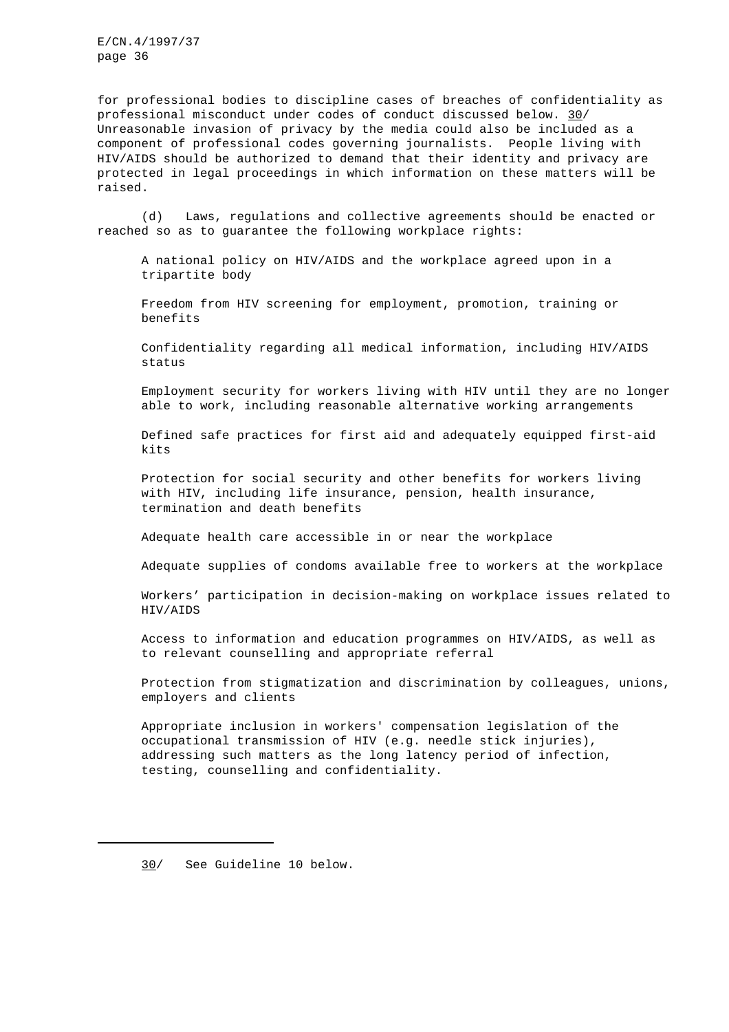for professional bodies to discipline cases of breaches of confidentiality as professional misconduct under codes of conduct discussed below. [30] Unreasonable invasion of privacy by the media could also be included as a component of professional codes governing journalists. People living with HIV/AIDS should be authorized to demand that their identity and privacy are protected in legal proceedings in which information on these matters will be raised.

(d) Laws, regulations and collective agreements should be enacted or reached so as to guarantee the following workplace rights:

A national policy on HIV/AIDS and the workplace agreed upon in a tripartite body

Freedom from HIV screening for employment, promotion, training or benefits

Confidentiality regarding all medical information, including HIV/AIDS status

Employment security for workers living with HIV until they are no longer able to work, including reasonable alternative working arrangements

Defined safe practices for first aid and adequately equipped first-aid kits

Protection for social security and other benefits for workers living with HIV, including life insurance, pension, health insurance, termination and death benefits

Adequate health care accessible in or near the workplace

Adequate supplies of condoms available free to workers at the workplace

Workers' participation in decision-making on workplace issues related to HIV/AIDS

Access to information and education programmes on HIV/AIDS, as well as to relevant counselling and appropriate referral

Protection from stigmatization and discrimination by colleagues, unions, employers and clients

Appropriate inclusion in workers' compensation legislation of the occupational transmission of HIV (e.g. needle stick injuries), addressing such matters as the long latency period of infection, testing, counselling and confidentiality.

---

30/ See Guideline 10 below.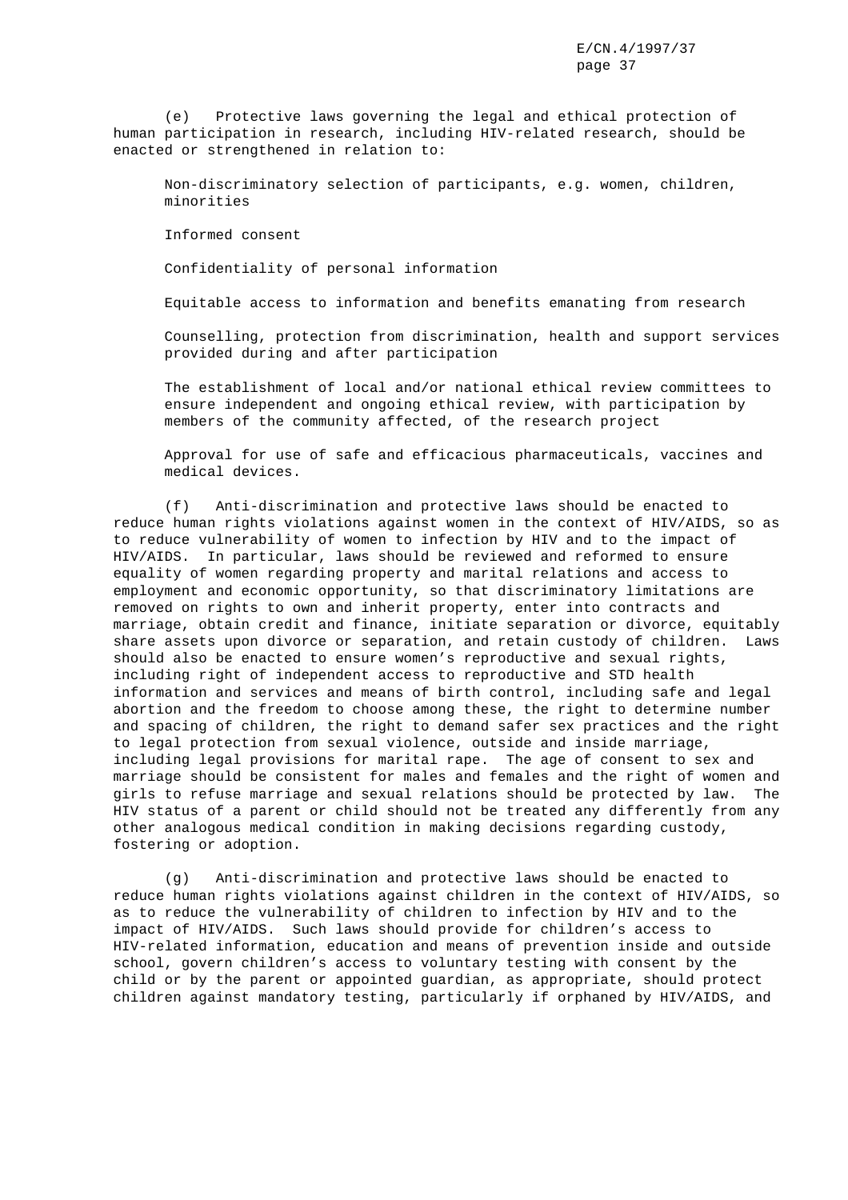(e) Protective laws governing the legal and ethical protection of human participation in research, including HIV-related research, should be enacted or strengthened in relation to:

Non-discriminatory selection of participants, e.g. women, children, minorities

Informed consent

Confidentiality of personal information

Equitable access to information and benefits emanating from research

Counselling, protection from discrimination, health and support services provided during and after participation

The establishment of local and/or national ethical review committees to ensure independent and ongoing ethical review, with participation by members of the community affected, of the research project

Approval for use of safe and efficacious pharmaceuticals, vaccines and medical devices.

(f) Anti-discrimination and protective laws should be enacted to reduce human rights violations against women in the context of HIV/AIDS, so as to reduce vulnerability of women to infection by HIV and to the impact of HIV/AIDS. In particular, laws should be reviewed and reformed to ensure equality of women regarding property and marital relations and access to employment and economic opportunity, so that discriminatory limitations are removed on rights to own and inherit property, enter into contracts and marriage, obtain credit and finance, initiate separation or divorce, equitably share assets upon divorce or separation, and retain custody of children. Laws should also be enacted to ensure women's reproductive and sexual rights, including right of independent access to reproductive and STD health information and services and means of birth control, including safe and legal abortion and the freedom to choose among these, the right to determine number and spacing of children, the right to demand safer sex practices and the right to legal protection from sexual violence, outside and inside marriage, including legal provisions for marital rape. The age of consent to sex and marriage should be consistent for males and females and the right of women and girls to refuse marriage and sexual relations should be protected by law. The HIV status of a parent or child should not be treated any differently from any other analogous medical condition in making decisions regarding custody, fostering or adoption.

(g) Anti-discrimination and protective laws should be enacted to reduce human rights violations against children in the context of HIV/AIDS, so as to reduce the vulnerability of children to infection by HIV and to the impact of HIV/AIDS. Such laws should provide for children's access to HIV-related information, education and means of prevention inside and outside school, govern children's access to voluntary testing with consent by the child or by the parent or appointed guardian, as appropriate, should protect children against mandatory testing, particularly if orphaned by HIV/AIDS, and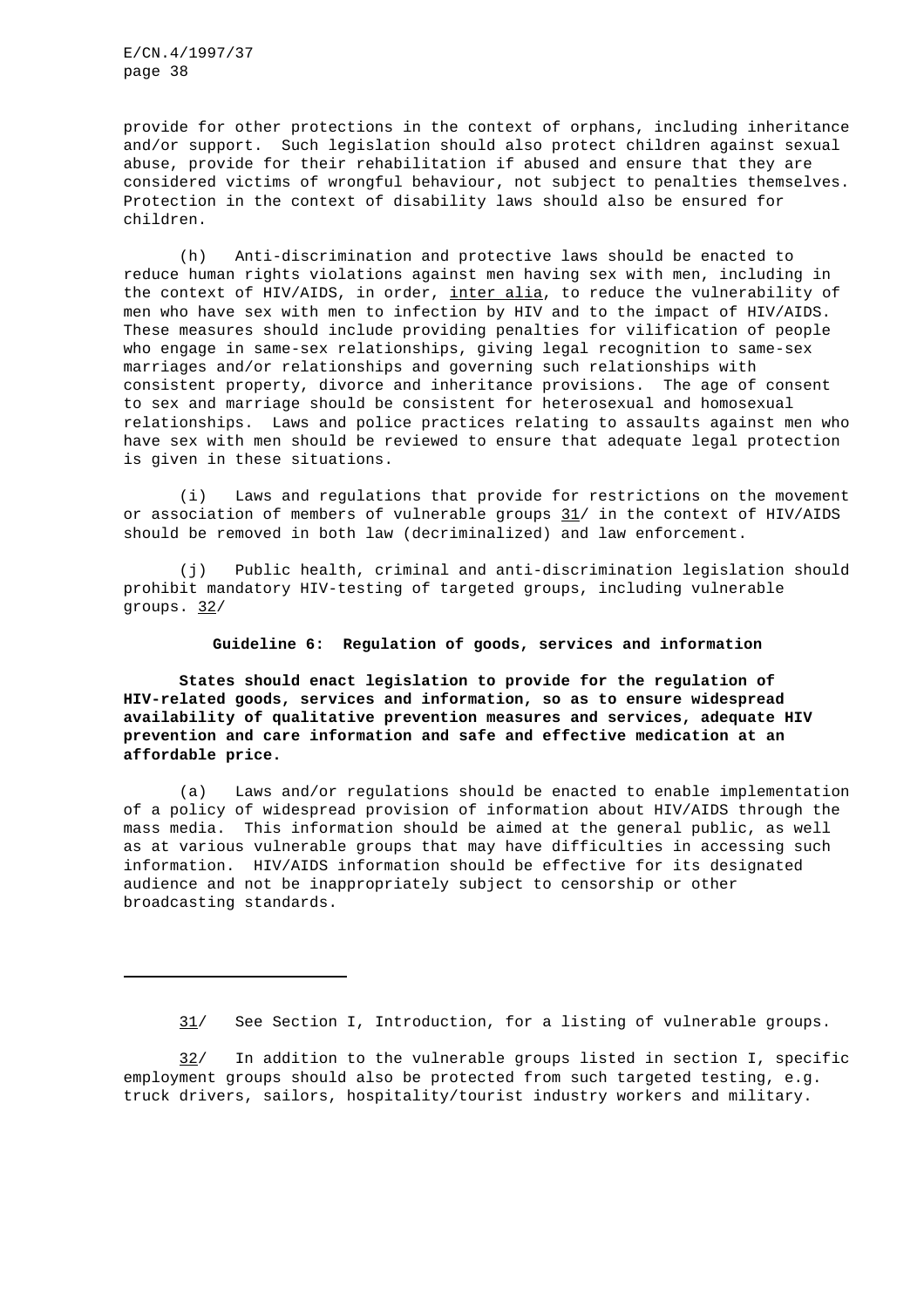provide for other protections in the context of orphans, including inheritance and/or support. Such legislation should also protect children against sexual abuse, provide for their rehabilitation if abused and ensure that they are considered victims of wrongful behaviour, not subject to penalties themselves. Protection in the context of disability laws should also be ensured for children.

(h) Anti-discrimination and protective laws should be enacted to reduce human rights violations against men having sex with men, including in the context of HIV/AIDS, in order, *inter alia*, to reduce the vulnerability of men who have sex with men to infection by HIV and to the impact of HIV/AIDS. These measures should include providing penalties for vilification of people who engage in same-sex relationships, giving legal recognition to same-sex marriages and/or relationships and governing such relationships with consistent property, divorce and inheritance provisions. The age of consent to sex and marriage should be consistent for heterosexual and homosexual relationships. Laws and police practices relating to assaults against men who have sex with men should be reviewed to ensure that adequate legal protection is given in these situations.

(i) Laws and regulations that provide for restrictions on the movement or association of members of vulnerable groups 31/ in the context of HIV/AIDS should be removed in both law (decriminalized) and law enforcement.

(j) Public health, criminal and anti-discrimination legislation should prohibit mandatory HIV-testing of targeted groups, including vulnerable groups. 32/

**Guideline 6: Regulation of goods, services and information**

**States should enact legislation to provide for the regulation of HIV-related goods, services and information, so as to ensure widespread availability of qualitative prevention measures and services, adequate HIV prevention and care information and safe and effective medication at an affordable price.**

(a) Laws and/or regulations should be enacted to enable implementation of a policy of widespread provision of information about HIV/AIDS through the mass media. This information should be aimed at the general public, as well as at various vulnerable groups that may have difficulties in accessing such information. HIV/AIDS information should be effective for its designated audience and not be inappropriately subject to censorship or other broadcasting standards.

---

31/ See Section I, Introduction, for a listing of vulnerable groups.

32/ In addition to the vulnerable groups listed in section I, specific employment groups should also be protected from such targeted testing, e.g. truck drivers, sailors, hospitality/tourist industry workers and military.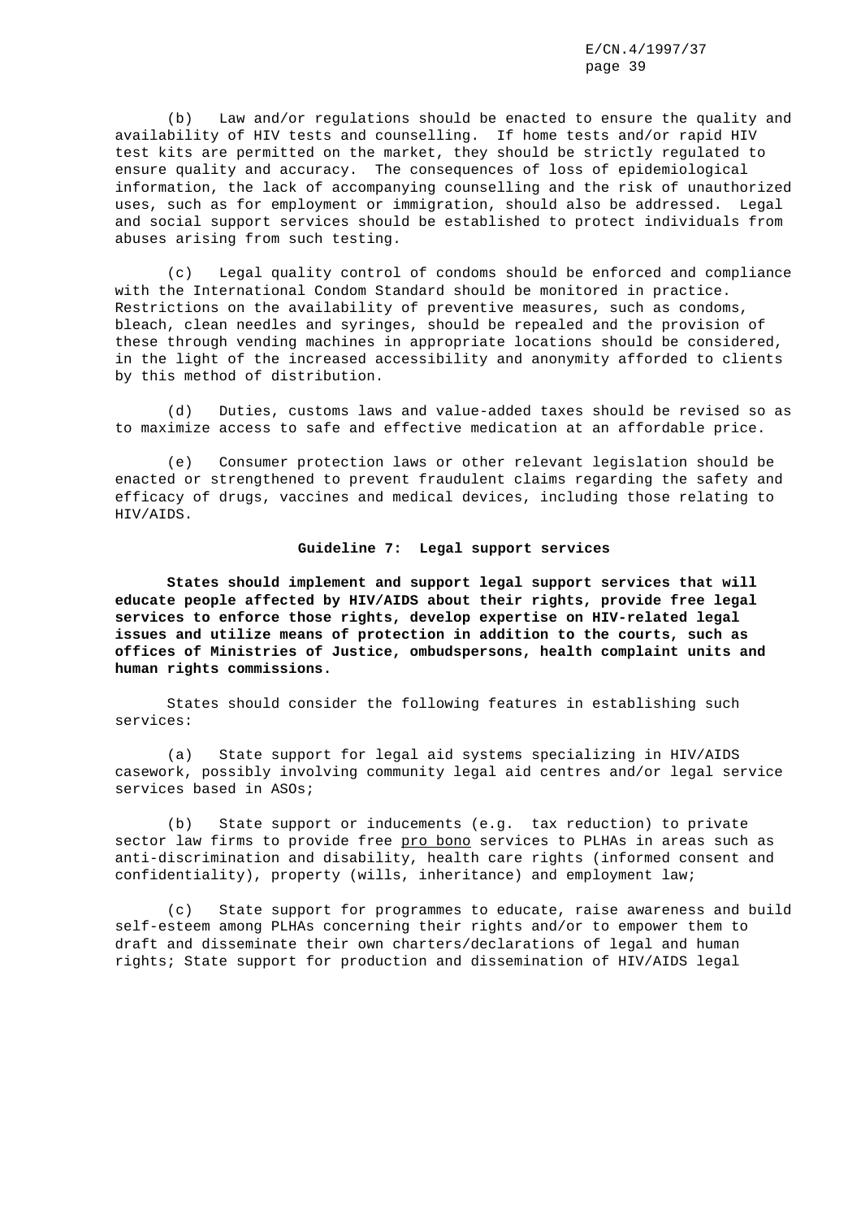(b) Law and/or regulations should be enacted to ensure the quality and availability of HIV tests and counselling. If home tests and/or rapid HIV test kits are permitted on the market, they should be strictly regulated to ensure quality and accuracy. The consequences of loss of epidemiological information, the lack of accompanying counselling and the risk of unauthorized uses, such as for employment or immigration, should also be addressed. Legal and social support services should be established to protect individuals from abuses arising from such testing.

(c) Legal quality control of condoms should be enforced and compliance with the International Condom Standard should be monitored in practice. Restrictions on the availability of preventive measures, such as condoms, bleach, clean needles and syringes, should be repealed and the provision of these through vending machines in appropriate locations should be considered, in the light of the increased accessibility and anonymity afforded to clients by this method of distribution.

(d) Duties, customs laws and value-added taxes should be revised so as to maximize access to safe and effective medication at an affordable price.

(e) Consumer protection laws or other relevant legislation should be enacted or strengthened to prevent fraudulent claims regarding the safety and efficacy of drugs, vaccines and medical devices, including those relating to HIV/AIDS.

## Guideline 7: Legal support services

**States should implement and support legal support services that will educate people affected by HIV/AIDS about their rights, provide free legal services to enforce those rights, develop expertise on HIV-related legal issues and utilize means of protection in addition to the courts, such as offices of Ministries of Justice, ombudspersons, health complaint units and human rights commissions.**

States should consider the following features in establishing such services:

(a) State support for legal aid systems specializing in HIV/AIDS casework, possibly involving community legal aid centres and/or legal service services based in ASOs;

(b) State support or inducements (e.g. tax reduction) to private sector law firms to provide free pro bono services to PLHAs in areas such as anti-discrimination and disability, health care rights (informed consent and confidentiality), property (wills, inheritance) and employment law;

(c) State support for programmes to educate, raise awareness and build self-esteem among PLHAs concerning their rights and/or to empower them to draft and disseminate their own charters/declarations of legal and human rights; State support for production and dissemination of HIV/AIDS legal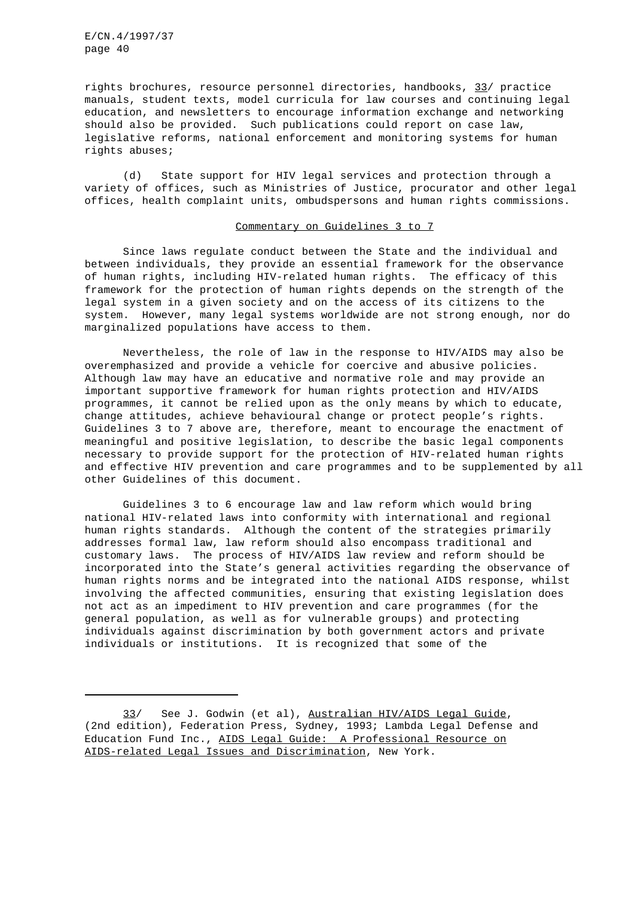rights brochures, resource personnel directories, handbooks, 33/ practice manuals, student texts, model curricula for law courses and continuing legal education, and newsletters to encourage information exchange and networking should also be provided. Such publications could report on case law, legislative reforms, national enforcement and monitoring systems for human rights abuses;

(d) State support for HIV legal services and protection through a variety of offices, such as Ministries of Justice, procurator and other legal offices, health complaint units, ombudspersons and human rights commissions.

## Commentary on Guidelines 3 to 7

Since laws regulate conduct between the State and the individual and between individuals, they provide an essential framework for the observance of human rights, including HIV-related human rights. The efficacy of this framework for the protection of human rights depends on the strength of the legal system in a given society and on the access of its citizens to the system. However, many legal systems worldwide are not strong enough, nor do marginalized populations have access to them.

Nevertheless, the role of law in the response to HIV/AIDS may also be overemphasized and provide a vehicle for coercive and abusive policies. Although law may have an educative and normative role and may provide an important supportive framework for human rights protection and HIV/AIDS programmes, it cannot be relied upon as the only means by which to educate, change attitudes, achieve behavioural change or protect people's rights. Guidelines 3 to 7 above are, therefore, meant to encourage the enactment of meaningful and positive legislation, to describe the basic legal components necessary to provide support for the protection of HIV-related human rights and effective HIV prevention and care programmes and to be supplemented by all other Guidelines of this document.

Guidelines 3 to 6 encourage law and law reform which would bring national HIV-related laws into conformity with international and regional human rights standards. Although the content of the strategies primarily addresses formal law, law reform should also encompass traditional and customary laws. The process of HIV/AIDS law review and reform should be incorporated into the State's general activities regarding the observance of human rights norms and be integrated into the national AIDS response, whilst involving the affected communities, ensuring that existing legislation does not act as an impediment to HIV prevention and care programmes (for the general population, as well as for vulnerable groups) and protecting individuals against discrimination by both government actors and private individuals or institutions. It is recognized that some of the

---

33/ See J. Godwin (et al), Australian HIV/AIDS Legal Guide, (2nd edition), Federation Press, Sydney, 1993; Lambda Legal Defense and Education Fund Inc., AIDS Legal Guide: A Professional Resource on AIDS-related Legal Issues and Discrimination, New York.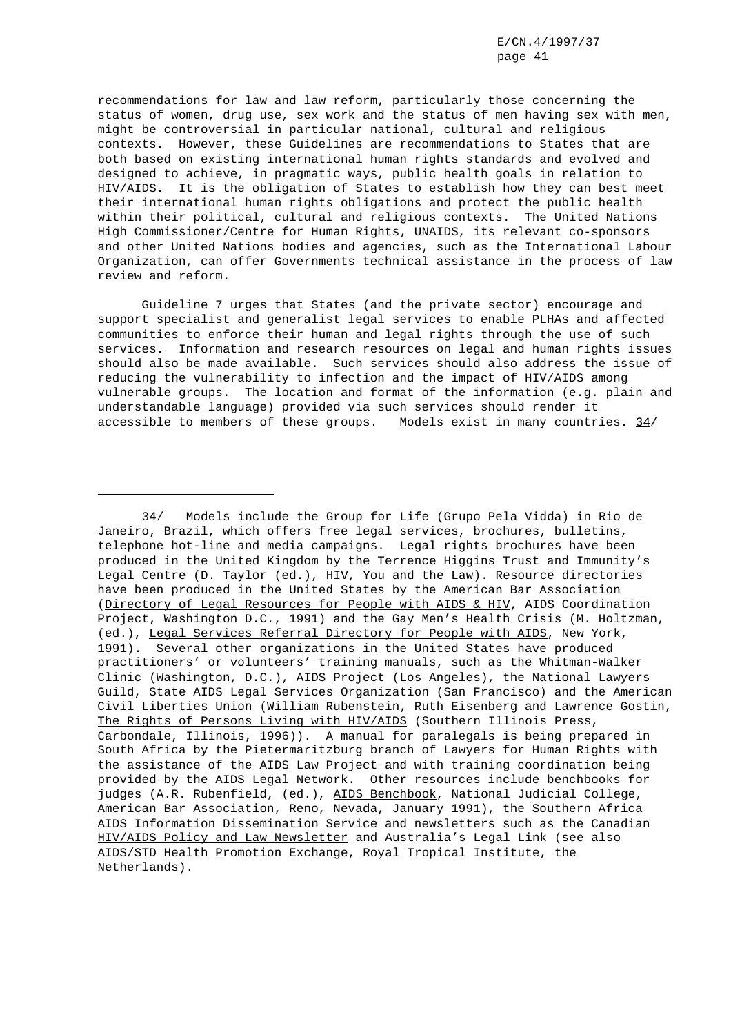recommendations for law and law reform, particularly those concerning the status of women, drug use, sex work and the status of men having sex with men, might be controversial in particular national, cultural and religious contexts. However, these Guidelines are recommendations to States that are both based on existing international human rights standards and evolved and designed to achieve, in pragmatic ways, public health goals in relation to HIV/AIDS. It is the obligation of States to establish how they can best meet their international human rights obligations and protect the public health within their political, cultural and religious contexts. The United Nations High Commissioner/Centre for Human Rights, UNAIDS, its relevant co-sponsors and other United Nations bodies and agencies, such as the International Labour Organization, can offer Governments technical assistance in the process of law review and reform.

Guideline 7 urges that States (and the private sector) encourage and support specialist and generalist legal services to enable PLHAs and affected communities to enforce their human and legal rights through the use of such services. Information and research resources on legal and human rights issues should also be made available. Such services should also address the issue of reducing the vulnerability to infection and the impact of HIV/AIDS among vulnerable groups. The location and format of the information (e.g. plain and understandable language) provided via such services should render it accessible to members of these groups. Models exist in many countries. 34/

---

34/ Models include the Group for Life (Grupo Pela Vidda) in Rio de Janeiro, Brazil, which offers free legal services, brochures, bulletins, telephone hot-line and media campaigns. Legal rights brochures have been produced in the United Kingdom by the Terrence Higgins Trust and Immunity's Legal Centre (D. Taylor (ed.), HIV, You and the Law). Resource directories have been produced in the United States by the American Bar Association (Directory of Legal Resources for People with AIDS & HIV, AIDS Coordination Project, Washington D.C., 1991) and the Gay Men's Health Crisis (M. Holtzman, (ed.), Legal Services Referral Directory for People with AIDS, New York, 1991). Several other organizations in the United States have produced practitioners' or volunteers' training manuals, such as the Whitman-Walker Clinic (Washington, D.C.), AIDS Project (Los Angeles), the National Lawyers Guild, State AIDS Legal Services Organization (San Francisco) and the American Civil Liberties Union (William Rubenstein, Ruth Eisenberg and Lawrence Gostin, The Rights of Persons Living with HIV/AIDS (Southern Illinois Press, Carbondale, Illinois, 1996)). A manual for paralegals is being prepared in South Africa by the Pietermaritzburg branch of Lawyers for Human Rights with the assistance of the AIDS Law Project and with training coordination being provided by the AIDS Legal Network. Other resources include benchbooks for judges (A.R. Rubenfield, (ed.), AIDS Benchbook, National Judicial College, American Bar Association, Reno, Nevada, January 1991), the Southern Africa AIDS Information Dissemination Service and newsletters such as the Canadian HIV/AIDS Policy and Law Newsletter and Australia's Legal Link (see also AIDS/STD Health Promotion Exchange, Royal Tropical Institute, the Netherlands).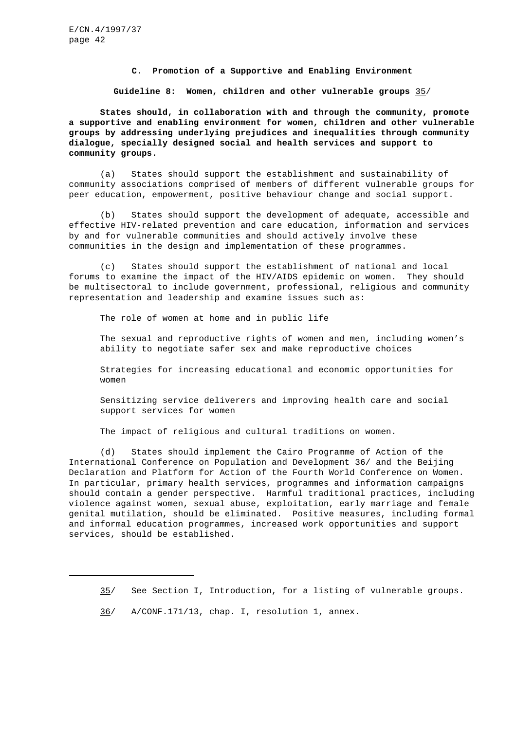## C. Promotion of a Supportive and Enabling Environment

### Guideline 8: Women, children and other vulnerable groups [35]

**States should, in collaboration with and through the community, promote a supportive and enabling environment for women, children and other vulnerable groups by addressing underlying prejudices and inequalities through community dialogue, specially designed social and health services and support to community groups.**

(a) States should support the establishment and sustainability of community associations comprised of members of different vulnerable groups for peer education, empowerment, positive behaviour change and social support.

(b) States should support the development of adequate, accessible and effective HIV-related prevention and care education, information and services by and for vulnerable communities and should actively involve these communities in the design and implementation of these programmes.

(c) States should support the establishment of national and local forums to examine the impact of the HIV/AIDS epidemic on women. They should be multisectoral to include government, professional, religious and community representation and leadership and examine issues such as:

The role of women at home and in public life

The sexual and reproductive rights of women and men, including women's ability to negotiate safer sex and make reproductive choices

Strategies for increasing educational and economic opportunities for women

Sensitizing service deliverers and improving health care and social support services for women

The impact of religious and cultural traditions on women.

(d) States should implement the Cairo Programme of Action of the International Conference on Population and Development [36] and the Beijing Declaration and Platform for Action of the Fourth World Conference on Women. In particular, primary health services, programmes and information campaigns should contain a gender perspective. Harmful traditional practices, including violence against women, sexual abuse, exploitation, early marriage and female genital mutilation, should be eliminated. Positive measures, including formal and informal education programmes, increased work opportunities and support services, should be established.

---

35/ See Section I, Introduction, for a listing of vulnerable groups.

36/ A/CONF.171/13, chap. I, resolution 1, annex.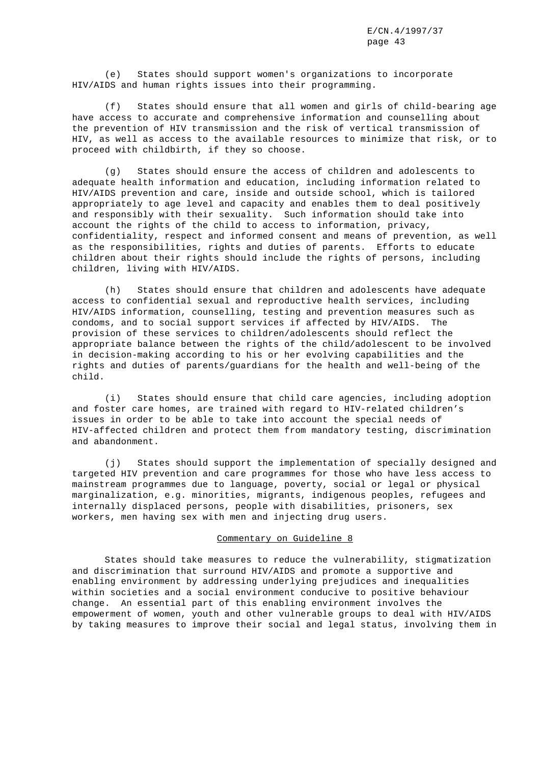(e) States should support women's organizations to incorporate HIV/AIDS and human rights issues into their programming.

(f) States should ensure that all women and girls of child-bearing age have access to accurate and comprehensive information and counselling about the prevention of HIV transmission and the risk of vertical transmission of HIV, as well as access to the available resources to minimize that risk, or to proceed with childbirth, if they so choose.

(g) States should ensure the access of children and adolescents to adequate health information and education, including information related to HIV/AIDS prevention and care, inside and outside school, which is tailored appropriately to age level and capacity and enables them to deal positively and responsibly with their sexuality. Such information should take into account the rights of the child to access to information, privacy, confidentiality, respect and informed consent and means of prevention, as well as the responsibilities, rights and duties of parents. Efforts to educate children about their rights should include the rights of persons, including children, living with HIV/AIDS.

(h) States should ensure that children and adolescents have adequate access to confidential sexual and reproductive health services, including HIV/AIDS information, counselling, testing and prevention measures such as condoms, and to social support services if affected by HIV/AIDS. The provision of these services to children/adolescents should reflect the appropriate balance between the rights of the child/adolescent to be involved in decision-making according to his or her evolving capabilities and the rights and duties of parents/guardians for the health and well-being of the child.

(i) States should ensure that child care agencies, including adoption and foster care homes, are trained with regard to HIV-related children's issues in order to be able to take into account the special needs of HIV-affected children and protect them from mandatory testing, discrimination and abandonment.

(j) States should support the implementation of specially designed and targeted HIV prevention and care programmes for those who have less access to mainstream programmes due to language, poverty, social or legal or physical marginalization, e.g. minorities, migrants, indigenous peoples, refugees and internally displaced persons, people with disabilities, prisoners, sex workers, men having sex with men and injecting drug users.

## Commentary on Guideline 8

States should take measures to reduce the vulnerability, stigmatization and discrimination that surround HIV/AIDS and promote a supportive and enabling environment by addressing underlying prejudices and inequalities within societies and a social environment conducive to positive behaviour change. An essential part of this enabling environment involves the empowerment of women, youth and other vulnerable groups to deal with HIV/AIDS by taking measures to improve their social and legal status, involving them in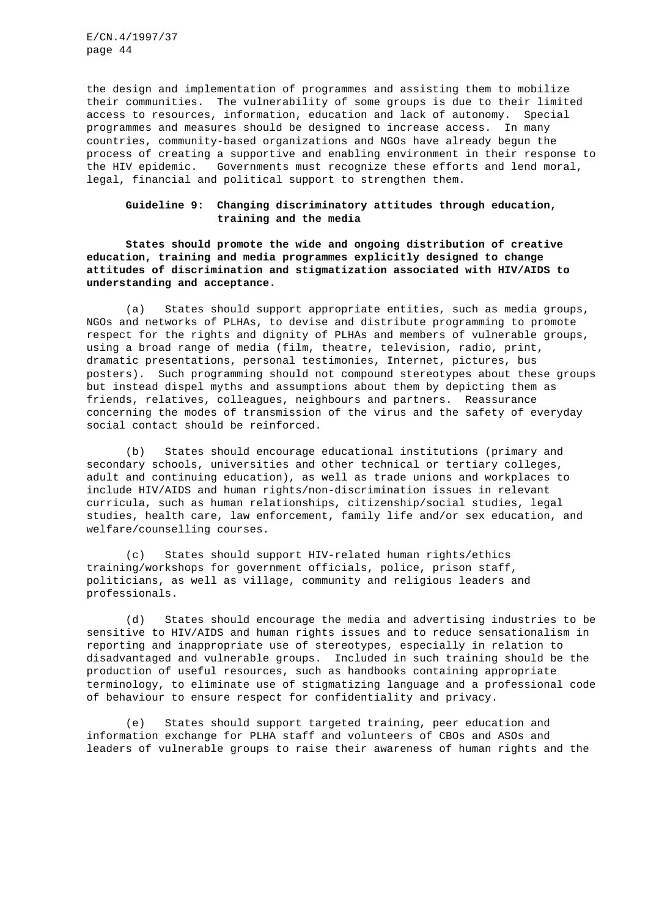the design and implementation of programmes and assisting them to mobilize their communities. The vulnerability of some groups is due to their limited access to resources, information, education and lack of autonomy. Special programmes and measures should be designed to increase access. In many countries, community-based organizations and NGOs have already begun the process of creating a supportive and enabling environment in their response to the HIV epidemic. Governments must recognize these efforts and lend moral, legal, financial and political support to strengthen them.

### Guideline 9: Changing discriminatory attitudes through education, training and the media

**States should promote the wide and ongoing distribution of creative education, training and media programmes explicitly designed to change attitudes of discrimination and stigmatization associated with HIV/AIDS to understanding and acceptance.**

(a) States should support appropriate entities, such as media groups, NGOs and networks of PLHAs, to devise and distribute programming to promote respect for the rights and dignity of PLHAs and members of vulnerable groups, using a broad range of media (film, theatre, television, radio, print, dramatic presentations, personal testimonies, Internet, pictures, bus posters). Such programming should not compound stereotypes about these groups but instead dispel myths and assumptions about them by depicting them as friends, relatives, colleagues, neighbours and partners. Reassurance concerning the modes of transmission of the virus and the safety of everyday social contact should be reinforced.

(b) States should encourage educational institutions (primary and secondary schools, universities and other technical or tertiary colleges, adult and continuing education), as well as trade unions and workplaces to include HIV/AIDS and human rights/non-discrimination issues in relevant curricula, such as human relationships, citizenship/social studies, legal studies, health care, law enforcement, family life and/or sex education, and welfare/counselling courses.

(c) States should support HIV-related human rights/ethics training/workshops for government officials, police, prison staff, politicians, as well as village, community and religious leaders and professionals.

(d) States should encourage the media and advertising industries to be sensitive to HIV/AIDS and human rights issues and to reduce sensationalism in reporting and inappropriate use of stereotypes, especially in relation to disadvantaged and vulnerable groups. Included in such training should be the production of useful resources, such as handbooks containing appropriate terminology, to eliminate use of stigmatizing language and a professional code of behaviour to ensure respect for confidentiality and privacy.

(e) States should support targeted training, peer education and information exchange for PLHA staff and volunteers of CBOs and ASOs and leaders of vulnerable groups to raise their awareness of human rights and the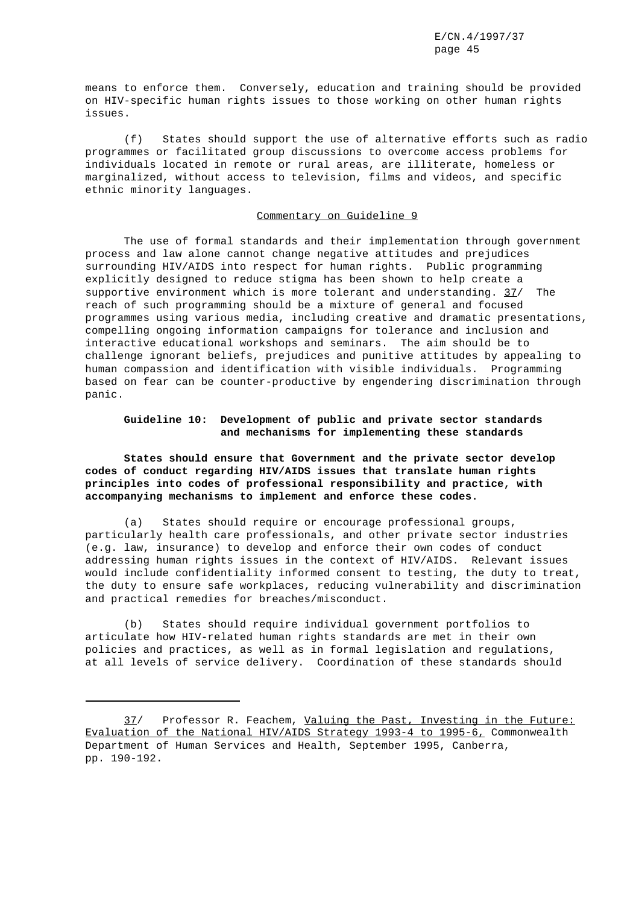means to enforce them. Conversely, education and training should be provided on HIV-specific human rights issues to those working on other human rights issues.

(f) States should support the use of alternative efforts such as radio programmes or facilitated group discussions to overcome access problems for individuals located in remote or rural areas, are illiterate, homeless or marginalized, without access to television, films and videos, and specific ethnic minority languages.

### Commentary on Guideline 9

The use of formal standards and their implementation through government process and law alone cannot change negative attitudes and prejudices surrounding HIV/AIDS into respect for human rights. Public programming explicitly designed to reduce stigma has been shown to help create a supportive environment which is more tolerant and understanding. 37/ The reach of such programming should be a mixture of general and focused programmes using various media, including creative and dramatic presentations, compelling ongoing information campaigns for tolerance and inclusion and interactive educational workshops and seminars. The aim should be to challenge ignorant beliefs, prejudices and punitive attitudes by appealing to human compassion and identification with visible individuals. Programming based on fear can be counter-productive by engendering discrimination through panic.

### Guideline 10: Development of public and private sector standards and mechanisms for implementing these standards

**States should ensure that Government and the private sector develop codes of conduct regarding HIV/AIDS issues that translate human rights principles into codes of professional responsibility and practice, with accompanying mechanisms to implement and enforce these codes.**

(a) States should require or encourage professional groups, particularly health care professionals, and other private sector industries (e.g. law, insurance) to develop and enforce their own codes of conduct addressing human rights issues in the context of HIV/AIDS. Relevant issues would include confidentiality informed consent to testing, the duty to treat, the duty to ensure safe workplaces, reducing vulnerability and discrimination and practical remedies for breaches/misconduct.

(b) States should require individual government portfolios to articulate how HIV-related human rights standards are met in their own policies and practices, as well as in formal legislation and regulations, at all levels of service delivery. Coordination of these standards should

---

37/ Professor R. Feachem, Valuing the Past, Investing in the Future: Evaluation of the National HIV/AIDS Strategy 1993-4 to 1995-6, Commonwealth Department of Human Services and Health, September 1995, Canberra, pp. 190-192.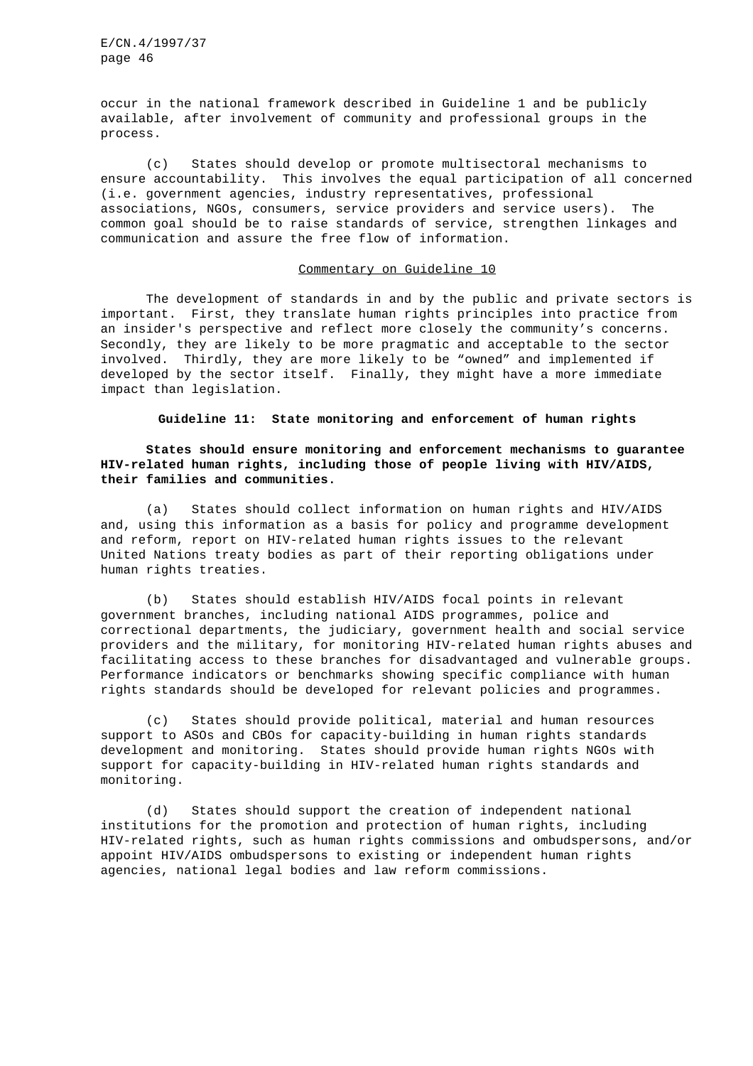occur in the national framework described in Guideline 1 and be publicly available, after involvement of community and professional groups in the process.

(c) States should develop or promote multisectoral mechanisms to ensure accountability. This involves the equal participation of all concerned (i.e. government agencies, industry representatives, professional associations, NGOs, consumers, service providers and service users). The common goal should be to raise standards of service, strengthen linkages and communication and assure the free flow of information.

### Commentary on Guideline 10

The development of standards in and by the public and private sectors is important. First, they translate human rights principles into practice from an insider's perspective and reflect more closely the community's concerns. Secondly, they are likely to be more pragmatic and acceptable to the sector involved. Thirdly, they are more likely to be "owned" and implemented if developed by the sector itself. Finally, they might have a more immediate impact than legislation.

## Guideline 11: State monitoring and enforcement of human rights

**States should ensure monitoring and enforcement mechanisms to guarantee HIV-related human rights, including those of people living with HIV/AIDS, their families and communities.**

(a) States should collect information on human rights and HIV/AIDS and, using this information as a basis for policy and programme development and reform, report on HIV-related human rights issues to the relevant United Nations treaty bodies as part of their reporting obligations under human rights treaties.

(b) States should establish HIV/AIDS focal points in relevant government branches, including national AIDS programmes, police and correctional departments, the judiciary, government health and social service providers and the military, for monitoring HIV-related human rights abuses and facilitating access to these branches for disadvantaged and vulnerable groups. Performance indicators or benchmarks showing specific compliance with human rights standards should be developed for relevant policies and programmes.

(c) States should provide political, material and human resources support to ASOs and CBOs for capacity-building in human rights standards development and monitoring. States should provide human rights NGOs with support for capacity-building in HIV-related human rights standards and monitoring.

(d) States should support the creation of independent national institutions for the promotion and protection of human rights, including HIV-related rights, such as human rights commissions and ombudspersons, and/or appoint HIV/AIDS ombudspersons to existing or independent human rights agencies, national legal bodies and law reform commissions.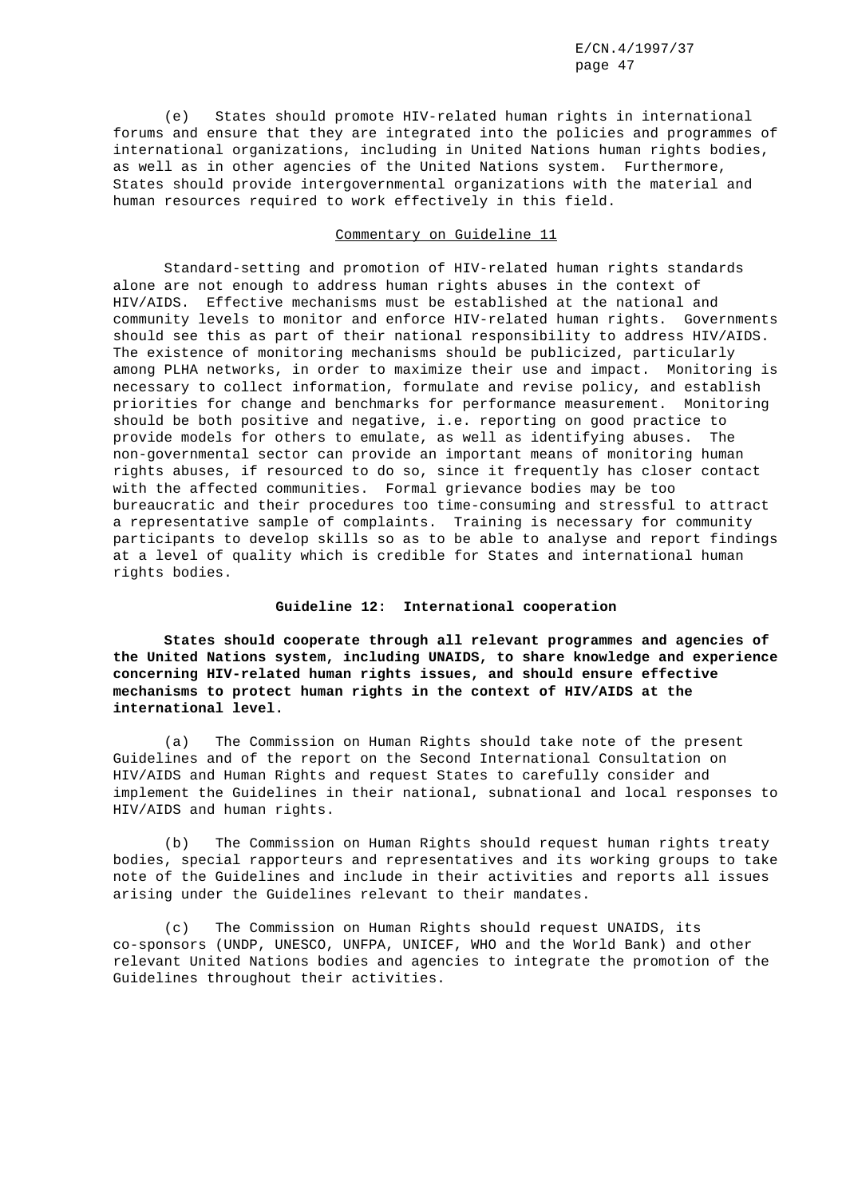(e) States should promote HIV-related human rights in international forums and ensure that they are integrated into the policies and programmes of international organizations, including in United Nations human rights bodies, as well as in other agencies of the United Nations system. Furthermore, States should provide intergovernmental organizations with the material and human resources required to work effectively in this field.

Commentary on Guideline 11

Standard-setting and promotion of HIV-related human rights standards alone are not enough to address human rights abuses in the context of HIV/AIDS. Effective mechanisms must be established at the national and community levels to monitor and enforce HIV-related human rights. Governments should see this as part of their national responsibility to address HIV/AIDS. The existence of monitoring mechanisms should be publicized, particularly among PLHA networks, in order to maximize their use and impact. Monitoring is necessary to collect information, formulate and revise policy, and establish priorities for change and benchmarks for performance measurement. Monitoring should be both positive and negative, i.e. reporting on good practice to provide models for others to emulate, as well as identifying abuses. The non-governmental sector can provide an important means of monitoring human rights abuses, if resourced to do so, since it frequently has closer contact with the affected communities. Formal grievance bodies may be too bureaucratic and their procedures too time-consuming and stressful to attract a representative sample of complaints. Training is necessary for community participants to develop skills so as to be able to analyse and report findings at a level of quality which is credible for States and international human rights bodies.

**Guideline 12: International cooperation**

**States should cooperate through all relevant programmes and agencies of the United Nations system, including UNAIDS, to share knowledge and experience concerning HIV-related human rights issues, and should ensure effective mechanisms to protect human rights in the context of HIV/AIDS at the international level.**

(a) The Commission on Human Rights should take note of the present Guidelines and of the report on the Second International Consultation on HIV/AIDS and Human Rights and request States to carefully consider and implement the Guidelines in their national, subnational and local responses to HIV/AIDS and human rights.

(b) The Commission on Human Rights should request human rights treaty bodies, special rapporteurs and representatives and its working groups to take note of the Guidelines and include in their activities and reports all issues arising under the Guidelines relevant to their mandates.

(c) The Commission on Human Rights should request UNAIDS, its co-sponsors (UNDP, UNESCO, UNFPA, UNICEF, WHO and the World Bank) and other relevant United Nations bodies and agencies to integrate the promotion of the Guidelines throughout their activities.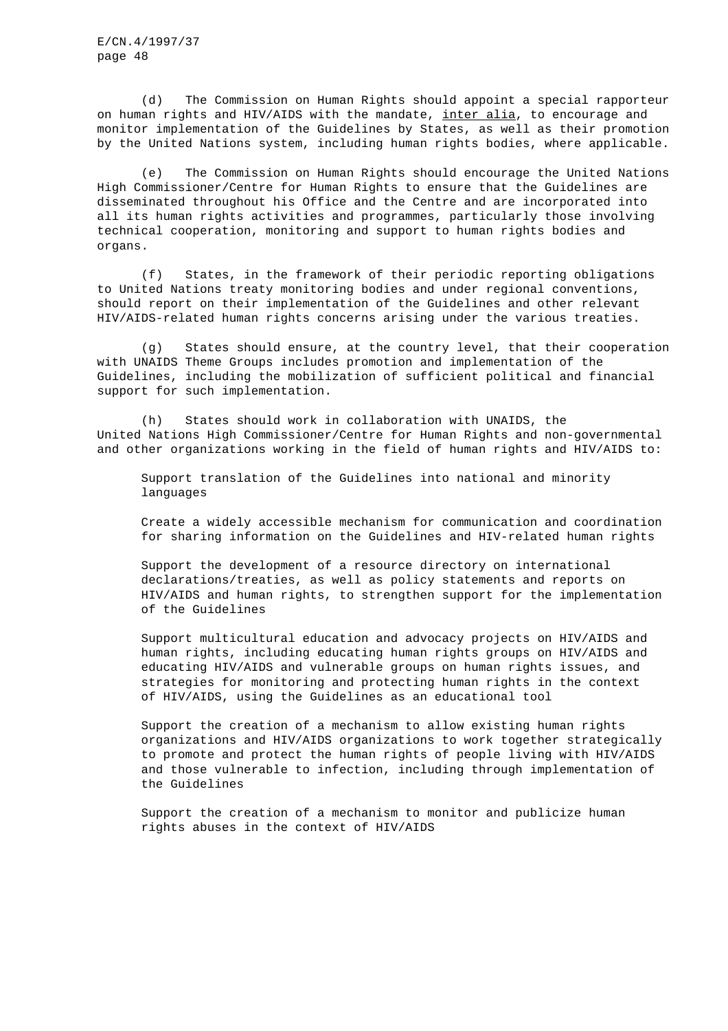(d) The Commission on Human Rights should appoint a special rapporteur on human rights and HIV/AIDS with the mandate, inter alia, to encourage and monitor implementation of the Guidelines by States, as well as their promotion by the United Nations system, including human rights bodies, where applicable.

(e) The Commission on Human Rights should encourage the United Nations High Commissioner/Centre for Human Rights to ensure that the Guidelines are disseminated throughout his Office and the Centre and are incorporated into all its human rights activities and programmes, particularly those involving technical cooperation, monitoring and support to human rights bodies and organs.

(f) States, in the framework of their periodic reporting obligations to United Nations treaty monitoring bodies and under regional conventions, should report on their implementation of the Guidelines and other relevant HIV/AIDS-related human rights concerns arising under the various treaties.

(g) States should ensure, at the country level, that their cooperation with UNAIDS Theme Groups includes promotion and implementation of the Guidelines, including the mobilization of sufficient political and financial support for such implementation.

(h) States should work in collaboration with UNAIDS, the United Nations High Commissioner/Centre for Human Rights and non-governmental and other organizations working in the field of human rights and HIV/AIDS to:

Support translation of the Guidelines into national and minority languages

Create a widely accessible mechanism for communication and coordination for sharing information on the Guidelines and HIV-related human rights

Support the development of a resource directory on international declarations/treaties, as well as policy statements and reports on HIV/AIDS and human rights, to strengthen support for the implementation of the Guidelines

Support multicultural education and advocacy projects on HIV/AIDS and human rights, including educating human rights groups on HIV/AIDS and educating HIV/AIDS and vulnerable groups on human rights issues, and strategies for monitoring and protecting human rights in the context of HIV/AIDS, using the Guidelines as an educational tool

Support the creation of a mechanism to allow existing human rights organizations and HIV/AIDS organizations to work together strategically to promote and protect the human rights of people living with HIV/AIDS and those vulnerable to infection, including through implementation of the Guidelines

Support the creation of a mechanism to monitor and publicize human rights abuses in the context of HIV/AIDS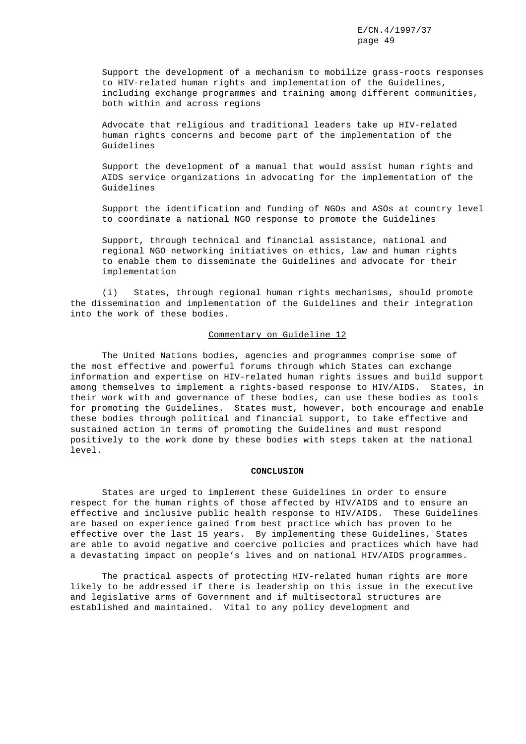Support the development of a mechanism to mobilize grass-roots responses to HIV-related human rights and implementation of the Guidelines, including exchange programmes and training among different communities, both within and across regions

Advocate that religious and traditional leaders take up HIV-related human rights concerns and become part of the implementation of the Guidelines

Support the development of a manual that would assist human rights and AIDS service organizations in advocating for the implementation of the Guidelines

Support the identification and funding of NGOs and ASOs at country level to coordinate a national NGO response to promote the Guidelines

Support, through technical and financial assistance, national and regional NGO networking initiatives on ethics, law and human rights to enable them to disseminate the Guidelines and advocate for their implementation

(i) States, through regional human rights mechanisms, should promote the dissemination and implementation of the Guidelines and their integration into the work of these bodies.

## Commentary on Guideline 12

The United Nations bodies, agencies and programmes comprise some of the most effective and powerful forums through which States can exchange information and expertise on HIV-related human rights issues and build support among themselves to implement a rights-based response to HIV/AIDS. States, in their work with and governance of these bodies, can use these bodies as tools for promoting the Guidelines. States must, however, both encourage and enable these bodies through political and financial support, to take effective and sustained action in terms of promoting the Guidelines and must respond positively to the work done by these bodies with steps taken at the national level.

## CONCLUSION

States are urged to implement these Guidelines in order to ensure respect for the human rights of those affected by HIV/AIDS and to ensure an effective and inclusive public health response to HIV/AIDS. These Guidelines are based on experience gained from best practice which has proven to be effective over the last 15 years. By implementing these Guidelines, States are able to avoid negative and coercive policies and practices which have had a devastating impact on people's lives and on national HIV/AIDS programmes.

The practical aspects of protecting HIV-related human rights are more likely to be addressed if there is leadership on this issue in the executive and legislative arms of Government and if multisectoral structures are established and maintained. Vital to any policy development and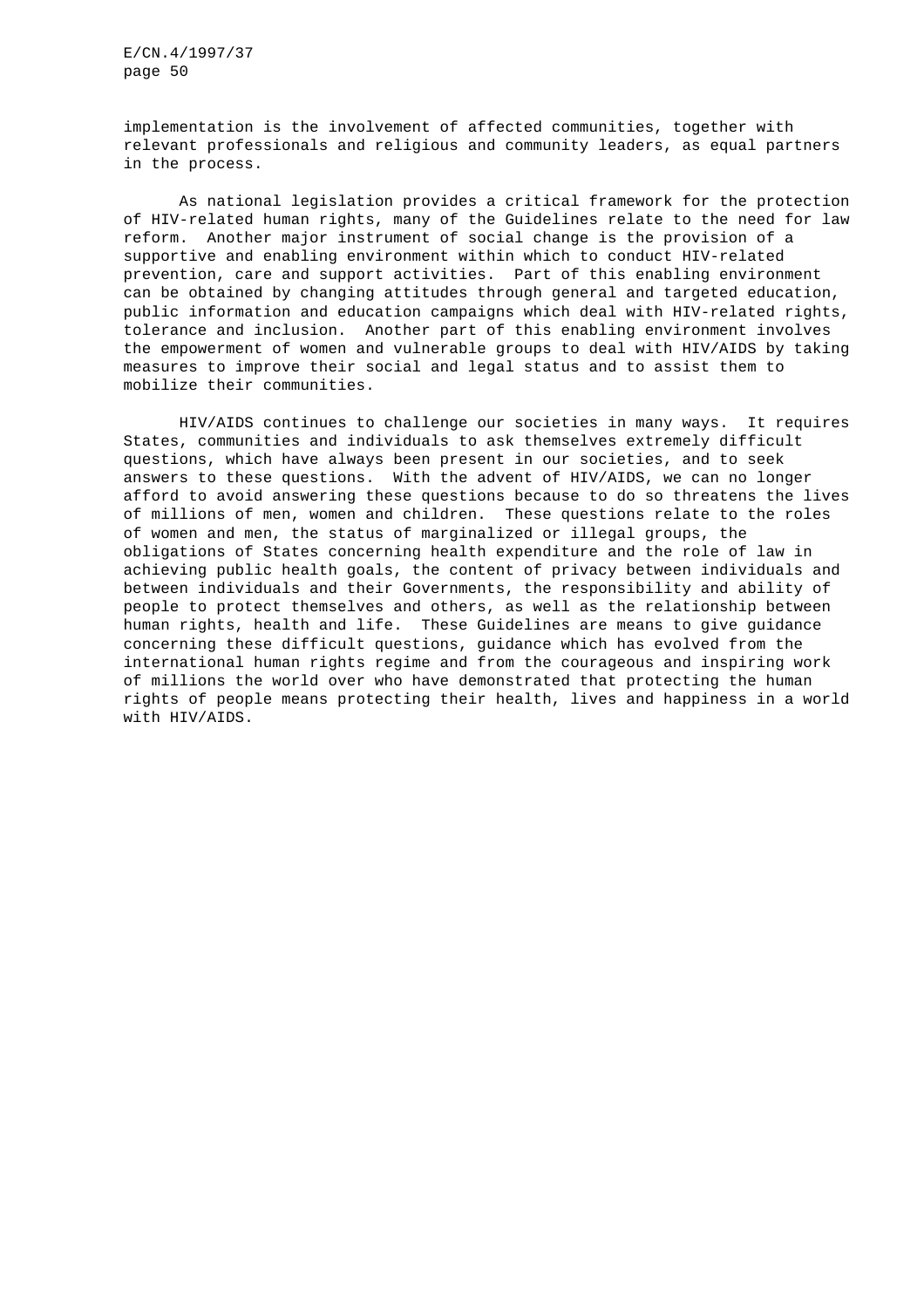implementation is the involvement of affected communities, together with relevant professionals and religious and community leaders, as equal partners in the process.

As national legislation provides a critical framework for the protection of HIV-related human rights, many of the Guidelines relate to the need for law reform. Another major instrument of social change is the provision of a supportive and enabling environment within which to conduct HIV-related prevention, care and support activities. Part of this enabling environment can be obtained by changing attitudes through general and targeted education, public information and education campaigns which deal with HIV-related rights, tolerance and inclusion. Another part of this enabling environment involves the empowerment of women and vulnerable groups to deal with HIV/AIDS by taking measures to improve their social and legal status and to assist them to mobilize their communities.

HIV/AIDS continues to challenge our societies in many ways. It requires States, communities and individuals to ask themselves extremely difficult questions, which have always been present in our societies, and to seek answers to these questions. With the advent of HIV/AIDS, we can no longer afford to avoid answering these questions because to do so threatens the lives of millions of men, women and children. These questions relate to the roles of women and men, the status of marginalized or illegal groups, the obligations of States concerning health expenditure and the role of law in achieving public health goals, the content of privacy between individuals and between individuals and their Governments, the responsibility and ability of people to protect themselves and others, as well as the relationship between human rights, health and life. These Guidelines are means to give guidance concerning these difficult questions, guidance which has evolved from the international human rights regime and from the courageous and inspiring work of millions the world over who have demonstrated that protecting the human rights of people means protecting their health, lives and happiness in a world with HIV/AIDS.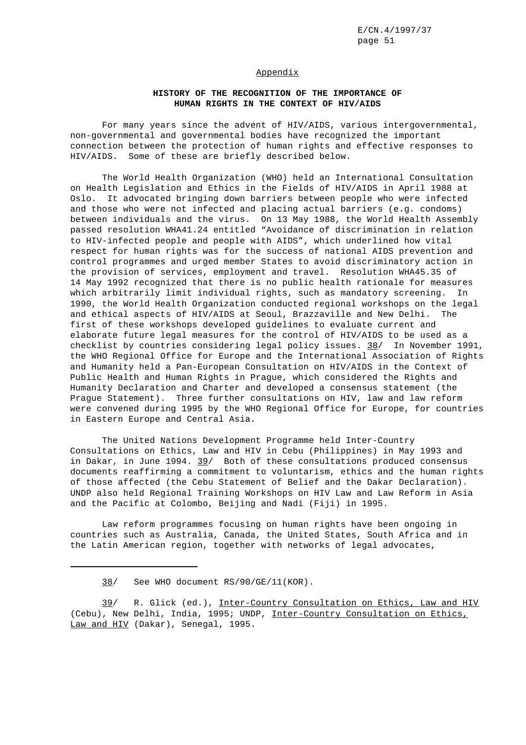## Appendix

### HISTORY OF THE RECOGNITION OF THE IMPORTANCE OF HUMAN RIGHTS IN THE CONTEXT OF HIV/AIDS

For many years since the advent of HIV/AIDS, various intergovernmental, non-governmental and governmental bodies have recognized the important connection between the protection of human rights and effective responses to HIV/AIDS. Some of these are briefly described below.

The World Health Organization (WHO) held an International Consultation on Health Legislation and Ethics in the Fields of HIV/AIDS in April 1988 at Oslo. It advocated bringing down barriers between people who were infected and those who were not infected and placing actual barriers (e.g. condoms) between individuals and the virus. On 13 May 1988, the World Health Assembly passed resolution WHA41.24 entitled "Avoidance of discrimination in relation to HIV-infected people and people with AIDS", which underlined how vital respect for human rights was for the success of national AIDS prevention and control programmes and urged member States to avoid discriminatory action in the provision of services, employment and travel. Resolution WHA45.35 of 14 May 1992 recognized that there is no public health rationale for measures which arbitrarily limit individual rights, such as mandatory screening. In 1990, the World Health Organization conducted regional workshops on the legal and ethical aspects of HIV/AIDS at Seoul, Brazzaville and New Delhi. The first of these workshops developed guidelines to evaluate current and elaborate future legal measures for the control of HIV/AIDS to be used as a checklist by countries considering legal policy issues. 38/ In November 1991, the WHO Regional Office for Europe and the International Association of Rights and Humanity held a Pan-European Consultation on HIV/AIDS in the Context of Public Health and Human Rights in Prague, which considered the Rights and Humanity Declaration and Charter and developed a consensus statement (the Prague Statement). Three further consultations on HIV, law and law reform were convened during 1995 by the WHO Regional Office for Europe, for countries in Eastern Europe and Central Asia.

The United Nations Development Programme held Inter-Country Consultations on Ethics, Law and HIV in Cebu (Philippines) in May 1993 and in Dakar, in June 1994. 39/ Both of these consultations produced consensus documents reaffirming a commitment to voluntarism, ethics and the human rights of those affected (the Cebu Statement of Belief and the Dakar Declaration). UNDP also held Regional Training Workshops on HIV Law and Law Reform in Asia and the Pacific at Colombo, Beijing and Nadi (Fiji) in 1995.

Law reform programmes focusing on human rights have been ongoing in countries such as Australia, Canada, the United States, South Africa and in the Latin American region, together with networks of legal advocates,

---

38/ See WHO document RS/90/GE/11(KOR).

39/ R. Glick (ed.), Inter-Country Consultation on Ethics, Law and HIV (Cebu), New Delhi, India, 1995; UNDP, Inter-Country Consultation on Ethics, Law and HIV (Dakar), Senegal, 1995.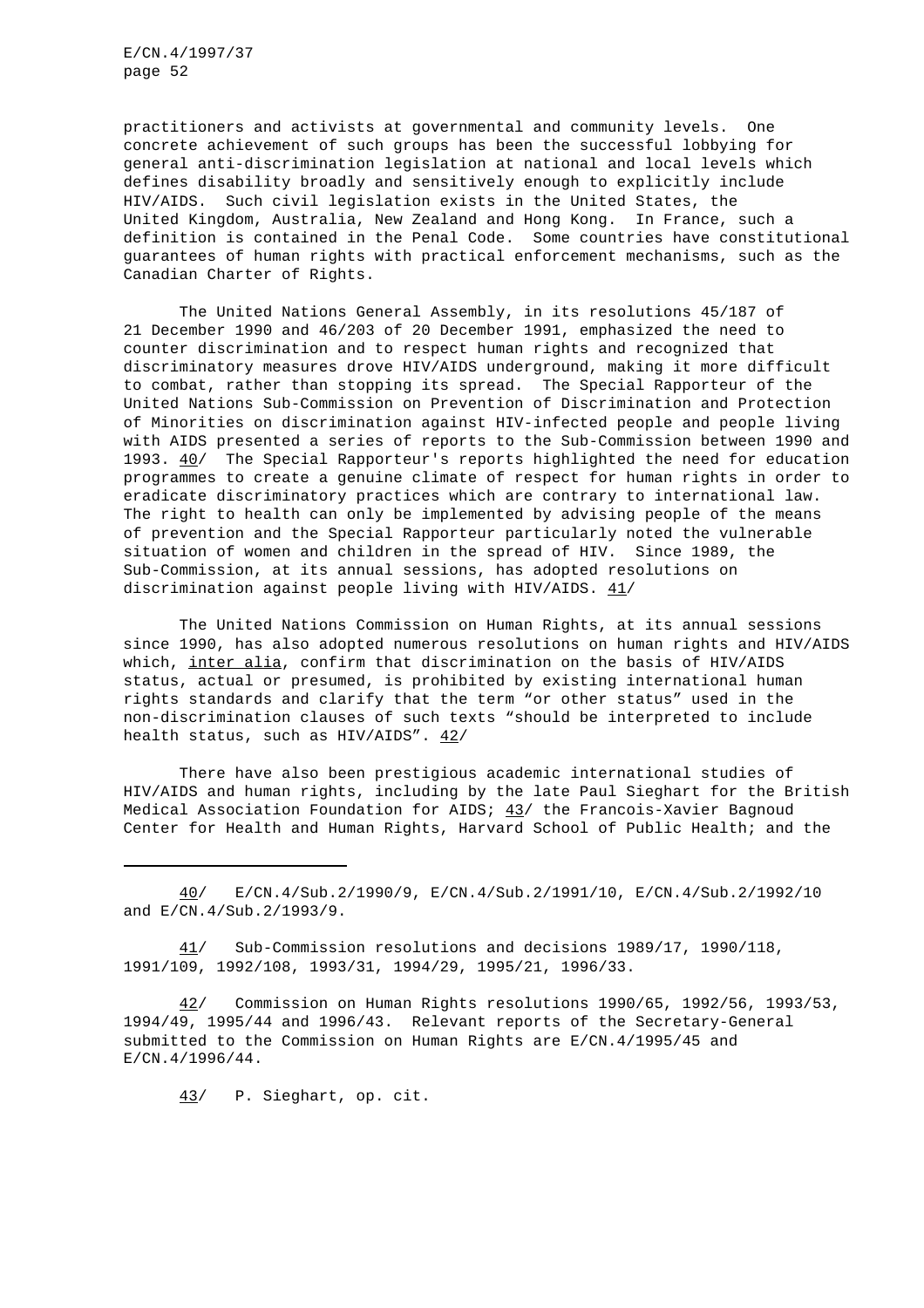practitioners and activists at governmental and community levels. One concrete achievement of such groups has been the successful lobbying for general anti-discrimination legislation at national and local levels which defines disability broadly and sensitively enough to explicitly include HIV/AIDS. Such civil legislation exists in the United States, the United Kingdom, Australia, New Zealand and Hong Kong. In France, such a definition is contained in the Penal Code. Some countries have constitutional guarantees of human rights with practical enforcement mechanisms, such as the Canadian Charter of Rights.

The United Nations General Assembly, in its resolutions 45/187 of 21 December 1990 and 46/203 of 20 December 1991, emphasized the need to counter discrimination and to respect human rights and recognized that discriminatory measures drove HIV/AIDS underground, making it more difficult to combat, rather than stopping its spread. The Special Rapporteur of the United Nations Sub-Commission on Prevention of Discrimination and Protection of Minorities on discrimination against HIV-infected people and people living with AIDS presented a series of reports to the Sub-Commission between 1990 and 1993. 40/ The Special Rapporteur's reports highlighted the need for education programmes to create a genuine climate of respect for human rights in order to eradicate discriminatory practices which are contrary to international law. The right to health can only be implemented by advising people of the means of prevention and the Special Rapporteur particularly noted the vulnerable situation of women and children in the spread of HIV. Since 1989, the Sub-Commission, at its annual sessions, has adopted resolutions on discrimination against people living with HIV/AIDS. 41/

The United Nations Commission on Human Rights, at its annual sessions since 1990, has also adopted numerous resolutions on human rights and HIV/AIDS which, *inter alia*, confirm that discrimination on the basis of HIV/AIDS status, actual or presumed, is prohibited by existing international human rights standards and clarify that the term "or other status" used in the non-discrimination clauses of such texts "should be interpreted to include health status, such as HIV/AIDS". 42/

There have also been prestigious academic international studies of HIV/AIDS and human rights, including by the late Paul Sieghart for the British Medical Association Foundation for AIDS; 43/ the Francois-Xavier Bagnoud Center for Health and Human Rights, Harvard School of Public Health; and the

---

40/ E/CN.4/Sub.2/1990/9, E/CN.4/Sub.2/1991/10, E/CN.4/Sub.2/1992/10 and E/CN.4/Sub.2/1993/9.

41/ Sub-Commission resolutions and decisions 1989/17, 1990/118, 1991/109, 1992/108, 1993/31, 1994/29, 1995/21, 1996/33.

42/ Commission on Human Rights resolutions 1990/65, 1992/56, 1993/53, 1994/49, 1995/44 and 1996/43. Relevant reports of the Secretary-General submitted to the Commission on Human Rights are E/CN.4/1995/45 and E/CN.4/1996/44.

43/ P. Sieghart, op. cit.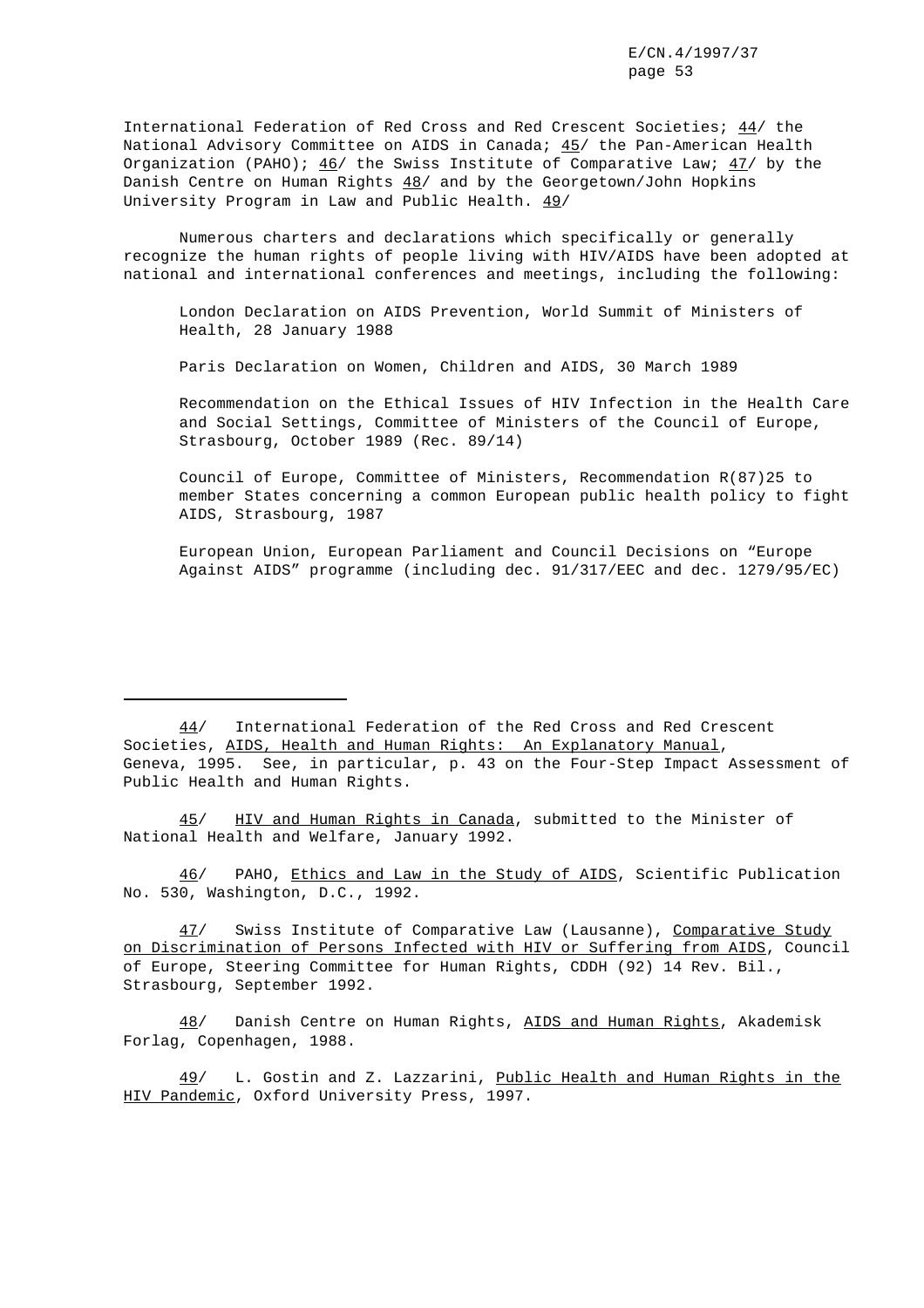International Federation of Red Cross and Red Crescent Societies; 44/ the National Advisory Committee on AIDS in Canada; 45/ the Pan-American Health Organization (PAHO); 46/ the Swiss Institute of Comparative Law; 47/ by the Danish Centre on Human Rights 48/ and by the Georgetown/John Hopkins University Program in Law and Public Health. 49/

Numerous charters and declarations which specifically or generally recognize the human rights of people living with HIV/AIDS have been adopted at national and international conferences and meetings, including the following:

London Declaration on AIDS Prevention, World Summit of Ministers of Health, 28 January 1988

Paris Declaration on Women, Children and AIDS, 30 March 1989

Recommendation on the Ethical Issues of HIV Infection in the Health Care and Social Settings, Committee of Ministers of the Council of Europe, Strasbourg, October 1989 (Rec. 89/14)

Council of Europe, Committee of Ministers, Recommendation R(87)25 to member States concerning a common European public health policy to fight AIDS, Strasbourg, 1987

European Union, European Parliament and Council Decisions on "Europe Against AIDS" programme (including dec. 91/317/EEC and dec. 1279/95/EC)

---

44/ International Federation of the Red Cross and Red Crescent Societies, AIDS, Health and Human Rights: An Explanatory Manual, Geneva, 1995. See, in particular, p. 43 on the Four-Step Impact Assessment of Public Health and Human Rights.

45/ HIV and Human Rights in Canada, submitted to the Minister of National Health and Welfare, January 1992.

46/ PAHO, Ethics and Law in the Study of AIDS, Scientific Publication No. 530, Washington, D.C., 1992.

47/ Swiss Institute of Comparative Law (Lausanne), Comparative Study on Discrimination of Persons Infected with HIV or Suffering from AIDS, Council of Europe, Steering Committee for Human Rights, CDDH (92) 14 Rev. Bil., Strasbourg, September 1992.

48/ Danish Centre on Human Rights, AIDS and Human Rights, Akademisk Forlag, Copenhagen, 1988.

49/ L. Gostin and Z. Lazzarini, Public Health and Human Rights in the HIV Pandemic, Oxford University Press, 1997.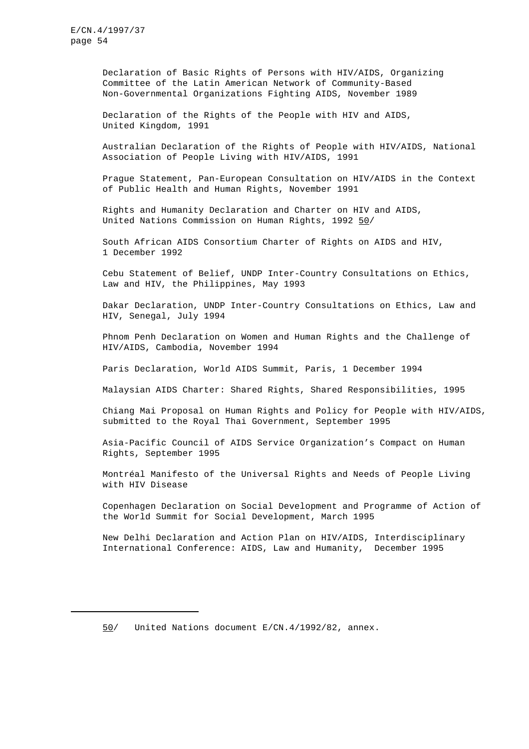Declaration of Basic Rights of Persons with HIV/AIDS, Organizing Committee of the Latin American Network of Community-Based Non-Governmental Organizations Fighting AIDS, November 1989

Declaration of the Rights of the People with HIV and AIDS, United Kingdom, 1991

Australian Declaration of the Rights of People with HIV/AIDS, National Association of People Living with HIV/AIDS, 1991

Prague Statement, Pan-European Consultation on HIV/AIDS in the Context of Public Health and Human Rights, November 1991

Rights and Humanity Declaration and Charter on HIV and AIDS, United Nations Commission on Human Rights, 1992 50/

South African AIDS Consortium Charter of Rights on AIDS and HIV, 1 December 1992

Cebu Statement of Belief, UNDP Inter-Country Consultations on Ethics, Law and HIV, the Philippines, May 1993

Dakar Declaration, UNDP Inter-Country Consultations on Ethics, Law and HIV, Senegal, July 1994

Phnom Penh Declaration on Women and Human Rights and the Challenge of HIV/AIDS, Cambodia, November 1994

Paris Declaration, World AIDS Summit, Paris, 1 December 1994

Malaysian AIDS Charter: Shared Rights, Shared Responsibilities, 1995

Chiang Mai Proposal on Human Rights and Policy for People with HIV/AIDS, submitted to the Royal Thai Government, September 1995

Asia-Pacific Council of AIDS Service Organization's Compact on Human Rights, September 1995

Montréal Manifesto of the Universal Rights and Needs of People Living with HIV Disease

Copenhagen Declaration on Social Development and Programme of Action of the World Summit for Social Development, March 1995

New Delhi Declaration and Action Plan on HIV/AIDS, Interdisciplinary International Conference: AIDS, Law and Humanity, December 1995

---

50/ United Nations document E/CN.4/1992/82, annex.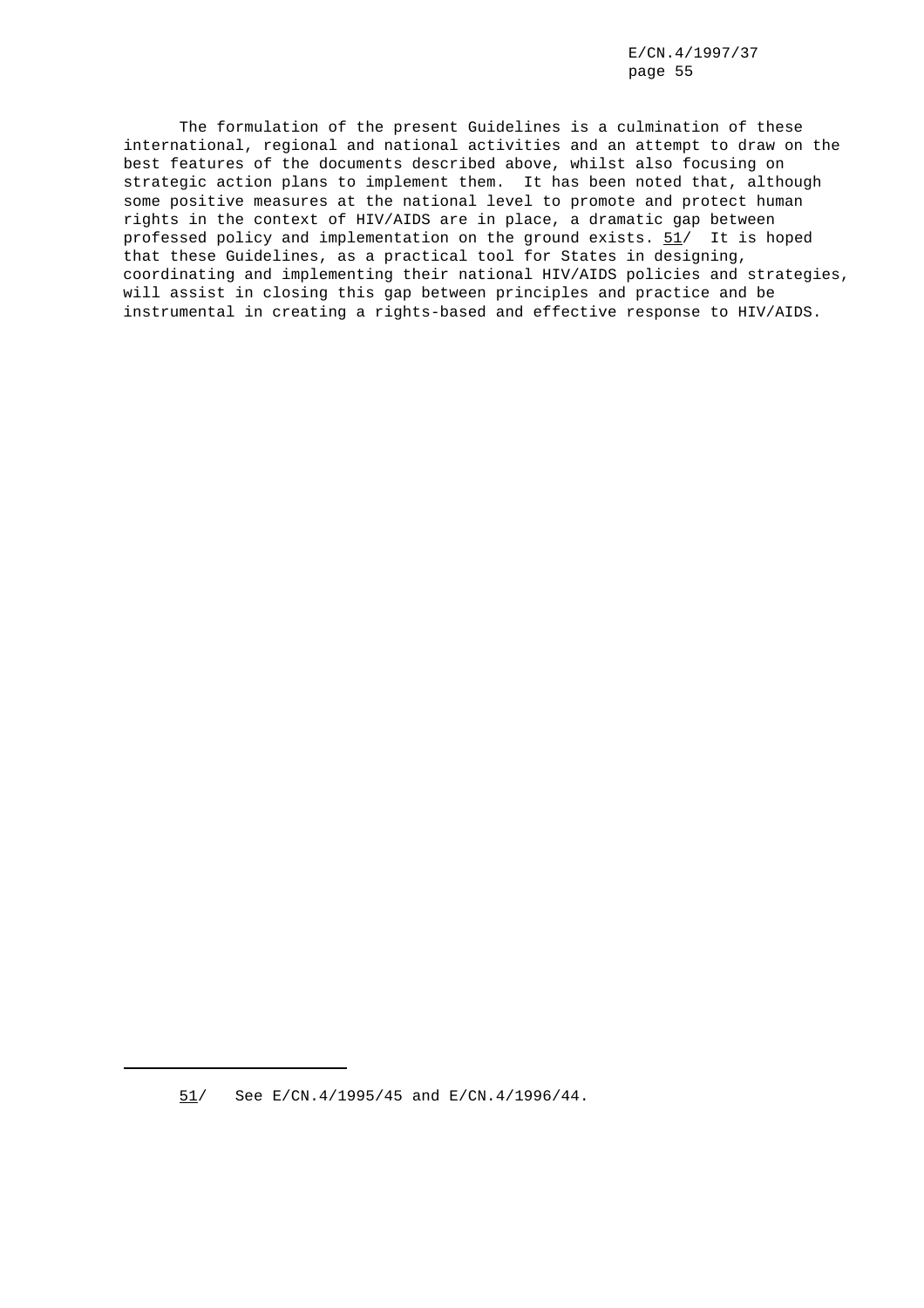The formulation of the present Guidelines is a culmination of these international, regional and national activities and an attempt to draw on the best features of the documents described above, whilst also focusing on strategic action plans to implement them. It has been noted that, although some positive measures at the national level to promote and protect human rights in the context of HIV/AIDS are in place, a dramatic gap between professed policy and implementation on the ground exists. [51] It is hoped that these Guidelines, as a practical tool for States in designing, coordinating and implementing their national HIV/AIDS policies and strategies, will assist in closing this gap between principles and practice and be instrumental in creating a rights-based and effective response to HIV/AIDS.

---

[51] See E/CN.4/1995/45 and E/CN.4/1996/44.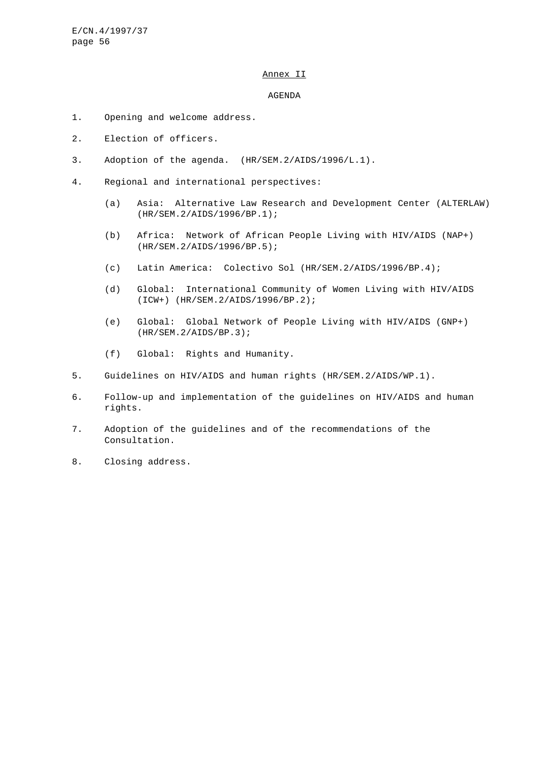## Annex II

### AGENDA

1. Opening and welcome address.

2. Election of officers.

3. Adoption of the agenda. (HR/SEM.2/AIDS/1996/L.1).

4. Regional and international perspectives:

   (a) Asia: Alternative Law Research and Development Center (ALTERLAW) (HR/SEM.2/AIDS/1996/BP.1);

   (b) Africa: Network of African People Living with HIV/AIDS (NAP+) (HR/SEM.2/AIDS/1996/BP.5);

   (c) Latin America: Colectivo Sol (HR/SEM.2/AIDS/1996/BP.4);

   (d) Global: International Community of Women Living with HIV/AIDS (ICW+) (HR/SEM.2/AIDS/1996/BP.2);

   (e) Global: Global Network of People Living with HIV/AIDS (GNP+) (HR/SEM.2/AIDS/BP.3);

   (f) Global: Rights and Humanity.

5. Guidelines on HIV/AIDS and human rights (HR/SEM.2/AIDS/WP.1).

6. Follow-up and implementation of the guidelines on HIV/AIDS and human rights.

7. Adoption of the guidelines and of the recommendations of the Consultation.

8. Closing address.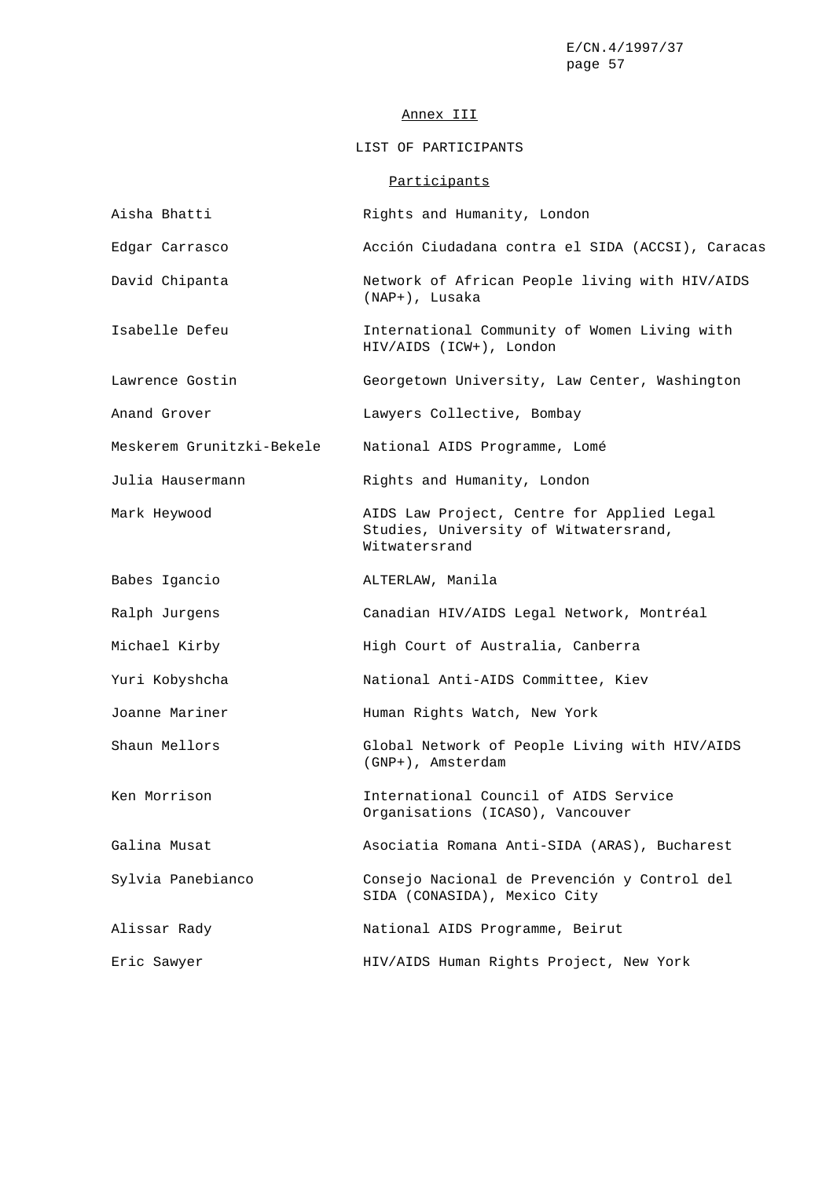## Annex III

### LIST OF PARTICIPANTS

#### Participants

| | |
|---|---|
| Aisha Bhatti | Rights and Humanity, London |
| Edgar Carrasco | Acción Ciudadana contra el SIDA (ACCSI), Caracas |
| David Chipanta | Network of African People living with HIV/AIDS (NAP+), Lusaka |
| Isabelle Defeu | International Community of Women Living with HIV/AIDS (ICW+), London |
| Lawrence Gostin | Georgetown University, Law Center, Washington |
| Anand Grover | Lawyers Collective, Bombay |
| Meskerem Grunitzki-Bekele | National AIDS Programme, Lomé |
| Julia Hausermann | Rights and Humanity, London |
| Mark Heywood | AIDS Law Project, Centre for Applied Legal Studies, University of Witwatersrand, Witwatersrand |
| Babes Igancio | ALTERLAW, Manila |
| Ralph Jurgens | Canadian HIV/AIDS Legal Network, Montréal |
| Michael Kirby | High Court of Australia, Canberra |
| Yuri Kobyshcha | National Anti-AIDS Committee, Kiev |
| Joanne Mariner | Human Rights Watch, New York |
| Shaun Mellors | Global Network of People Living with HIV/AIDS (GNP+), Amsterdam |
| Ken Morrison | International Council of AIDS Service Organisations (ICASO), Vancouver |
| Galina Musat | Asociatia Romana Anti-SIDA (ARAS), Bucharest |
| Sylvia Panebianco | Consejo Nacional de Prevención y Control del SIDA (CONASIDA), Mexico City |
| Alissar Rady | National AIDS Programme, Beirut |
| Eric Sawyer | HIV/AIDS Human Rights Project, New York |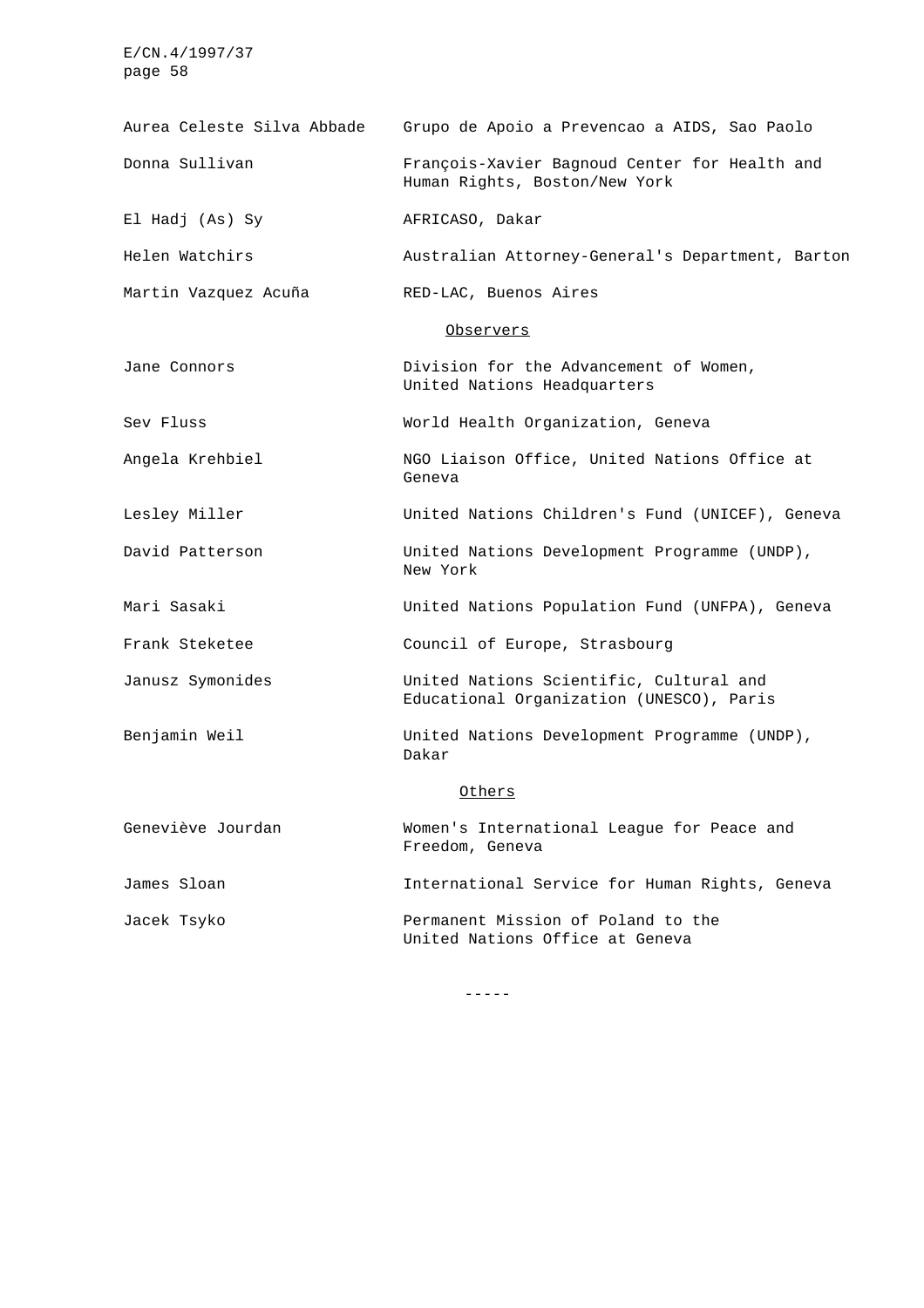| | |
|---|---|
| Aurea Celeste Silva Abbade | Grupo de Apoio a Prevencao a AIDS, Sao Paolo |
| Donna Sullivan | François-Xavier Bagnoud Center for Health and Human Rights, Boston/New York |
| El Hadj (As) Sy | AFRICASO, Dakar |
| Helen Watchirs | Australian Attorney-General's Department, Barton |
| Martin Vazquez Acuña | RED-LAC, Buenos Aires |

Observers

| | |
|---|---|
| Jane Connors | Division for the Advancement of Women, United Nations Headquarters |
| Sev Fluss | World Health Organization, Geneva |
| Angela Krehbiel | NGO Liaison Office, United Nations Office at Geneva |
| Lesley Miller | United Nations Children's Fund (UNICEF), Geneva |
| David Patterson | United Nations Development Programme (UNDP), New York |
| Mari Sasaki | United Nations Population Fund (UNFPA), Geneva |
| Frank Steketee | Council of Europe, Strasbourg |
| Janusz Symonides | United Nations Scientific, Cultural and Educational Organization (UNESCO), Paris |
| Benjamin Weil | United Nations Development Programme (UNDP), Dakar |

Others

| | |
|---|---|
| Geneviève Jourdan | Women's International League for Peace and Freedom, Geneva |
| James Sloan | International Service for Human Rights, Geneva |
| Jacek Tsyko | Permanent Mission of Poland to the United Nations Office at Geneva |

-----